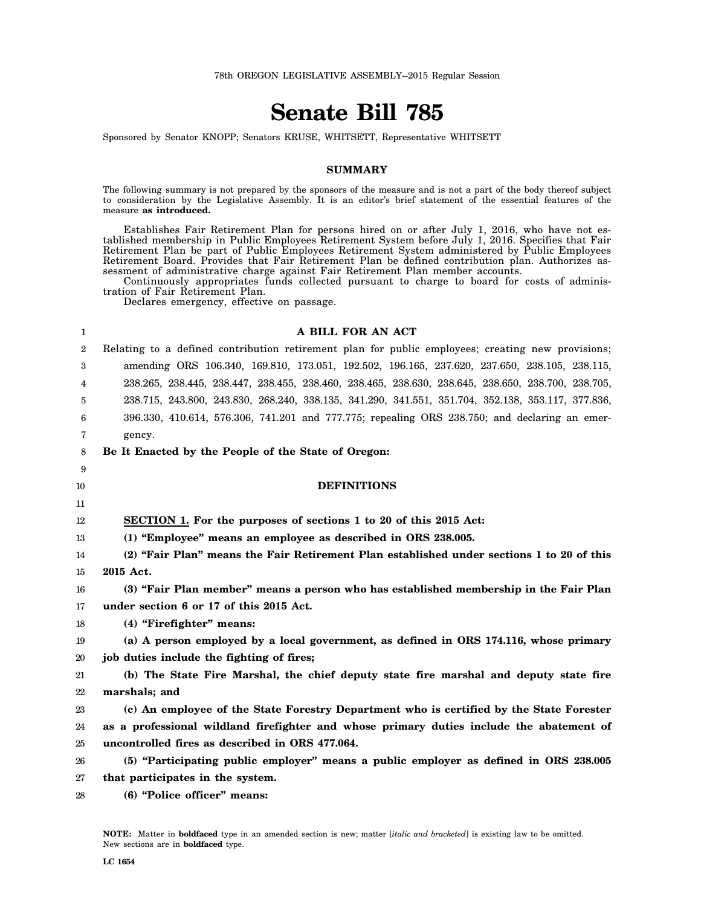78th OREGON LEGISLATIVE ASSEMBLY--2015 Regular Session

# Senate Bill 785

Sponsored by Senator KNOPP; Senators KRUSE, WHITSETT, Representative WHITSETT

## SUMMARY

The following summary is not prepared by the sponsors of the measure and is not a part of the body thereof subject to consideration by the Legislative Assembly. It is an editor's brief statement of the essential features of the measure **as introduced.**

Establishes Fair Retirement Plan for persons hired on or after July 1, 2016, who have not established membership in Public Employees Retirement System before July 1, 2016. Specifies that Fair Retirement Plan be part of Public Employees Retirement System administered by Public Employees Retirement Board. Provides that Fair Retirement Plan be defined contribution plan. Authorizes assessment of administrative charge against Fair Retirement Plan member accounts.

Continuously appropriates funds collected pursuant to charge to board for costs of administration of Fair Retirement Plan.

Declares emergency, effective on passage.

**A BILL FOR AN ACT**

Relating to a defined contribution retirement plan for public employees; creating new provisions; amending ORS 106.340, 169.810, 173.051, 192.502, 196.165, 237.620, 237.650, 238.105, 238.115, 238.265, 238.445, 238.447, 238.455, 238.460, 238.465, 238.630, 238.645, 238.650, 238.700, 238.705, 238.715, 243.800, 243.830, 268.240, 338.135, 341.290, 341.551, 351.704, 352.138, 353.117, 377.836, 396.330, 410.614, 576.306, 741.201 and 777.775; repealing ORS 238.750; and declaring an emergency.

**Be It Enacted by the People of the State of Oregon:**

**DEFINITIONS**

**SECTION 1. For the purposes of sections 1 to 20 of this 2015 Act:**

**(1) "Employee" means an employee as described in ORS 238.005.**

**(2) "Fair Plan" means the Fair Retirement Plan established under sections 1 to 20 of this 2015 Act.**

**(3) "Fair Plan member" means a person who has established membership in the Fair Plan under section 6 or 17 of this 2015 Act.**

**(4) "Firefighter" means:**

**(a) A person employed by a local government, as defined in ORS 174.116, whose primary job duties include the fighting of fires;**

**(b) The State Fire Marshal, the chief deputy state fire marshal and deputy state fire marshals; and**

**(c) An employee of the State Forestry Department who is certified by the State Forester as a professional wildland firefighter and whose primary duties include the abatement of uncontrolled fires as described in ORS 477.064.**

**(5) "Participating public employer" means a public employer as defined in ORS 238.005 that participates in the system.**

**(6) "Police officer" means:**

NOTE: Matter in **boldfaced** type in an amended section is new; matter [*italic and bracketed*] is existing law to be omitted. New sections are in **boldfaced** type.

LC 1654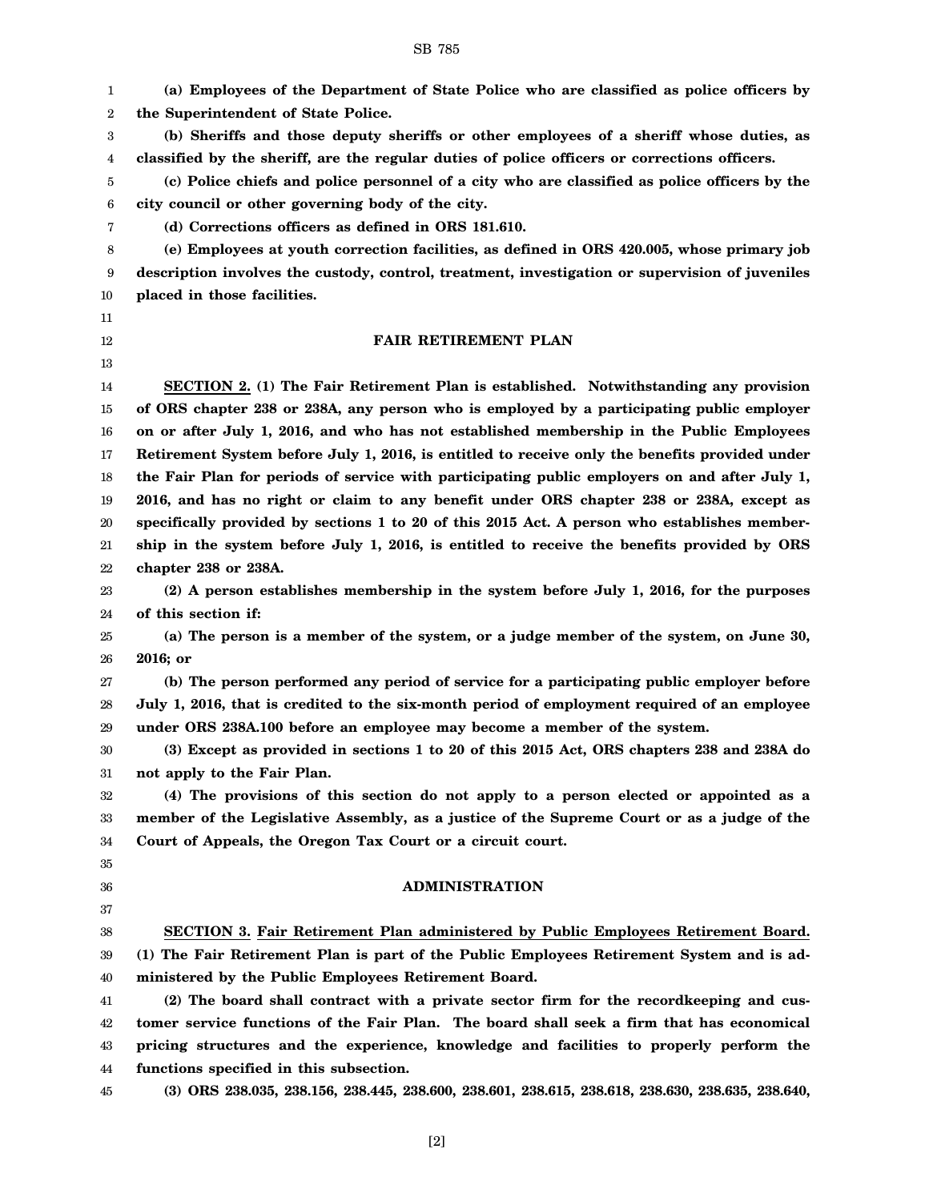**(a) Employees of the Department of State Police who are classified as police officers by the Superintendent of State Police.**

**(b) Sheriffs and those deputy sheriffs or other employees of a sheriff whose duties, as classified by the sheriff, are the regular duties of police officers or corrections officers.**

**(c) Police chiefs and police personnel of a city who are classified as police officers by the city council or other governing body of the city.**

**(d) Corrections officers as defined in ORS 181.610.**

**(e) Employees at youth correction facilities, as defined in ORS 420.005, whose primary job description involves the custody, control, treatment, investigation or supervision of juveniles placed in those facilities.**

**FAIR RETIREMENT PLAN**

**SECTION 2.** **(1) The Fair Retirement Plan is established. Notwithstanding any provision of ORS chapter 238 or 238A, any person who is employed by a participating public employer on or after July 1, 2016, and who has not established membership in the Public Employees Retirement System before July 1, 2016, is entitled to receive only the benefits provided under the Fair Plan for periods of service with participating public employers on and after July 1, 2016, and has no right or claim to any benefit under ORS chapter 238 or 238A, except as specifically provided by sections 1 to 20 of this 2015 Act. A person who establishes membership in the system before July 1, 2016, is entitled to receive the benefits provided by ORS chapter 238 or 238A.**

**(2) A person establishes membership in the system before July 1, 2016, for the purposes of this section if:**

**(a) The person is a member of the system, or a judge member of the system, on June 30, 2016; or**

**(b) The person performed any period of service for a participating public employer before July 1, 2016, that is credited to the six-month period of employment required of an employee under ORS 238A.100 before an employee may become a member of the system.**

**(3) Except as provided in sections 1 to 20 of this 2015 Act, ORS chapters 238 and 238A do not apply to the Fair Plan.**

**(4) The provisions of this section do not apply to a person elected or appointed as a member of the Legislative Assembly, as a justice of the Supreme Court or as a judge of the Court of Appeals, the Oregon Tax Court or a circuit court.**

**ADMINISTRATION**

**SECTION 3.** **Fair Retirement Plan administered by Public Employees Retirement Board. (1) The Fair Retirement Plan is part of the Public Employees Retirement System and is administered by the Public Employees Retirement Board.**

**(2) The board shall contract with a private sector firm for the recordkeeping and customer service functions of the Fair Plan. The board shall seek a firm that has economical pricing structures and the experience, knowledge and facilities to properly perform the functions specified in this subsection.**

**(3) ORS 238.035, 238.156, 238.445, 238.600, 238.601, 238.615, 238.618, 238.630, 238.635, 238.640,**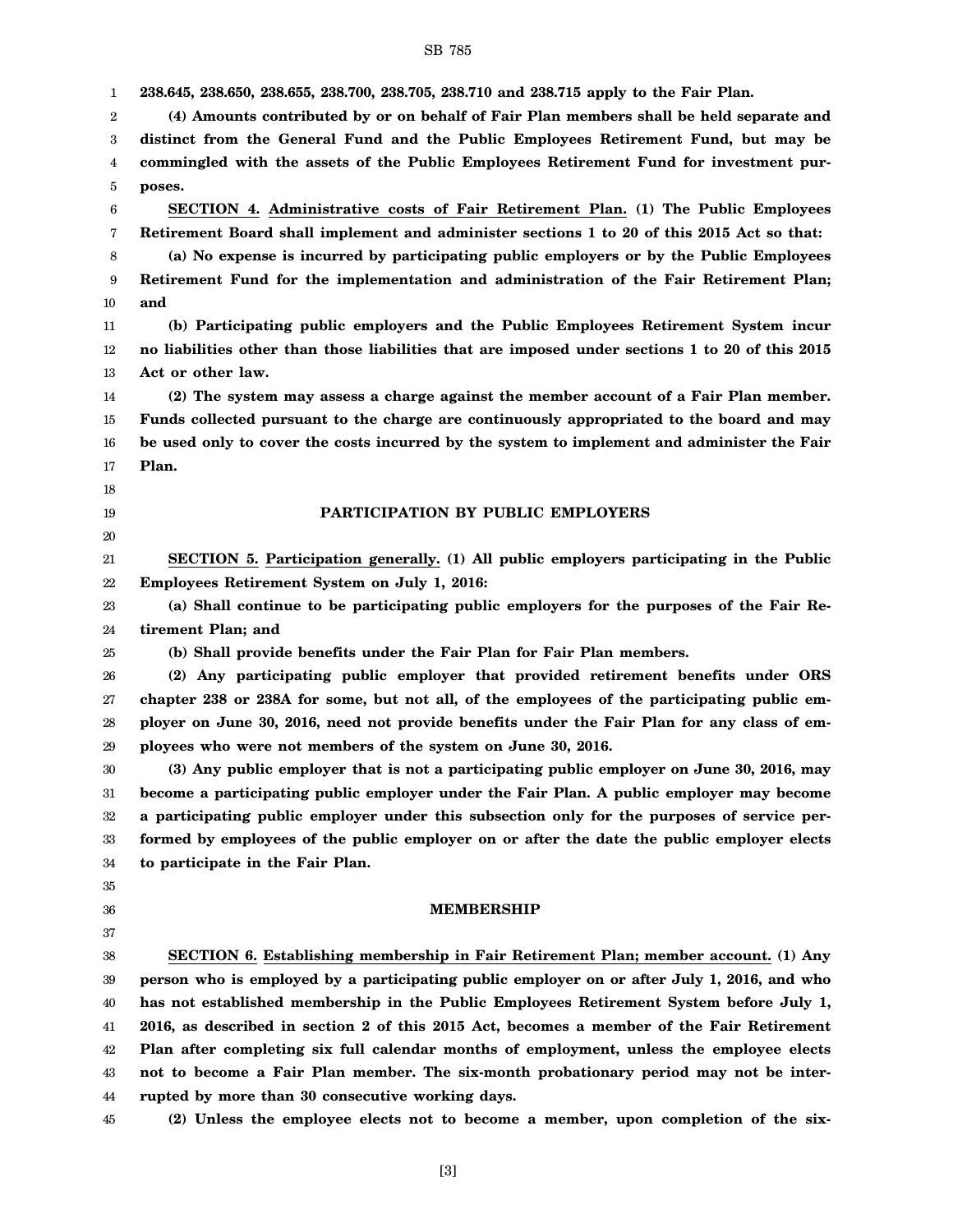**238.645, 238.650, 238.655, 238.700, 238.705, 238.710 and 238.715 apply to the Fair Plan.**

**(4) Amounts contributed by or on behalf of Fair Plan members shall be held separate and distinct from the General Fund and the Public Employees Retirement Fund, but may be commingled with the assets of the Public Employees Retirement Fund for investment purposes.**

**SECTION 4. Administrative costs of Fair Retirement Plan. (1) The Public Employees Retirement Board shall implement and administer sections 1 to 20 of this 2015 Act so that:**

**(a) No expense is incurred by participating public employers or by the Public Employees Retirement Fund for the implementation and administration of the Fair Retirement Plan; and**

**(b) Participating public employers and the Public Employees Retirement System incur no liabilities other than those liabilities that are imposed under sections 1 to 20 of this 2015 Act or other law.**

**(2) The system may assess a charge against the member account of a Fair Plan member. Funds collected pursuant to the charge are continuously appropriated to the board and may be used only to cover the costs incurred by the system to implement and administer the Fair Plan.**

## PARTICIPATION BY PUBLIC EMPLOYERS

**SECTION 5. Participation generally. (1) All public employers participating in the Public Employees Retirement System on July 1, 2016:**

**(a) Shall continue to be participating public employers for the purposes of the Fair Retirement Plan; and**

**(b) Shall provide benefits under the Fair Plan for Fair Plan members.**

**(2) Any participating public employer that provided retirement benefits under ORS chapter 238 or 238A for some, but not all, of the employees of the participating public employer on June 30, 2016, need not provide benefits under the Fair Plan for any class of employees who were not members of the system on June 30, 2016.**

**(3) Any public employer that is not a participating public employer on June 30, 2016, may become a participating public employer under the Fair Plan. A public employer may become a participating public employer under this subsection only for the purposes of service performed by employees of the public employer on or after the date the public employer elects to participate in the Fair Plan.**

## MEMBERSHIP

**SECTION 6. Establishing membership in Fair Retirement Plan; member account. (1) Any person who is employed by a participating public employer on or after July 1, 2016, and who has not established membership in the Public Employees Retirement System before July 1, 2016, as described in section 2 of this 2015 Act, becomes a member of the Fair Retirement Plan after completing six full calendar months of employment, unless the employee elects not to become a Fair Plan member. The six-month probationary period may not be interrupted by more than 30 consecutive working days.**

**(2) Unless the employee elects not to become a member, upon completion of the six-**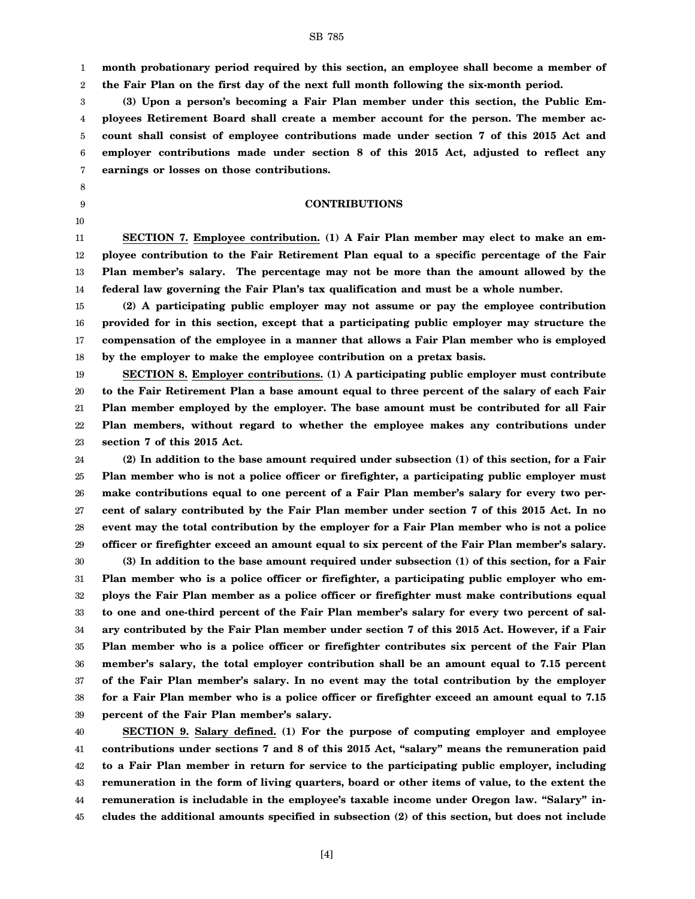**month probationary period required by this section, an employee shall become a member of the Fair Plan on the first day of the next full month following the six-month period.**

**(3) Upon a person's becoming a Fair Plan member under this section, the Public Employees Retirement Board shall create a member account for the person. The member account shall consist of employee contributions made under section 7 of this 2015 Act and employer contributions made under section 8 of this 2015 Act, adjusted to reflect any earnings or losses on those contributions.**

## CONTRIBUTIONS

**SECTION 7. Employee contribution. (1) A Fair Plan member may elect to make an employee contribution to the Fair Retirement Plan equal to a specific percentage of the Fair Plan member's salary. The percentage may not be more than the amount allowed by the federal law governing the Fair Plan's tax qualification and must be a whole number.**

**(2) A participating public employer may not assume or pay the employee contribution provided for in this section, except that a participating public employer may structure the compensation of the employee in a manner that allows a Fair Plan member who is employed by the employer to make the employee contribution on a pretax basis.**

**SECTION 8. Employer contributions. (1) A participating public employer must contribute to the Fair Retirement Plan a base amount equal to three percent of the salary of each Fair Plan member employed by the employer. The base amount must be contributed for all Fair Plan members, without regard to whether the employee makes any contributions under section 7 of this 2015 Act.**

**(2) In addition to the base amount required under subsection (1) of this section, for a Fair Plan member who is not a police officer or firefighter, a participating public employer must make contributions equal to one percent of a Fair Plan member's salary for every two percent of salary contributed by the Fair Plan member under section 7 of this 2015 Act. In no event may the total contribution by the employer for a Fair Plan member who is not a police officer or firefighter exceed an amount equal to six percent of the Fair Plan member's salary.**

**(3) In addition to the base amount required under subsection (1) of this section, for a Fair Plan member who is a police officer or firefighter, a participating public employer who employs the Fair Plan member as a police officer or firefighter must make contributions equal to one and one-third percent of the Fair Plan member's salary for every two percent of salary contributed by the Fair Plan member under section 7 of this 2015 Act. However, if a Fair Plan member who is a police officer or firefighter contributes six percent of the Fair Plan member's salary, the total employer contribution shall be an amount equal to 7.15 percent of the Fair Plan member's salary. In no event may the total contribution by the employer for a Fair Plan member who is a police officer or firefighter exceed an amount equal to 7.15 percent of the Fair Plan member's salary.**

**SECTION 9. Salary defined. (1) For the purpose of computing employer and employee contributions under sections 7 and 8 of this 2015 Act, "salary" means the remuneration paid to a Fair Plan member in return for service to the participating public employer, including remuneration in the form of living quarters, board or other items of value, to the extent the remuneration is includable in the employee's taxable income under Oregon law. "Salary" includes the additional amounts specified in subsection (2) of this section, but does not include**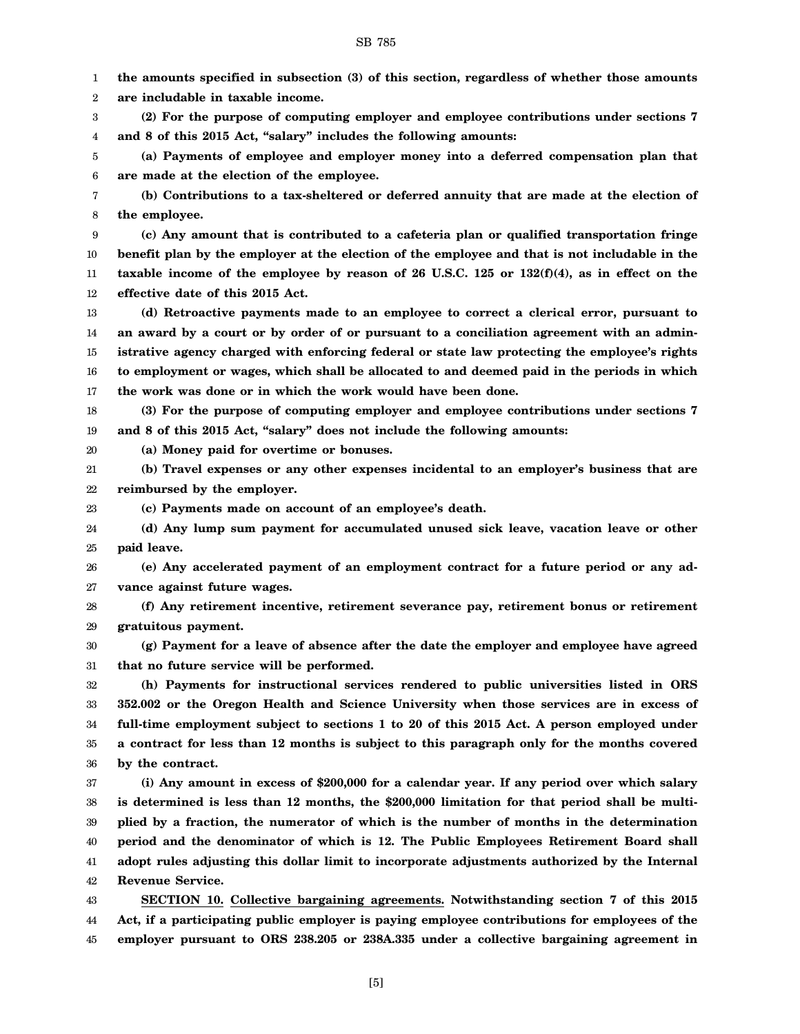**the amounts specified in subsection (3) of this section, regardless of whether those amounts are includable in taxable income.**

**(2) For the purpose of computing employer and employee contributions under sections 7 and 8 of this 2015 Act, "salary" includes the following amounts:**

**(a) Payments of employee and employer money into a deferred compensation plan that are made at the election of the employee.**

**(b) Contributions to a tax-sheltered or deferred annuity that are made at the election of the employee.**

**(c) Any amount that is contributed to a cafeteria plan or qualified transportation fringe benefit plan by the employer at the election of the employee and that is not includable in the taxable income of the employee by reason of 26 U.S.C. 125 or 132(f)(4), as in effect on the effective date of this 2015 Act.**

**(d) Retroactive payments made to an employee to correct a clerical error, pursuant to an award by a court or by order of or pursuant to a conciliation agreement with an administrative agency charged with enforcing federal or state law protecting the employee's rights to employment or wages, which shall be allocated to and deemed paid in the periods in which the work was done or in which the work would have been done.**

**(3) For the purpose of computing employer and employee contributions under sections 7 and 8 of this 2015 Act, "salary" does not include the following amounts:**

**(a) Money paid for overtime or bonuses.**

**(b) Travel expenses or any other expenses incidental to an employer's business that are reimbursed by the employer.**

**(c) Payments made on account of an employee's death.**

**(d) Any lump sum payment for accumulated unused sick leave, vacation leave or other paid leave.**

**(e) Any accelerated payment of an employment contract for a future period or any advance against future wages.**

**(f) Any retirement incentive, retirement severance pay, retirement bonus or retirement gratuitous payment.**

**(g) Payment for a leave of absence after the date the employer and employee have agreed that no future service will be performed.**

**(h) Payments for instructional services rendered to public universities listed in ORS 352.002 or the Oregon Health and Science University when those services are in excess of full-time employment subject to sections 1 to 20 of this 2015 Act. A person employed under a contract for less than 12 months is subject to this paragraph only for the months covered by the contract.**

**(i) Any amount in excess of $200,000 for a calendar year. If any period over which salary is determined is less than 12 months, the $200,000 limitation for that period shall be multiplied by a fraction, the numerator of which is the number of months in the determination period and the denominator of which is 12. The Public Employees Retirement Board shall adopt rules adjusting this dollar limit to incorporate adjustments authorized by the Internal Revenue Service.**

**SECTION 10. Collective bargaining agreements. Notwithstanding section 7 of this 2015 Act, if a participating public employer is paying employee contributions for employees of the employer pursuant to ORS 238.205 or 238A.335 under a collective bargaining agreement in**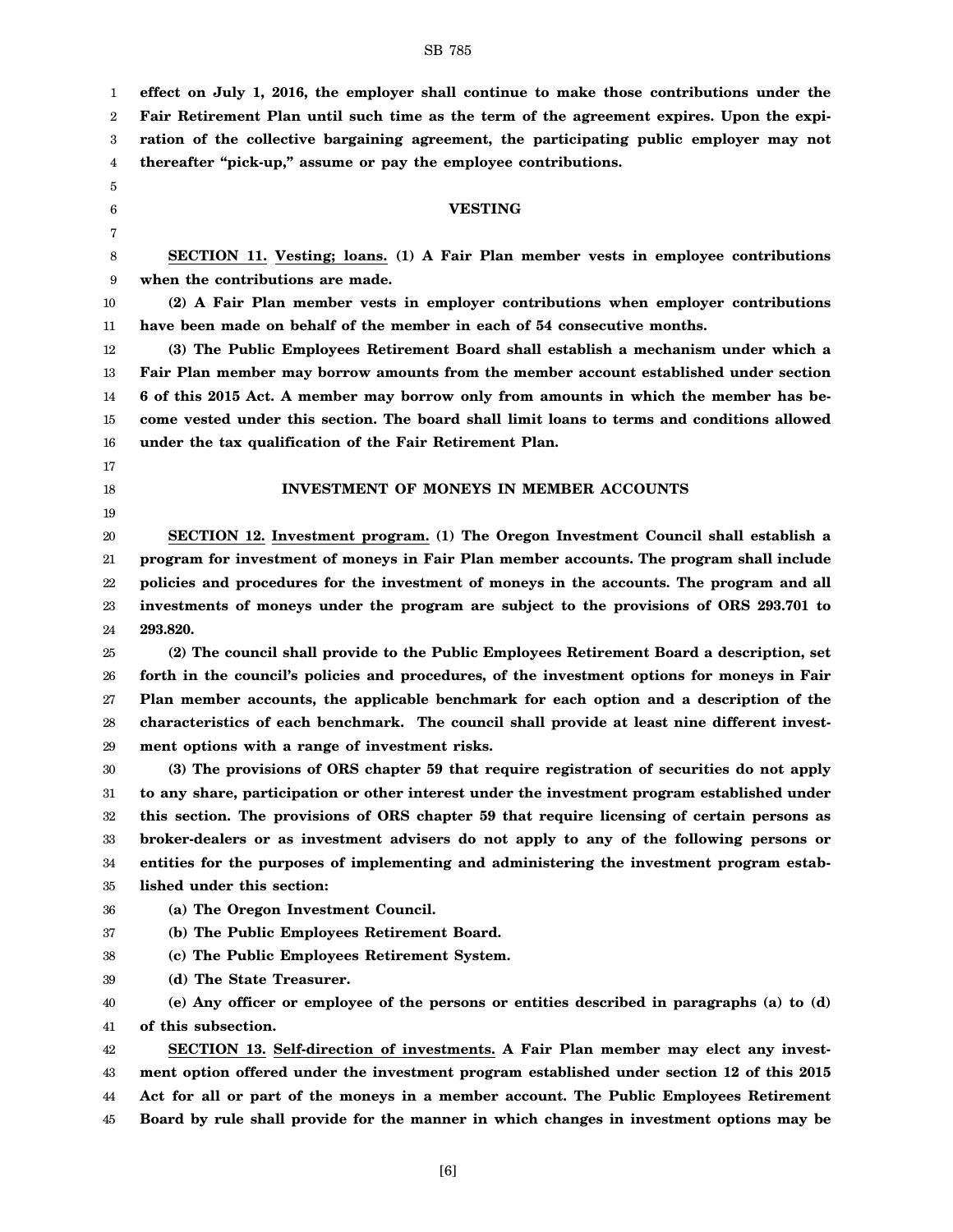**effect on July 1, 2016, the employer shall continue to make those contributions under the Fair Retirement Plan until such time as the term of the agreement expires. Upon the expiration of the collective bargaining agreement, the participating public employer may not thereafter "pick-up," assume or pay the employee contributions.**

**VESTING**

**SECTION 11. Vesting; loans. (1) A Fair Plan member vests in employee contributions when the contributions are made.**

**(2) A Fair Plan member vests in employer contributions when employer contributions have been made on behalf of the member in each of 54 consecutive months.**

**(3) The Public Employees Retirement Board shall establish a mechanism under which a Fair Plan member may borrow amounts from the member account established under section 6 of this 2015 Act. A member may borrow only from amounts in which the member has become vested under this section. The board shall limit loans to terms and conditions allowed under the tax qualification of the Fair Retirement Plan.**

**INVESTMENT OF MONEYS IN MEMBER ACCOUNTS**

**SECTION 12. Investment program. (1) The Oregon Investment Council shall establish a program for investment of moneys in Fair Plan member accounts. The program shall include policies and procedures for the investment of moneys in the accounts. The program and all investments of moneys under the program are subject to the provisions of ORS 293.701 to 293.820.**

**(2) The council shall provide to the Public Employees Retirement Board a description, set forth in the council's policies and procedures, of the investment options for moneys in Fair Plan member accounts, the applicable benchmark for each option and a description of the characteristics of each benchmark. The council shall provide at least nine different investment options with a range of investment risks.**

**(3) The provisions of ORS chapter 59 that require registration of securities do not apply to any share, participation or other interest under the investment program established under this section. The provisions of ORS chapter 59 that require licensing of certain persons as broker-dealers or as investment advisers do not apply to any of the following persons or entities for the purposes of implementing and administering the investment program established under this section:**

**(a) The Oregon Investment Council.**

**(b) The Public Employees Retirement Board.**

**(c) The Public Employees Retirement System.**

**(d) The State Treasurer.**

**(e) Any officer or employee of the persons or entities described in paragraphs (a) to (d) of this subsection.**

**SECTION 13. Self-direction of investments. A Fair Plan member may elect any investment option offered under the investment program established under section 12 of this 2015 Act for all or part of the moneys in a member account. The Public Employees Retirement Board by rule shall provide for the manner in which changes in investment options may be**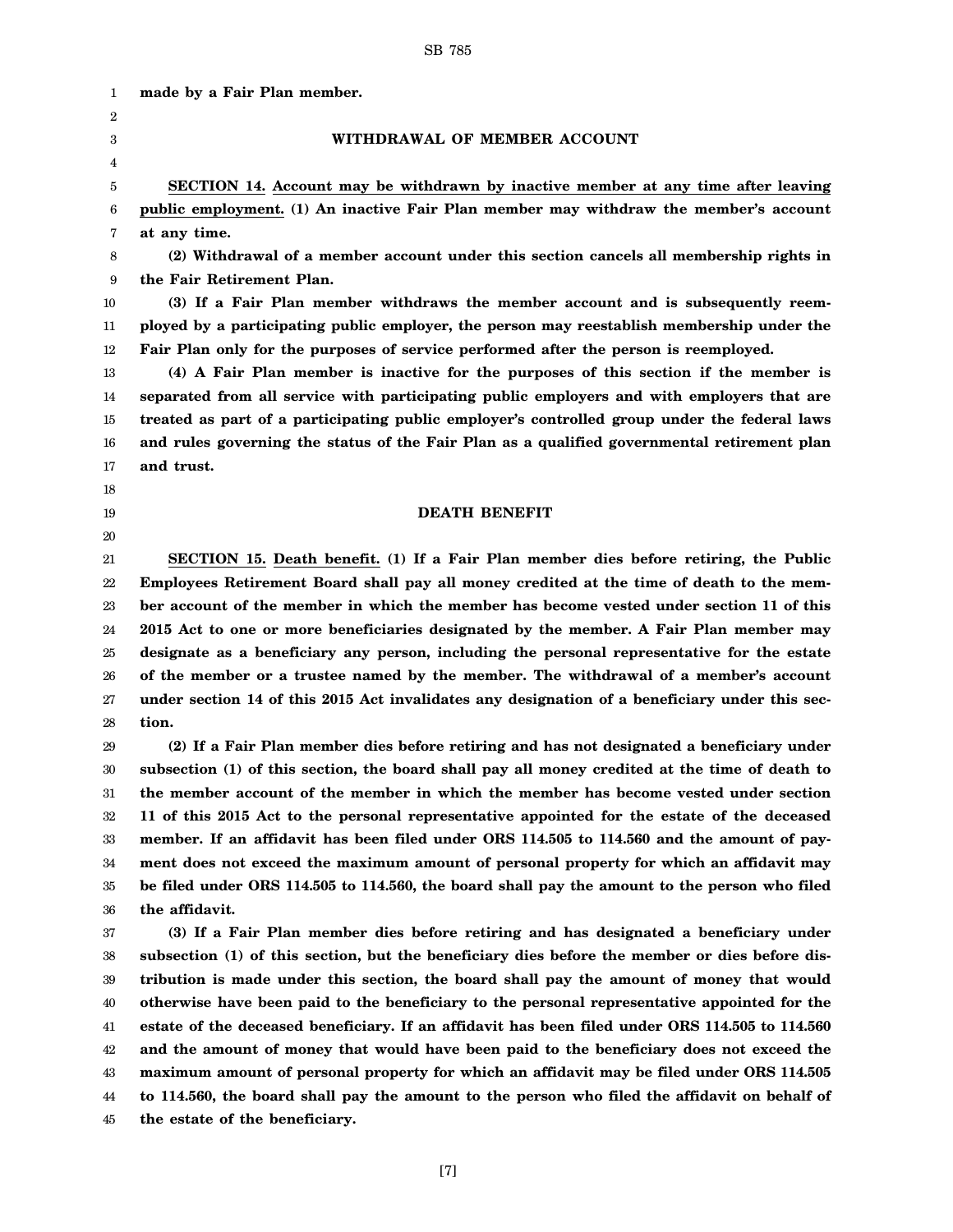**made by a Fair Plan member.**

### WITHDRAWAL OF MEMBER ACCOUNT

**SECTION 14. Account may be withdrawn by inactive member at any time after leaving public employment. (1) An inactive Fair Plan member may withdraw the member's account at any time.**

**(2) Withdrawal of a member account under this section cancels all membership rights in the Fair Retirement Plan.**

**(3) If a Fair Plan member withdraws the member account and is subsequently reemployed by a participating public employer, the person may reestablish membership under the Fair Plan only for the purposes of service performed after the person is reemployed.**

**(4) A Fair Plan member is inactive for the purposes of this section if the member is separated from all service with participating public employers and with employers that are treated as part of a participating public employer's controlled group under the federal laws and rules governing the status of the Fair Plan as a qualified governmental retirement plan and trust.**

### DEATH BENEFIT

**SECTION 15. Death benefit. (1) If a Fair Plan member dies before retiring, the Public Employees Retirement Board shall pay all money credited at the time of death to the member account of the member in which the member has become vested under section 11 of this 2015 Act to one or more beneficiaries designated by the member. A Fair Plan member may designate as a beneficiary any person, including the personal representative for the estate of the member or a trustee named by the member. The withdrawal of a member's account under section 14 of this 2015 Act invalidates any designation of a beneficiary under this section.**

**(2) If a Fair Plan member dies before retiring and has not designated a beneficiary under subsection (1) of this section, the board shall pay all money credited at the time of death to the member account of the member in which the member has become vested under section 11 of this 2015 Act to the personal representative appointed for the estate of the deceased member. If an affidavit has been filed under ORS 114.505 to 114.560 and the amount of payment does not exceed the maximum amount of personal property for which an affidavit may be filed under ORS 114.505 to 114.560, the board shall pay the amount to the person who filed the affidavit.**

**(3) If a Fair Plan member dies before retiring and has designated a beneficiary under subsection (1) of this section, but the beneficiary dies before the member or dies before distribution is made under this section, the board shall pay the amount of money that would otherwise have been paid to the beneficiary to the personal representative appointed for the estate of the deceased beneficiary. If an affidavit has been filed under ORS 114.505 to 114.560 and the amount of money that would have been paid to the beneficiary does not exceed the maximum amount of personal property for which an affidavit may be filed under ORS 114.505 to 114.560, the board shall pay the amount to the person who filed the affidavit on behalf of the estate of the beneficiary.**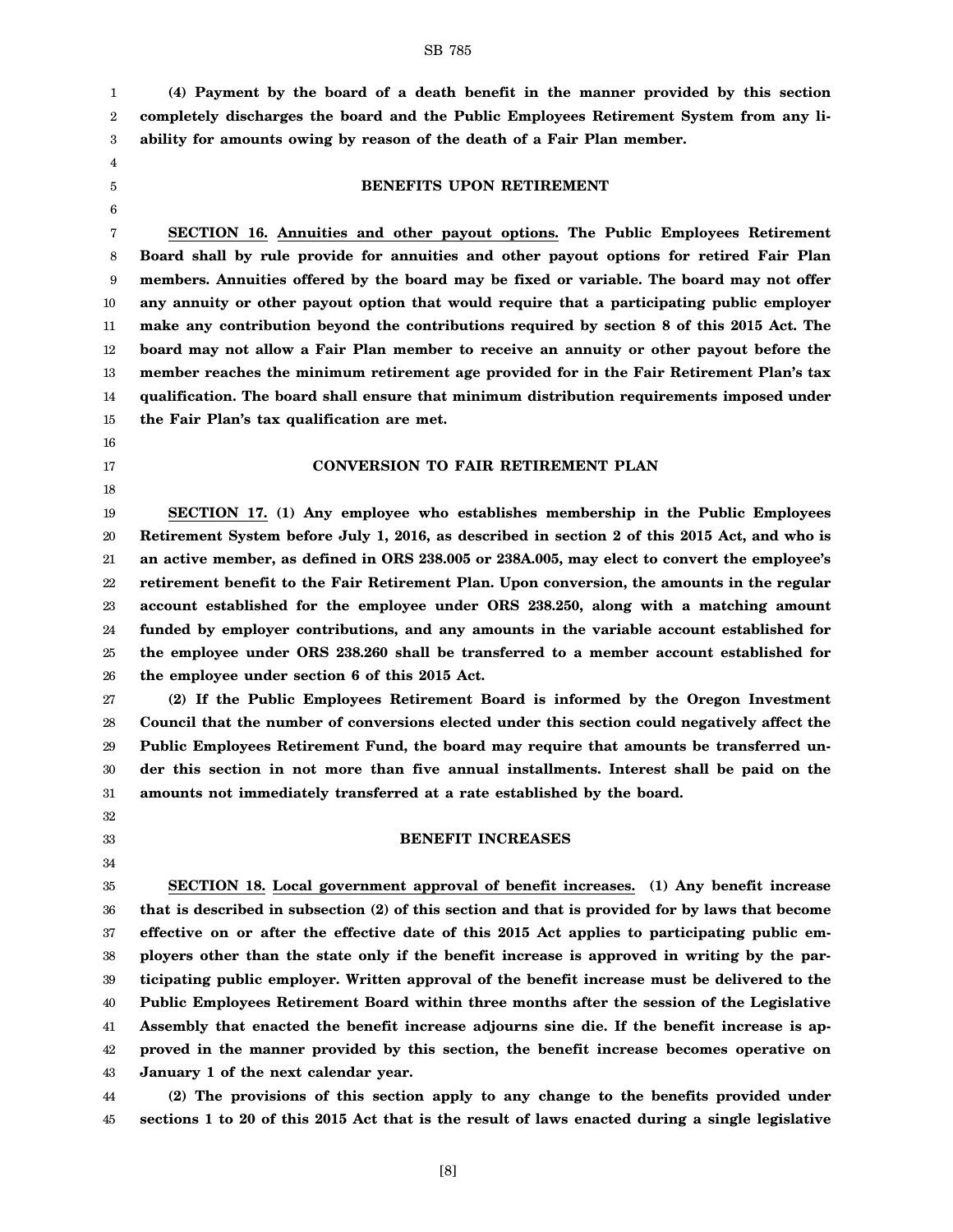**(4) Payment by the board of a death benefit in the manner provided by this section completely discharges the board and the Public Employees Retirement System from any liability for amounts owing by reason of the death of a Fair Plan member.**

## BENEFITS UPON RETIREMENT

**SECTION 16. Annuities and other payout options. The Public Employees Retirement Board shall by rule provide for annuities and other payout options for retired Fair Plan members. Annuities offered by the board may be fixed or variable. The board may not offer any annuity or other payout option that would require that a participating public employer make any contribution beyond the contributions required by section 8 of this 2015 Act. The board may not allow a Fair Plan member to receive an annuity or other payout before the member reaches the minimum retirement age provided for in the Fair Retirement Plan's tax qualification. The board shall ensure that minimum distribution requirements imposed under the Fair Plan's tax qualification are met.**

## CONVERSION TO FAIR RETIREMENT PLAN

**SECTION 17. (1) Any employee who establishes membership in the Public Employees Retirement System before July 1, 2016, as described in section 2 of this 2015 Act, and who is an active member, as defined in ORS 238.005 or 238A.005, may elect to convert the employee's retirement benefit to the Fair Retirement Plan. Upon conversion, the amounts in the regular account established for the employee under ORS 238.250, along with a matching amount funded by employer contributions, and any amounts in the variable account established for the employee under ORS 238.260 shall be transferred to a member account established for the employee under section 6 of this 2015 Act.**

**(2) If the Public Employees Retirement Board is informed by the Oregon Investment Council that the number of conversions elected under this section could negatively affect the Public Employees Retirement Fund, the board may require that amounts be transferred under this section in not more than five annual installments. Interest shall be paid on the amounts not immediately transferred at a rate established by the board.**

## BENEFIT INCREASES

**SECTION 18. Local government approval of benefit increases. (1) Any benefit increase that is described in subsection (2) of this section and that is provided for by laws that become effective on or after the effective date of this 2015 Act applies to participating public employers other than the state only if the benefit increase is approved in writing by the participating public employer. Written approval of the benefit increase must be delivered to the Public Employees Retirement Board within three months after the session of the Legislative Assembly that enacted the benefit increase adjourns sine die. If the benefit increase is approved in the manner provided by this section, the benefit increase becomes operative on January 1 of the next calendar year.**

**(2) The provisions of this section apply to any change to the benefits provided under sections 1 to 20 of this 2015 Act that is the result of laws enacted during a single legislative**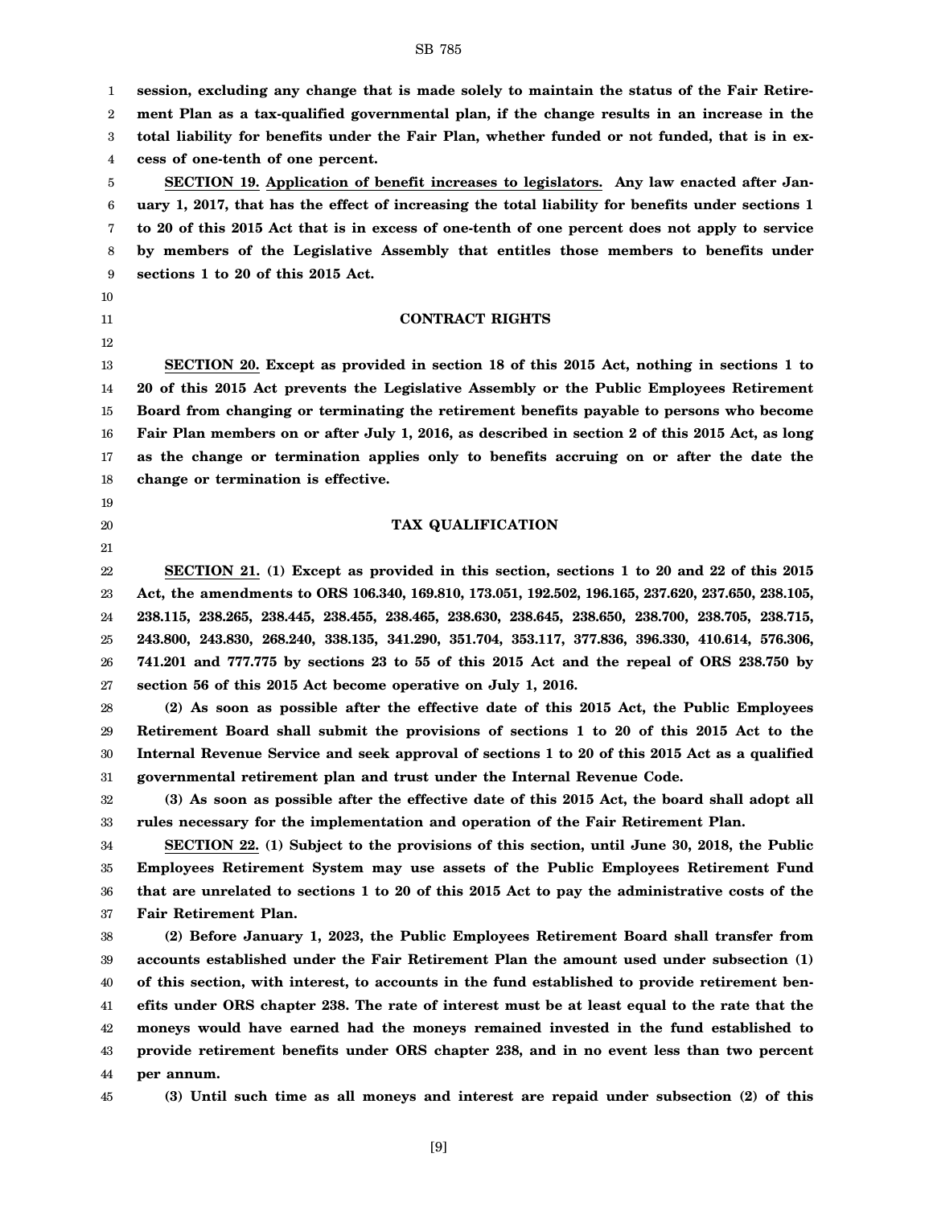**session, excluding any change that is made solely to maintain the status of the Fair Retirement Plan as a tax-qualified governmental plan, if the change results in an increase in the total liability for benefits under the Fair Plan, whether funded or not funded, that is in excess of one-tenth of one percent.**

**SECTION 19. Application of benefit increases to legislators. Any law enacted after January 1, 2017, that has the effect of increasing the total liability for benefits under sections 1 to 20 of this 2015 Act that is in excess of one-tenth of one percent does not apply to service by members of the Legislative Assembly that entitles those members to benefits under sections 1 to 20 of this 2015 Act.**

**CONTRACT RIGHTS**

**SECTION 20. Except as provided in section 18 of this 2015 Act, nothing in sections 1 to 20 of this 2015 Act prevents the Legislative Assembly or the Public Employees Retirement Board from changing or terminating the retirement benefits payable to persons who become Fair Plan members on or after July 1, 2016, as described in section 2 of this 2015 Act, as long as the change or termination applies only to benefits accruing on or after the date the change or termination is effective.**

**TAX QUALIFICATION**

**SECTION 21. (1) Except as provided in this section, sections 1 to 20 and 22 of this 2015 Act, the amendments to ORS 106.340, 169.810, 173.051, 192.502, 196.165, 237.620, 237.650, 238.105, 238.115, 238.265, 238.445, 238.455, 238.465, 238.630, 238.645, 238.650, 238.700, 238.705, 238.715, 243.800, 243.830, 268.240, 338.135, 341.290, 351.704, 353.117, 377.836, 396.330, 410.614, 576.306, 741.201 and 777.775 by sections 23 to 55 of this 2015 Act and the repeal of ORS 238.750 by section 56 of this 2015 Act become operative on July 1, 2016.**

**(2) As soon as possible after the effective date of this 2015 Act, the Public Employees Retirement Board shall submit the provisions of sections 1 to 20 of this 2015 Act to the Internal Revenue Service and seek approval of sections 1 to 20 of this 2015 Act as a qualified governmental retirement plan and trust under the Internal Revenue Code.**

**(3) As soon as possible after the effective date of this 2015 Act, the board shall adopt all rules necessary for the implementation and operation of the Fair Retirement Plan.**

**SECTION 22. (1) Subject to the provisions of this section, until June 30, 2018, the Public Employees Retirement System may use assets of the Public Employees Retirement Fund that are unrelated to sections 1 to 20 of this 2015 Act to pay the administrative costs of the Fair Retirement Plan.**

**(2) Before January 1, 2023, the Public Employees Retirement Board shall transfer from accounts established under the Fair Retirement Plan the amount used under subsection (1) of this section, with interest, to accounts in the fund established to provide retirement benefits under ORS chapter 238. The rate of interest must be at least equal to the rate that the moneys would have earned had the moneys remained invested in the fund established to provide retirement benefits under ORS chapter 238, and in no event less than two percent per annum.**

**(3) Until such time as all moneys and interest are repaid under subsection (2) of this**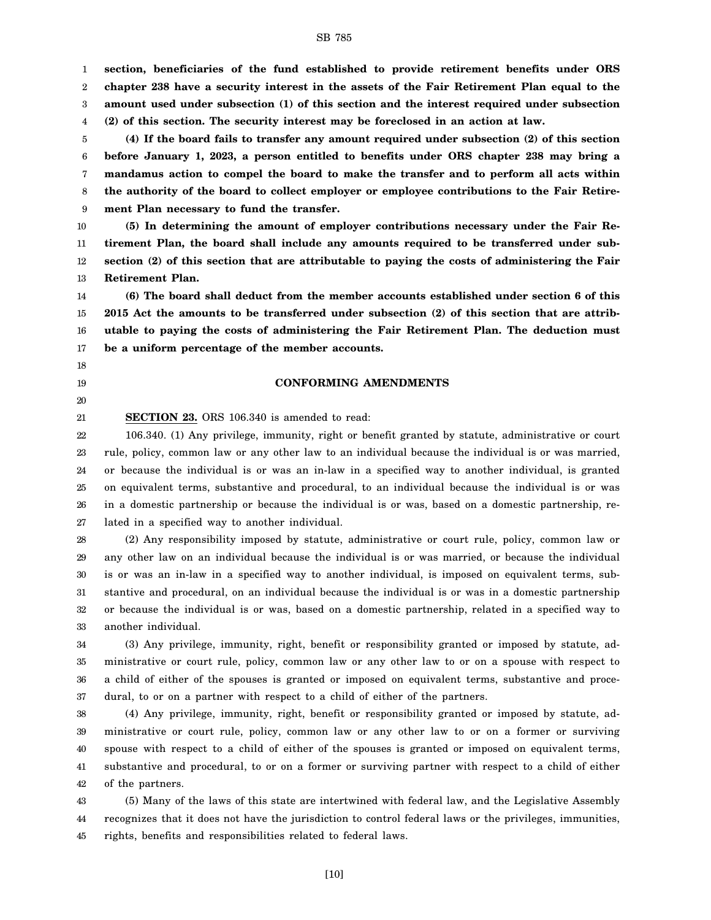**section, beneficiaries of the fund established to provide retirement benefits under ORS chapter 238 have a security interest in the assets of the Fair Retirement Plan equal to the amount used under subsection (1) of this section and the interest required under subsection (2) of this section. The security interest may be foreclosed in an action at law.**

**(4) If the board fails to transfer any amount required under subsection (2) of this section before January 1, 2023, a person entitled to benefits under ORS chapter 238 may bring a mandamus action to compel the board to make the transfer and to perform all acts within the authority of the board to collect employer or employee contributions to the Fair Retirement Plan necessary to fund the transfer.**

**(5) In determining the amount of employer contributions necessary under the Fair Retirement Plan, the board shall include any amounts required to be transferred under subsection (2) of this section that are attributable to paying the costs of administering the Fair Retirement Plan.**

**(6) The board shall deduct from the member accounts established under section 6 of this 2015 Act the amounts to be transferred under subsection (2) of this section that are attributable to paying the costs of administering the Fair Retirement Plan. The deduction must be a uniform percentage of the member accounts.**

## CONFORMING AMENDMENTS

**SECTION 23.** ORS 106.340 is amended to read:

106.340. (1) Any privilege, immunity, right or benefit granted by statute, administrative or court rule, policy, common law or any other law to an individual because the individual is or was married, or because the individual is or was an in-law in a specified way to another individual, is granted on equivalent terms, substantive and procedural, to an individual because the individual is or was in a domestic partnership or because the individual is or was, based on a domestic partnership, related in a specified way to another individual.

(2) Any responsibility imposed by statute, administrative or court rule, policy, common law or any other law on an individual because the individual is or was married, or because the individual is or was an in-law in a specified way to another individual, is imposed on equivalent terms, substantive and procedural, on an individual because the individual is or was in a domestic partnership or because the individual is or was, based on a domestic partnership, related in a specified way to another individual.

(3) Any privilege, immunity, right, benefit or responsibility granted or imposed by statute, administrative or court rule, policy, common law or any other law to or on a spouse with respect to a child of either of the spouses is granted or imposed on equivalent terms, substantive and procedural, to or on a partner with respect to a child of either of the partners.

(4) Any privilege, immunity, right, benefit or responsibility granted or imposed by statute, administrative or court rule, policy, common law or any other law to or on a former or surviving spouse with respect to a child of either of the spouses is granted or imposed on equivalent terms, substantive and procedural, to or on a former or surviving partner with respect to a child of either of the partners.

(5) Many of the laws of this state are intertwined with federal law, and the Legislative Assembly recognizes that it does not have the jurisdiction to control federal laws or the privileges, immunities, rights, benefits and responsibilities related to federal laws.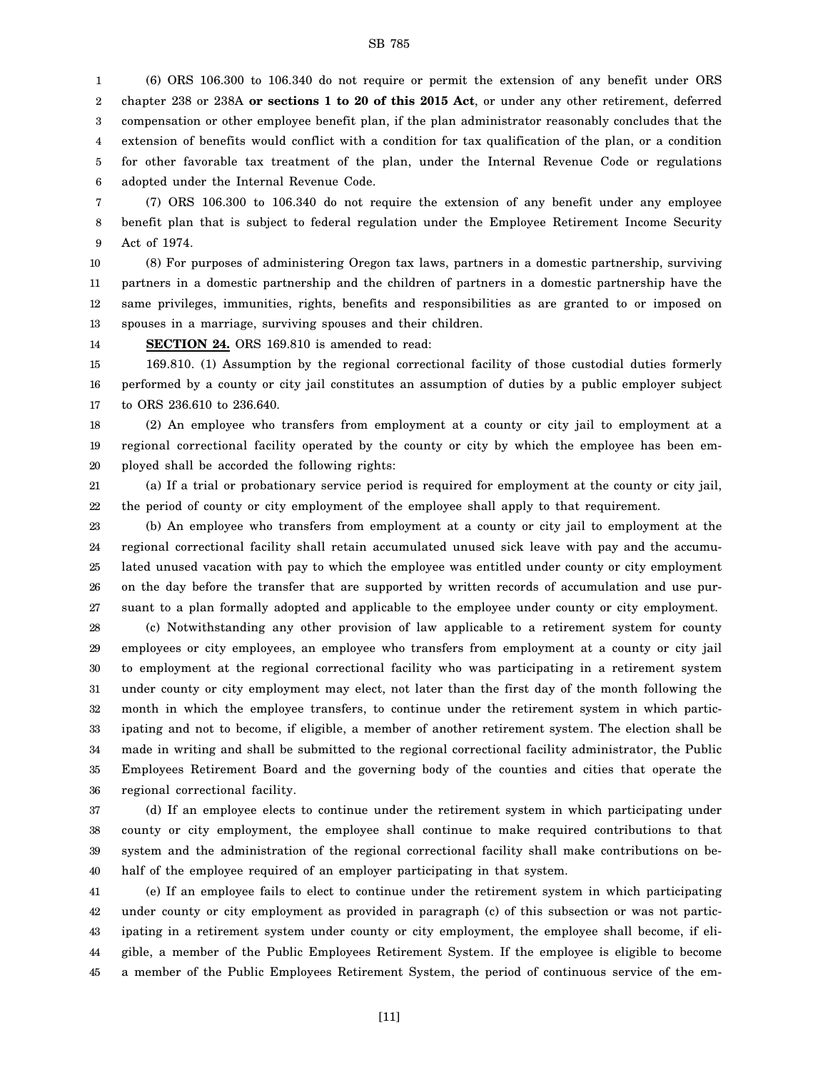(6) ORS 106.300 to 106.340 do not require or permit the extension of any benefit under ORS chapter 238 or 238A **or sections 1 to 20 of this 2015 Act**, or under any other retirement, deferred compensation or other employee benefit plan, if the plan administrator reasonably concludes that the extension of benefits would conflict with a condition for tax qualification of the plan, or a condition for other favorable tax treatment of the plan, under the Internal Revenue Code or regulations adopted under the Internal Revenue Code.

(7) ORS 106.300 to 106.340 do not require the extension of any benefit under any employee benefit plan that is subject to federal regulation under the Employee Retirement Income Security Act of 1974.

(8) For purposes of administering Oregon tax laws, partners in a domestic partnership, surviving partners in a domestic partnership and the children of partners in a domestic partnership have the same privileges, immunities, rights, benefits and responsibilities as are granted to or imposed on spouses in a marriage, surviving spouses and their children.

**SECTION 24.** ORS 169.810 is amended to read:

169.810. (1) Assumption by the regional correctional facility of those custodial duties formerly performed by a county or city jail constitutes an assumption of duties by a public employer subject to ORS 236.610 to 236.640.

(2) An employee who transfers from employment at a county or city jail to employment at a regional correctional facility operated by the county or city by which the employee has been employed shall be accorded the following rights:

(a) If a trial or probationary service period is required for employment at the county or city jail, the period of county or city employment of the employee shall apply to that requirement.

(b) An employee who transfers from employment at a county or city jail to employment at the regional correctional facility shall retain accumulated unused sick leave with pay and the accumulated unused vacation with pay to which the employee was entitled under county or city employment on the day before the transfer that are supported by written records of accumulation and use pursuant to a plan formally adopted and applicable to the employee under county or city employment.

(c) Notwithstanding any other provision of law applicable to a retirement system for county employees or city employees, an employee who transfers from employment at a county or city jail to employment at the regional correctional facility who was participating in a retirement system under county or city employment may elect, not later than the first day of the month following the month in which the employee transfers, to continue under the retirement system in which participating and not to become, if eligible, a member of another retirement system. The election shall be made in writing and shall be submitted to the regional correctional facility administrator, the Public Employees Retirement Board and the governing body of the counties and cities that operate the regional correctional facility.

(d) If an employee elects to continue under the retirement system in which participating under county or city employment, the employee shall continue to make required contributions to that system and the administration of the regional correctional facility shall make contributions on behalf of the employee required of an employer participating in that system.

(e) If an employee fails to elect to continue under the retirement system in which participating under county or city employment as provided in paragraph (c) of this subsection or was not participating in a retirement system under county or city employment, the employee shall become, if eligible, a member of the Public Employees Retirement System. If the employee is eligible to become a member of the Public Employees Retirement System, the period of continuous service of the em-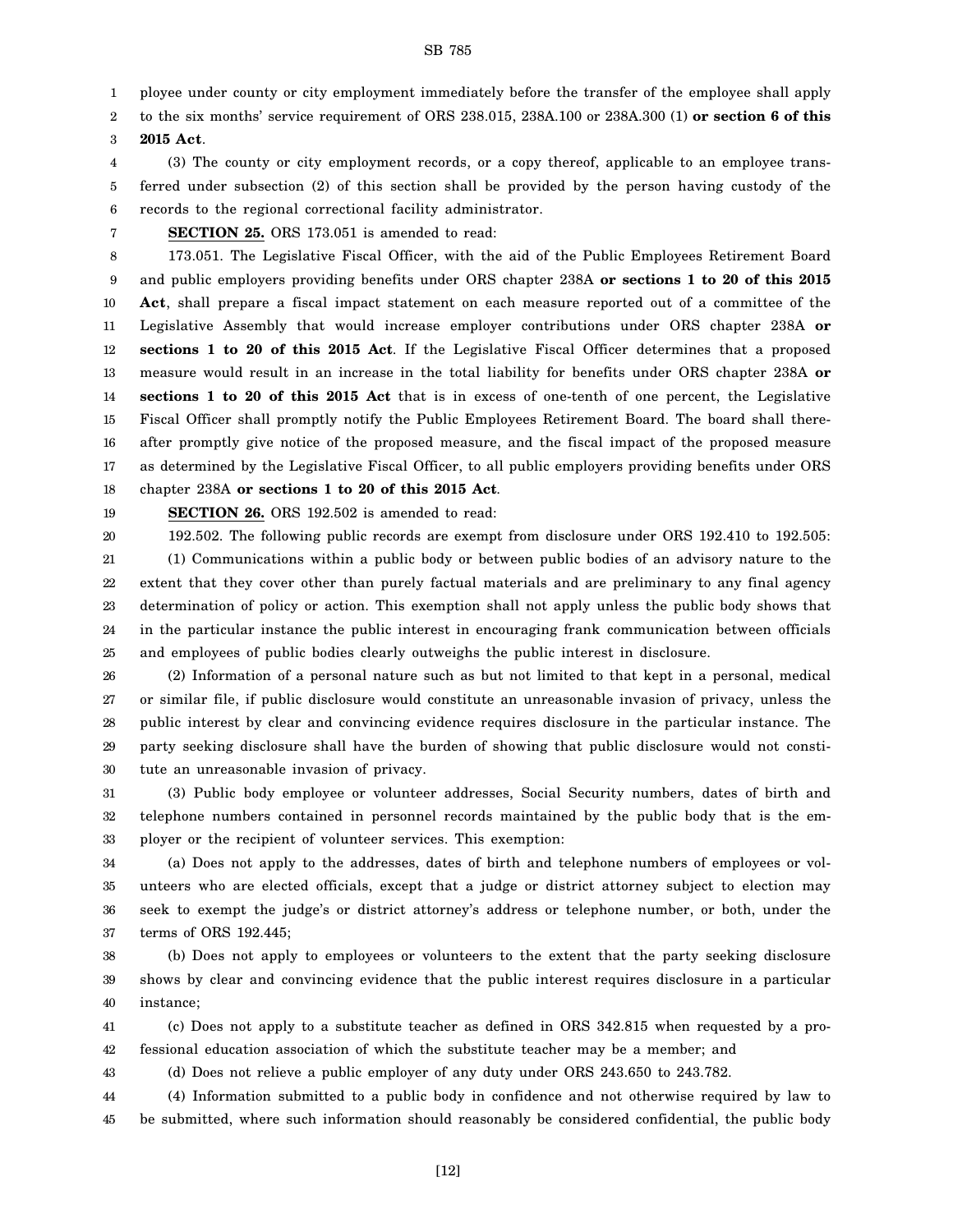ployee under county or city employment immediately before the transfer of the employee shall apply to the six months' service requirement of ORS 238.015, 238A.100 or 238A.300 (1) **or section 6 of this 2015 Act**.

(3) The county or city employment records, or a copy thereof, applicable to an employee transferred under subsection (2) of this section shall be provided by the person having custody of the records to the regional correctional facility administrator.

**SECTION 25.** ORS 173.051 is amended to read:

173.051. The Legislative Fiscal Officer, with the aid of the Public Employees Retirement Board and public employers providing benefits under ORS chapter 238A **or sections 1 to 20 of this 2015 Act**, shall prepare a fiscal impact statement on each measure reported out of a committee of the Legislative Assembly that would increase employer contributions under ORS chapter 238A **or sections 1 to 20 of this 2015 Act**. If the Legislative Fiscal Officer determines that a proposed measure would result in an increase in the total liability for benefits under ORS chapter 238A **or sections 1 to 20 of this 2015 Act** that is in excess of one-tenth of one percent, the Legislative Fiscal Officer shall promptly notify the Public Employees Retirement Board. The board shall thereafter promptly give notice of the proposed measure, and the fiscal impact of the proposed measure as determined by the Legislative Fiscal Officer, to all public employers providing benefits under ORS chapter 238A **or sections 1 to 20 of this 2015 Act**.

**SECTION 26.** ORS 192.502 is amended to read:

192.502. The following public records are exempt from disclosure under ORS 192.410 to 192.505:

(1) Communications within a public body or between public bodies of an advisory nature to the extent that they cover other than purely factual materials and are preliminary to any final agency determination of policy or action. This exemption shall not apply unless the public body shows that in the particular instance the public interest in encouraging frank communication between officials and employees of public bodies clearly outweighs the public interest in disclosure.

(2) Information of a personal nature such as but not limited to that kept in a personal, medical or similar file, if public disclosure would constitute an unreasonable invasion of privacy, unless the public interest by clear and convincing evidence requires disclosure in the particular instance. The party seeking disclosure shall have the burden of showing that public disclosure would not constitute an unreasonable invasion of privacy.

(3) Public body employee or volunteer addresses, Social Security numbers, dates of birth and telephone numbers contained in personnel records maintained by the public body that is the employer or the recipient of volunteer services. This exemption:

(a) Does not apply to the addresses, dates of birth and telephone numbers of employees or volunteers who are elected officials, except that a judge or district attorney subject to election may seek to exempt the judge's or district attorney's address or telephone number, or both, under the terms of ORS 192.445;

(b) Does not apply to employees or volunteers to the extent that the party seeking disclosure shows by clear and convincing evidence that the public interest requires disclosure in a particular instance;

(c) Does not apply to a substitute teacher as defined in ORS 342.815 when requested by a professional education association of which the substitute teacher may be a member; and

(d) Does not relieve a public employer of any duty under ORS 243.650 to 243.782.

(4) Information submitted to a public body in confidence and not otherwise required by law to be submitted, where such information should reasonably be considered confidential, the public body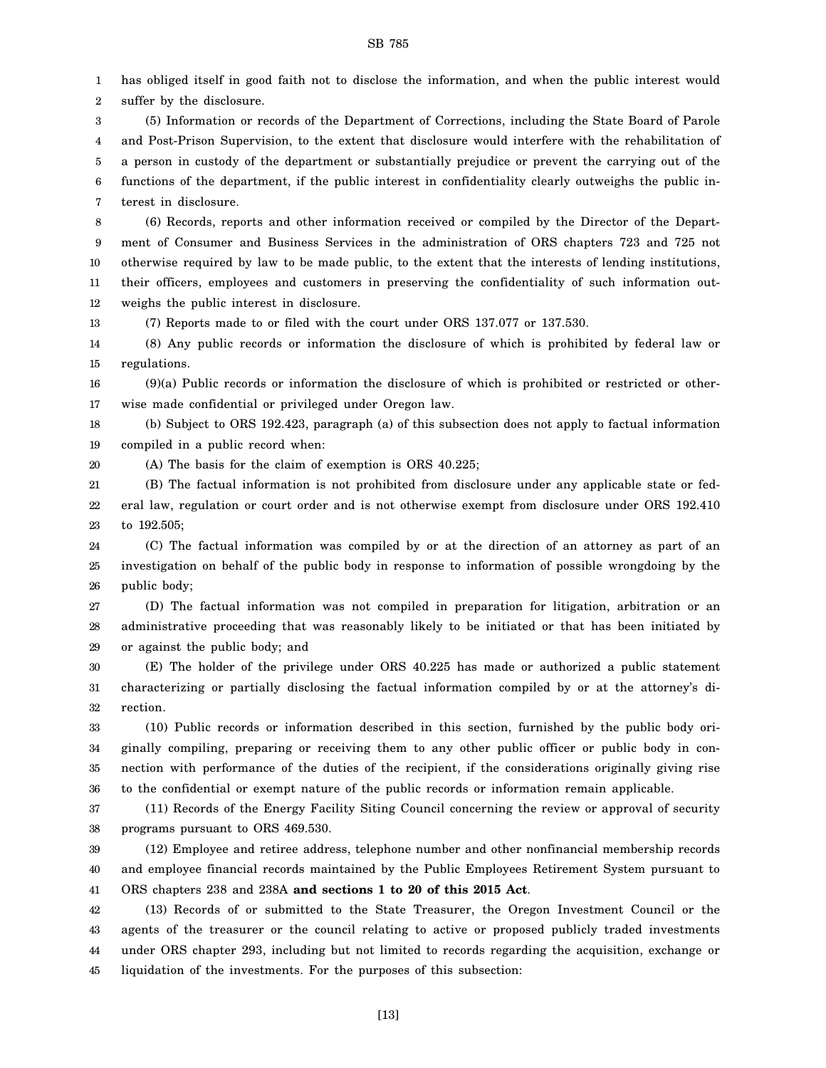has obliged itself in good faith not to disclose the information, and when the public interest would suffer by the disclosure.

(5) Information or records of the Department of Corrections, including the State Board of Parole and Post-Prison Supervision, to the extent that disclosure would interfere with the rehabilitation of a person in custody of the department or substantially prejudice or prevent the carrying out of the functions of the department, if the public interest in confidentiality clearly outweighs the public interest in disclosure.

(6) Records, reports and other information received or compiled by the Director of the Department of Consumer and Business Services in the administration of ORS chapters 723 and 725 not otherwise required by law to be made public, to the extent that the interests of lending institutions, their officers, employees and customers in preserving the confidentiality of such information outweighs the public interest in disclosure.

(7) Reports made to or filed with the court under ORS 137.077 or 137.530.

(8) Any public records or information the disclosure of which is prohibited by federal law or regulations.

(9)(a) Public records or information the disclosure of which is prohibited or restricted or otherwise made confidential or privileged under Oregon law.

(b) Subject to ORS 192.423, paragraph (a) of this subsection does not apply to factual information compiled in a public record when:

(A) The basis for the claim of exemption is ORS 40.225;

(B) The factual information is not prohibited from disclosure under any applicable state or federal law, regulation or court order and is not otherwise exempt from disclosure under ORS 192.410 to 192.505;

(C) The factual information was compiled by or at the direction of an attorney as part of an investigation on behalf of the public body in response to information of possible wrongdoing by the public body;

(D) The factual information was not compiled in preparation for litigation, arbitration or an administrative proceeding that was reasonably likely to be initiated or that has been initiated by or against the public body; and

(E) The holder of the privilege under ORS 40.225 has made or authorized a public statement characterizing or partially disclosing the factual information compiled by or at the attorney's direction.

(10) Public records or information described in this section, furnished by the public body originally compiling, preparing or receiving them to any other public officer or public body in connection with performance of the duties of the recipient, if the considerations originally giving rise to the confidential or exempt nature of the public records or information remain applicable.

(11) Records of the Energy Facility Siting Council concerning the review or approval of security programs pursuant to ORS 469.530.

(12) Employee and retiree address, telephone number and other nonfinancial membership records and employee financial records maintained by the Public Employees Retirement System pursuant to ORS chapters 238 and 238A **and sections 1 to 20 of this 2015 Act**.

(13) Records of or submitted to the State Treasurer, the Oregon Investment Council or the agents of the treasurer or the council relating to active or proposed publicly traded investments under ORS chapter 293, including but not limited to records regarding the acquisition, exchange or liquidation of the investments. For the purposes of this subsection: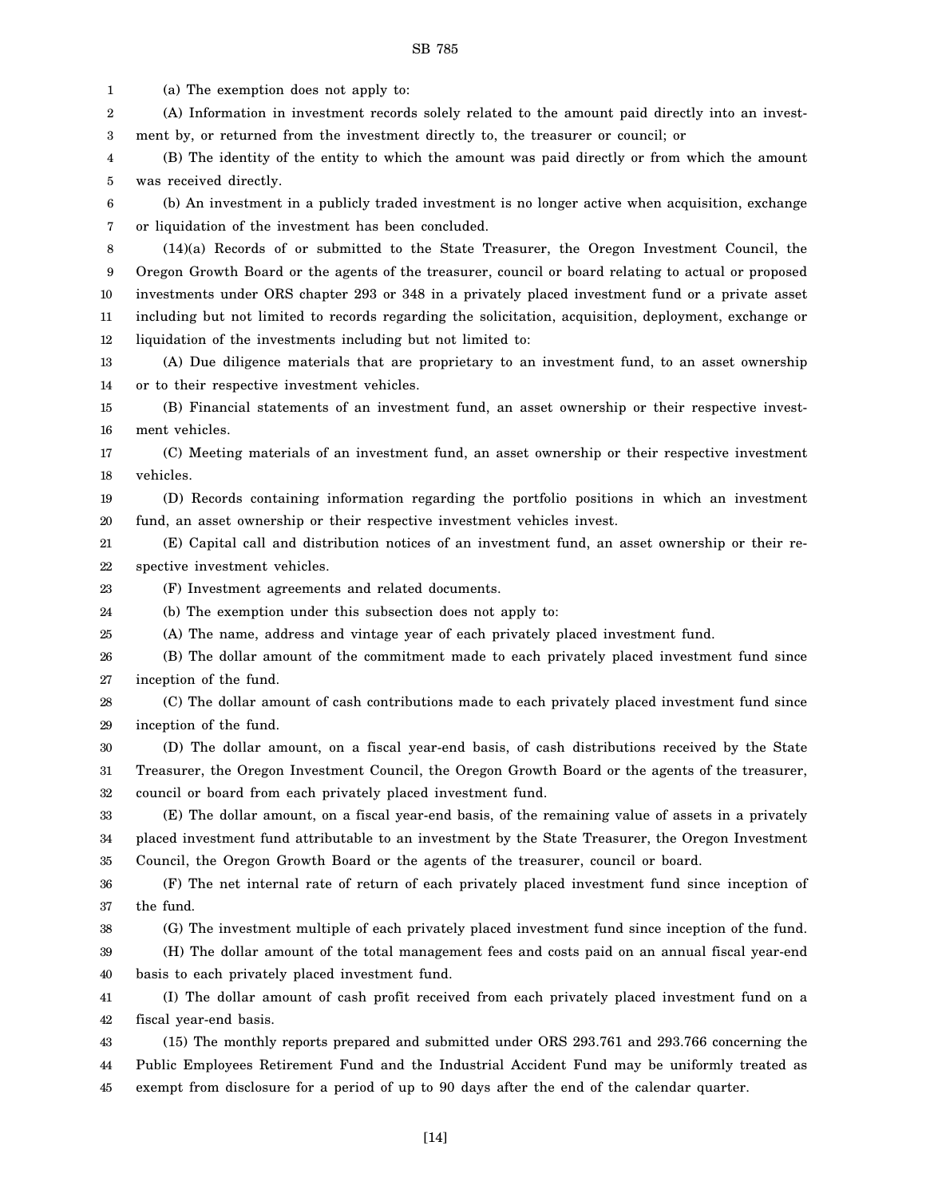(a) The exemption does not apply to:

(A) Information in investment records solely related to the amount paid directly into an investment by, or returned from the investment directly to, the treasurer or council; or

(B) The identity of the entity to which the amount was paid directly or from which the amount was received directly.

(b) An investment in a publicly traded investment is no longer active when acquisition, exchange or liquidation of the investment has been concluded.

(14)(a) Records of or submitted to the State Treasurer, the Oregon Investment Council, the Oregon Growth Board or the agents of the treasurer, council or board relating to actual or proposed investments under ORS chapter 293 or 348 in a privately placed investment fund or a private asset including but not limited to records regarding the solicitation, acquisition, deployment, exchange or liquidation of the investments including but not limited to:

(A) Due diligence materials that are proprietary to an investment fund, to an asset ownership or to their respective investment vehicles.

(B) Financial statements of an investment fund, an asset ownership or their respective investment vehicles.

(C) Meeting materials of an investment fund, an asset ownership or their respective investment vehicles.

(D) Records containing information regarding the portfolio positions in which an investment fund, an asset ownership or their respective investment vehicles invest.

(E) Capital call and distribution notices of an investment fund, an asset ownership or their respective investment vehicles.

(F) Investment agreements and related documents.

(b) The exemption under this subsection does not apply to:

(A) The name, address and vintage year of each privately placed investment fund.

(B) The dollar amount of the commitment made to each privately placed investment fund since inception of the fund.

(C) The dollar amount of cash contributions made to each privately placed investment fund since inception of the fund.

(D) The dollar amount, on a fiscal year-end basis, of cash distributions received by the State Treasurer, the Oregon Investment Council, the Oregon Growth Board or the agents of the treasurer, council or board from each privately placed investment fund.

(E) The dollar amount, on a fiscal year-end basis, of the remaining value of assets in a privately placed investment fund attributable to an investment by the State Treasurer, the Oregon Investment Council, the Oregon Growth Board or the agents of the treasurer, council or board.

(F) The net internal rate of return of each privately placed investment fund since inception of the fund.

(G) The investment multiple of each privately placed investment fund since inception of the fund.

(H) The dollar amount of the total management fees and costs paid on an annual fiscal year-end basis to each privately placed investment fund.

(I) The dollar amount of cash profit received from each privately placed investment fund on a fiscal year-end basis.

(15) The monthly reports prepared and submitted under ORS 293.761 and 293.766 concerning the Public Employees Retirement Fund and the Industrial Accident Fund may be uniformly treated as exempt from disclosure for a period of up to 90 days after the end of the calendar quarter.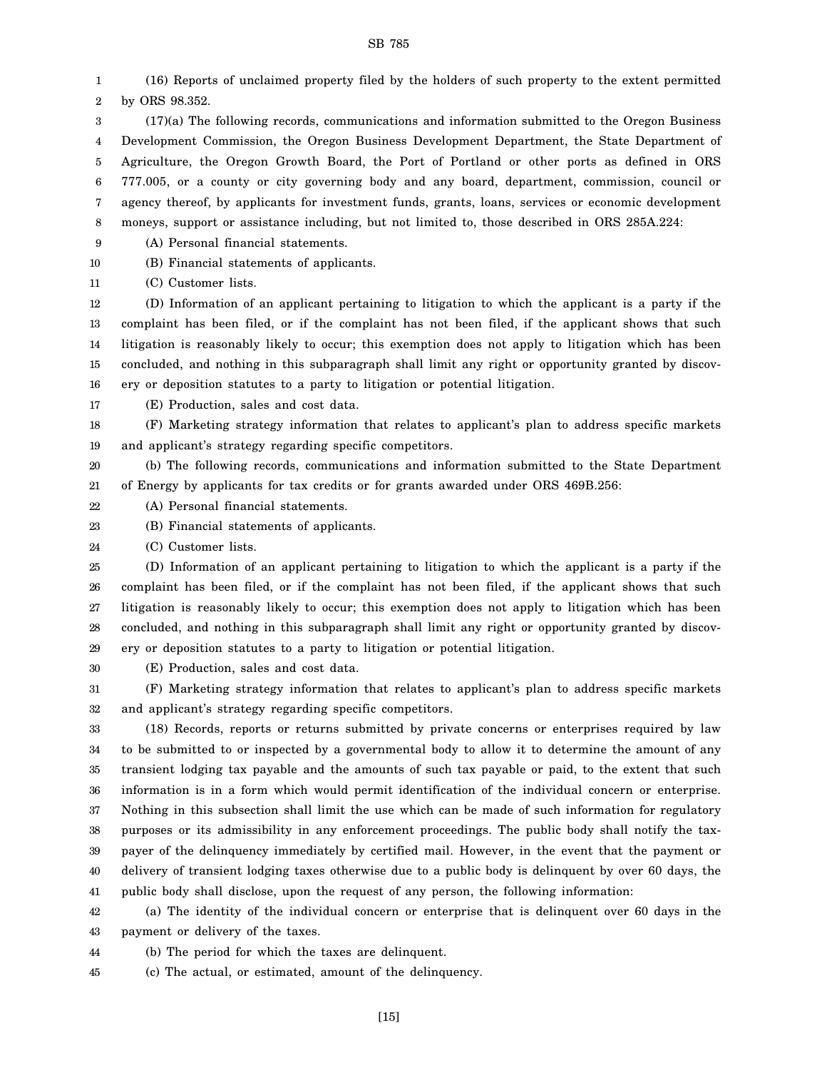(16) Reports of unclaimed property filed by the holders of such property to the extent permitted by ORS 98.352.

(17)(a) The following records, communications and information submitted to the Oregon Business Development Commission, the Oregon Business Development Department, the State Department of Agriculture, the Oregon Growth Board, the Port of Portland or other ports as defined in ORS 777.005, or a county or city governing body and any board, department, commission, council or agency thereof, by applicants for investment funds, grants, loans, services or economic development moneys, support or assistance including, but not limited to, those described in ORS 285A.224:

(A) Personal financial statements.

(B) Financial statements of applicants.

(C) Customer lists.

(D) Information of an applicant pertaining to litigation to which the applicant is a party if the complaint has been filed, or if the complaint has not been filed, if the applicant shows that such litigation is reasonably likely to occur; this exemption does not apply to litigation which has been concluded, and nothing in this subparagraph shall limit any right or opportunity granted by discovery or deposition statutes to a party to litigation or potential litigation.

(E) Production, sales and cost data.

(F) Marketing strategy information that relates to applicant's plan to address specific markets and applicant's strategy regarding specific competitors.

(b) The following records, communications and information submitted to the State Department of Energy by applicants for tax credits or for grants awarded under ORS 469B.256:

(A) Personal financial statements.

(B) Financial statements of applicants.

(C) Customer lists.

(D) Information of an applicant pertaining to litigation to which the applicant is a party if the complaint has been filed, or if the complaint has not been filed, if the applicant shows that such litigation is reasonably likely to occur; this exemption does not apply to litigation which has been concluded, and nothing in this subparagraph shall limit any right or opportunity granted by discovery or deposition statutes to a party to litigation or potential litigation.

(E) Production, sales and cost data.

(F) Marketing strategy information that relates to applicant's plan to address specific markets and applicant's strategy regarding specific competitors.

(18) Records, reports or returns submitted by private concerns or enterprises required by law to be submitted to or inspected by a governmental body to allow it to determine the amount of any transient lodging tax payable and the amounts of such tax payable or paid, to the extent that such information is in a form which would permit identification of the individual concern or enterprise. Nothing in this subsection shall limit the use which can be made of such information for regulatory purposes or its admissibility in any enforcement proceedings. The public body shall notify the taxpayer of the delinquency immediately by certified mail. However, in the event that the payment or delivery of transient lodging taxes otherwise due to a public body is delinquent by over 60 days, the public body shall disclose, upon the request of any person, the following information:

(a) The identity of the individual concern or enterprise that is delinquent over 60 days in the payment or delivery of the taxes.

(b) The period for which the taxes are delinquent.

(c) The actual, or estimated, amount of the delinquency.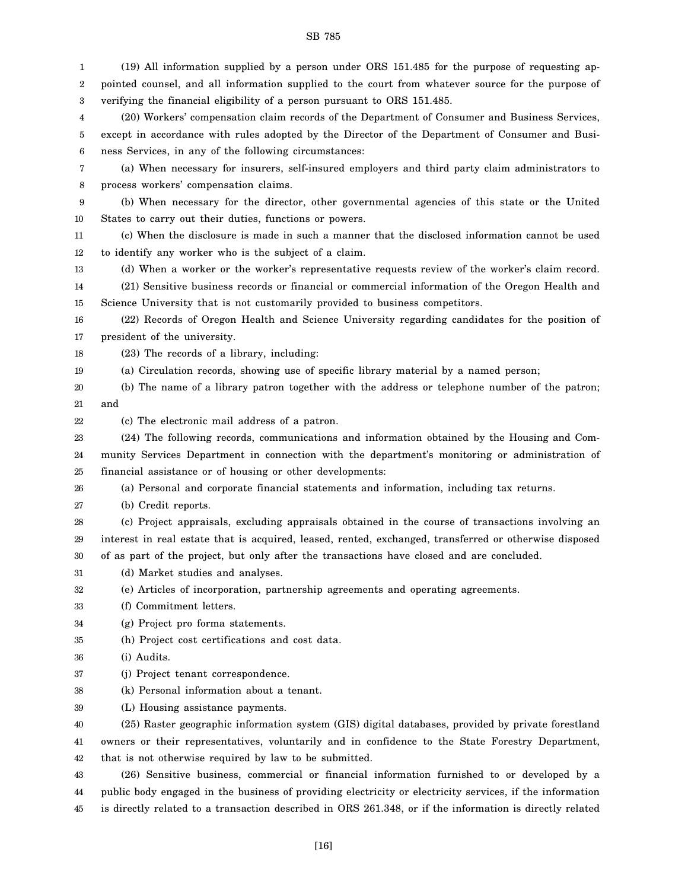(19) All information supplied by a person under ORS 151.485 for the purpose of requesting appointed counsel, and all information supplied to the court from whatever source for the purpose of verifying the financial eligibility of a person pursuant to ORS 151.485.

(20) Workers' compensation claim records of the Department of Consumer and Business Services, except in accordance with rules adopted by the Director of the Department of Consumer and Business Services, in any of the following circumstances:

(a) When necessary for insurers, self-insured employers and third party claim administrators to process workers' compensation claims.

(b) When necessary for the director, other governmental agencies of this state or the United States to carry out their duties, functions or powers.

(c) When the disclosure is made in such a manner that the disclosed information cannot be used to identify any worker who is the subject of a claim.

(d) When a worker or the worker's representative requests review of the worker's claim record.

(21) Sensitive business records or financial or commercial information of the Oregon Health and Science University that is not customarily provided to business competitors.

(22) Records of Oregon Health and Science University regarding candidates for the position of president of the university.

(23) The records of a library, including:

(a) Circulation records, showing use of specific library material by a named person;

(b) The name of a library patron together with the address or telephone number of the patron; and

(c) The electronic mail address of a patron.

(24) The following records, communications and information obtained by the Housing and Community Services Department in connection with the department's monitoring or administration of financial assistance or of housing or other developments:

(a) Personal and corporate financial statements and information, including tax returns.

(b) Credit reports.

(c) Project appraisals, excluding appraisals obtained in the course of transactions involving an interest in real estate that is acquired, leased, rented, exchanged, transferred or otherwise disposed of as part of the project, but only after the transactions have closed and are concluded.

(d) Market studies and analyses.

(e) Articles of incorporation, partnership agreements and operating agreements.

(f) Commitment letters.

(g) Project pro forma statements.

(h) Project cost certifications and cost data.

(i) Audits.

(j) Project tenant correspondence.

(k) Personal information about a tenant.

(L) Housing assistance payments.

(25) Raster geographic information system (GIS) digital databases, provided by private forestland owners or their representatives, voluntarily and in confidence to the State Forestry Department, that is not otherwise required by law to be submitted.

(26) Sensitive business, commercial or financial information furnished to or developed by a public body engaged in the business of providing electricity or electricity services, if the information is directly related to a transaction described in ORS 261.348, or if the information is directly related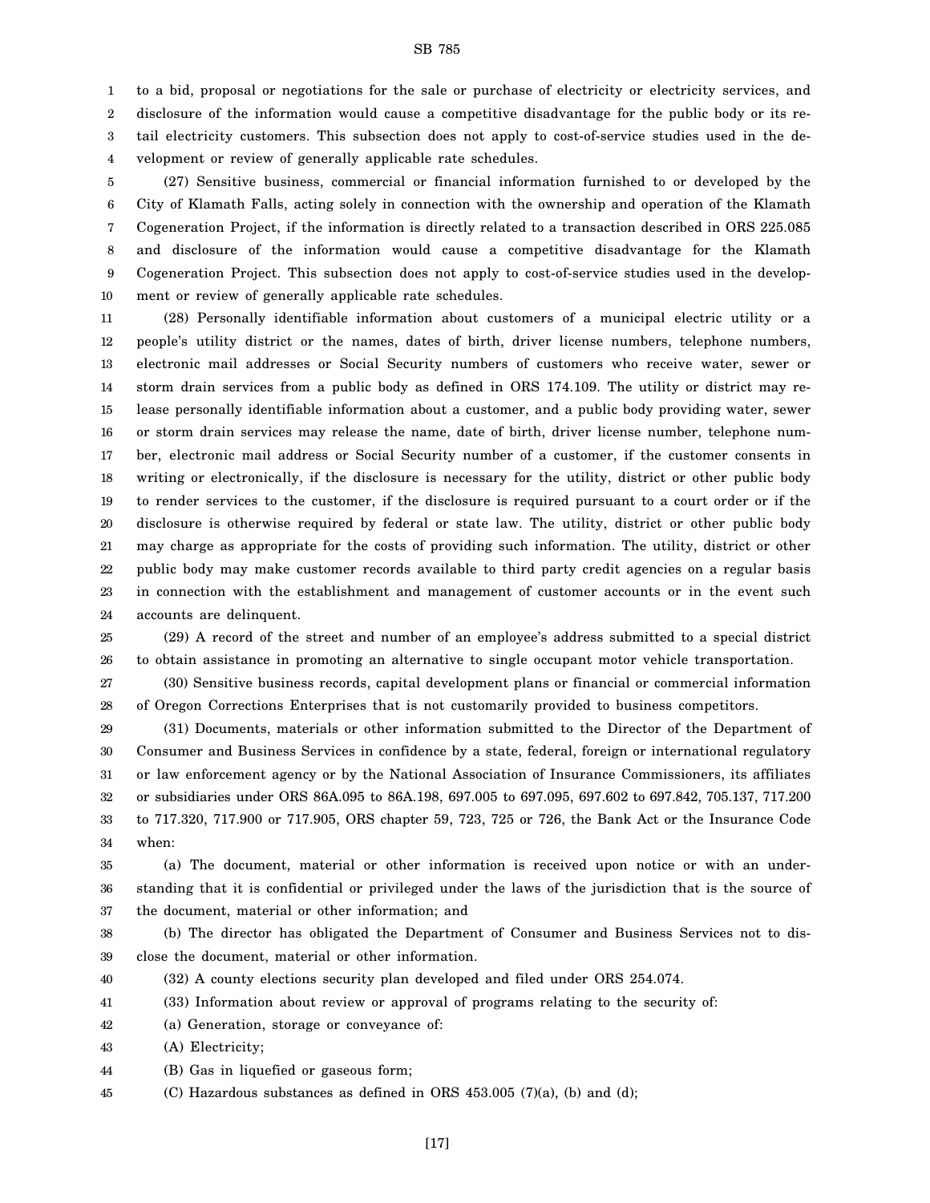to a bid, proposal or negotiations for the sale or purchase of electricity or electricity services, and disclosure of the information would cause a competitive disadvantage for the public body or its retail electricity customers. This subsection does not apply to cost-of-service studies used in the development or review of generally applicable rate schedules.

(27) Sensitive business, commercial or financial information furnished to or developed by the City of Klamath Falls, acting solely in connection with the ownership and operation of the Klamath Cogeneration Project, if the information is directly related to a transaction described in ORS 225.085 and disclosure of the information would cause a competitive disadvantage for the Klamath Cogeneration Project. This subsection does not apply to cost-of-service studies used in the development or review of generally applicable rate schedules.

(28) Personally identifiable information about customers of a municipal electric utility or a people's utility district or the names, dates of birth, driver license numbers, telephone numbers, electronic mail addresses or Social Security numbers of customers who receive water, sewer or storm drain services from a public body as defined in ORS 174.109. The utility or district may release personally identifiable information about a customer, and a public body providing water, sewer or storm drain services may release the name, date of birth, driver license number, telephone number, electronic mail address or Social Security number of a customer, if the customer consents in writing or electronically, if the disclosure is necessary for the utility, district or other public body to render services to the customer, if the disclosure is required pursuant to a court order or if the disclosure is otherwise required by federal or state law. The utility, district or other public body may charge as appropriate for the costs of providing such information. The utility, district or other public body may make customer records available to third party credit agencies on a regular basis in connection with the establishment and management of customer accounts or in the event such accounts are delinquent.

(29) A record of the street and number of an employee's address submitted to a special district to obtain assistance in promoting an alternative to single occupant motor vehicle transportation.

(30) Sensitive business records, capital development plans or financial or commercial information of Oregon Corrections Enterprises that is not customarily provided to business competitors.

(31) Documents, materials or other information submitted to the Director of the Department of Consumer and Business Services in confidence by a state, federal, foreign or international regulatory or law enforcement agency or by the National Association of Insurance Commissioners, its affiliates or subsidiaries under ORS 86A.095 to 86A.198, 697.005 to 697.095, 697.602 to 697.842, 705.137, 717.200 to 717.320, 717.900 or 717.905, ORS chapter 59, 723, 725 or 726, the Bank Act or the Insurance Code when:

(a) The document, material or other information is received upon notice or with an understanding that it is confidential or privileged under the laws of the jurisdiction that is the source of the document, material or other information; and

(b) The director has obligated the Department of Consumer and Business Services not to disclose the document, material or other information.

(32) A county elections security plan developed and filed under ORS 254.074.

(33) Information about review or approval of programs relating to the security of:

(a) Generation, storage or conveyance of:

(A) Electricity;

(B) Gas in liquefied or gaseous form;

(C) Hazardous substances as defined in ORS 453.005 (7)(a), (b) and (d);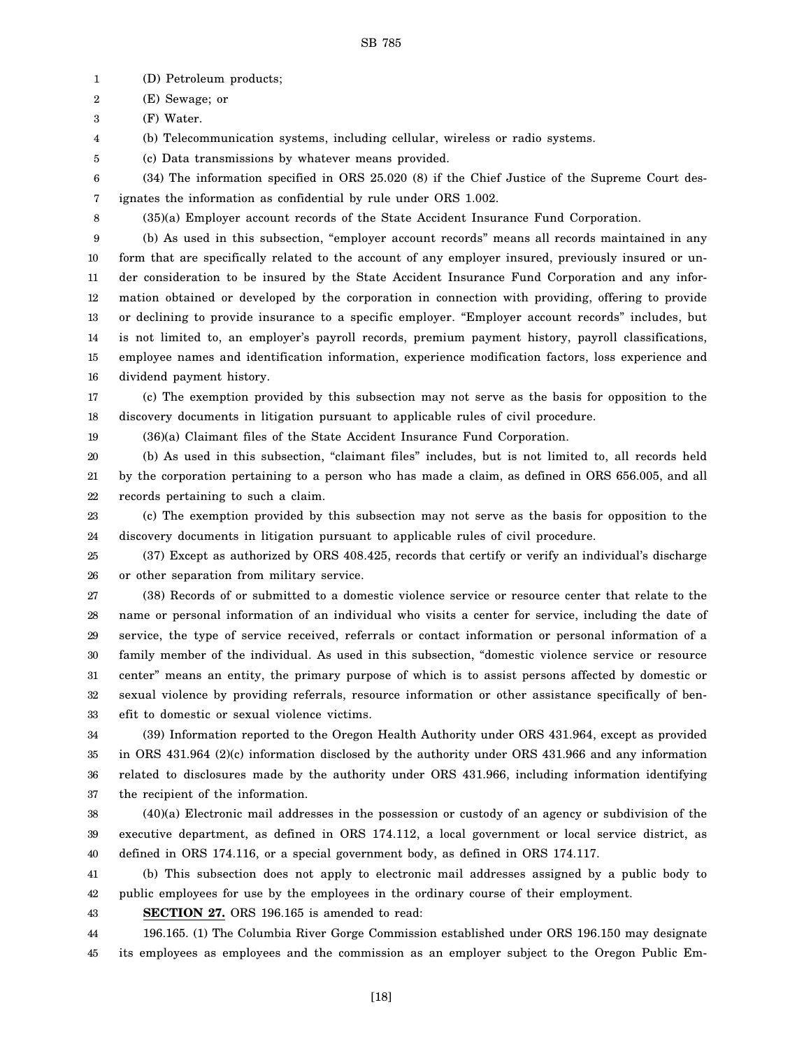(D) Petroleum products;

(E) Sewage; or

(F) Water.

(b) Telecommunication systems, including cellular, wireless or radio systems.

(c) Data transmissions by whatever means provided.

(34) The information specified in ORS 25.020 (8) if the Chief Justice of the Supreme Court designates the information as confidential by rule under ORS 1.002.

(35)(a) Employer account records of the State Accident Insurance Fund Corporation.

(b) As used in this subsection, "employer account records" means all records maintained in any form that are specifically related to the account of any employer insured, previously insured or under consideration to be insured by the State Accident Insurance Fund Corporation and any information obtained or developed by the corporation in connection with providing, offering to provide or declining to provide insurance to a specific employer. "Employer account records" includes, but is not limited to, an employer's payroll records, premium payment history, payroll classifications, employee names and identification information, experience modification factors, loss experience and dividend payment history.

(c) The exemption provided by this subsection may not serve as the basis for opposition to the discovery documents in litigation pursuant to applicable rules of civil procedure.

(36)(a) Claimant files of the State Accident Insurance Fund Corporation.

(b) As used in this subsection, "claimant files" includes, but is not limited to, all records held by the corporation pertaining to a person who has made a claim, as defined in ORS 656.005, and all records pertaining to such a claim.

(c) The exemption provided by this subsection may not serve as the basis for opposition to the discovery documents in litigation pursuant to applicable rules of civil procedure.

(37) Except as authorized by ORS 408.425, records that certify or verify an individual's discharge or other separation from military service.

(38) Records of or submitted to a domestic violence service or resource center that relate to the name or personal information of an individual who visits a center for service, including the date of service, the type of service received, referrals or contact information or personal information of a family member of the individual. As used in this subsection, "domestic violence service or resource center" means an entity, the primary purpose of which is to assist persons affected by domestic or sexual violence by providing referrals, resource information or other assistance specifically of benefit to domestic or sexual violence victims.

(39) Information reported to the Oregon Health Authority under ORS 431.964, except as provided in ORS 431.964 (2)(c) information disclosed by the authority under ORS 431.966 and any information related to disclosures made by the authority under ORS 431.966, including information identifying the recipient of the information.

(40)(a) Electronic mail addresses in the possession or custody of an agency or subdivision of the executive department, as defined in ORS 174.112, a local government or local service district, as defined in ORS 174.116, or a special government body, as defined in ORS 174.117.

(b) This subsection does not apply to electronic mail addresses assigned by a public body to public employees for use by the employees in the ordinary course of their employment.

**SECTION 27.** ORS 196.165 is amended to read:

196.165. (1) The Columbia River Gorge Commission established under ORS 196.150 may designate its employees as employees and the commission as an employer subject to the Oregon Public Em-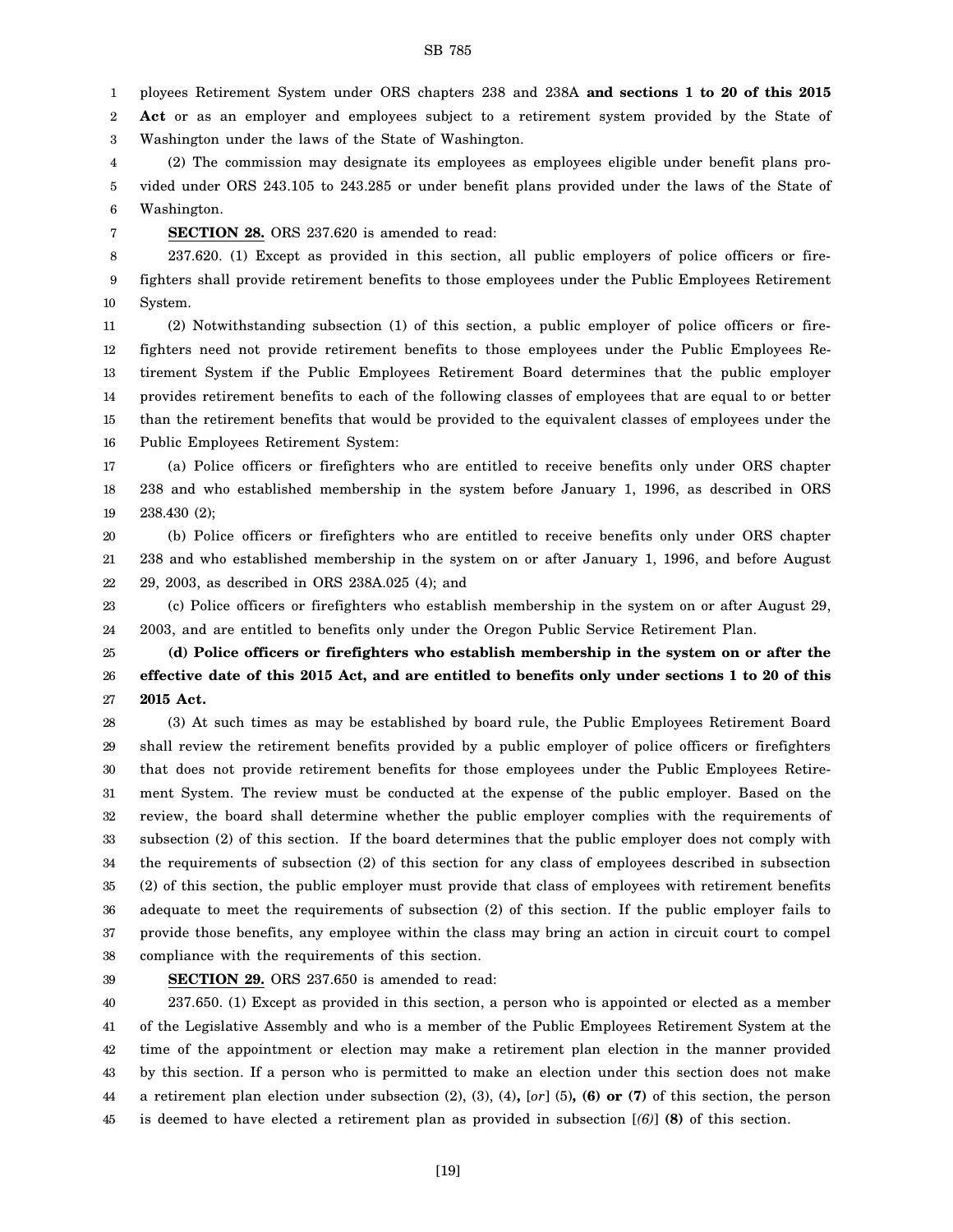ployees Retirement System under ORS chapters 238 and 238A **and sections 1 to 20 of this 2015 Act** or as an employer and employees subject to a retirement system provided by the State of Washington under the laws of the State of Washington.

(2) The commission may designate its employees as employees eligible under benefit plans provided under ORS 243.105 to 243.285 or under benefit plans provided under the laws of the State of Washington.

**SECTION 28.** ORS 237.620 is amended to read:

237.620. (1) Except as provided in this section, all public employers of police officers or firefighters shall provide retirement benefits to those employees under the Public Employees Retirement System.

(2) Notwithstanding subsection (1) of this section, a public employer of police officers or firefighters need not provide retirement benefits to those employees under the Public Employees Retirement System if the Public Employees Retirement Board determines that the public employer provides retirement benefits to each of the following classes of employees that are equal to or better than the retirement benefits that would be provided to the equivalent classes of employees under the Public Employees Retirement System:

(a) Police officers or firefighters who are entitled to receive benefits only under ORS chapter 238 and who established membership in the system before January 1, 1996, as described in ORS 238.430 (2);

(b) Police officers or firefighters who are entitled to receive benefits only under ORS chapter 238 and who established membership in the system on or after January 1, 1996, and before August 29, 2003, as described in ORS 238A.025 (4); and

(c) Police officers or firefighters who establish membership in the system on or after August 29, 2003, and are entitled to benefits only under the Oregon Public Service Retirement Plan.

**(d) Police officers or firefighters who establish membership in the system on or after the effective date of this 2015 Act, and are entitled to benefits only under sections 1 to 20 of this 2015 Act.**

(3) At such times as may be established by board rule, the Public Employees Retirement Board shall review the retirement benefits provided by a public employer of police officers or firefighters that does not provide retirement benefits for those employees under the Public Employees Retirement System. The review must be conducted at the expense of the public employer. Based on the review, the board shall determine whether the public employer complies with the requirements of subsection (2) of this section. If the board determines that the public employer does not comply with the requirements of subsection (2) of this section for any class of employees described in subsection (2) of this section, the public employer must provide that class of employees with retirement benefits adequate to meet the requirements of subsection (2) of this section. If the public employer fails to provide those benefits, any employee within the class may bring an action in circuit court to compel compliance with the requirements of this section.

**SECTION 29.** ORS 237.650 is amended to read:

237.650. (1) Except as provided in this section, a person who is appointed or elected as a member of the Legislative Assembly and who is a member of the Public Employees Retirement System at the time of the appointment or election may make a retirement plan election in the manner provided by this section. If a person who is permitted to make an election under this section does not make a retirement plan election under subsection (2), (3), (4)**,** [*or*] (5)**, (6) or (7)** of this section, the person is deemed to have elected a retirement plan as provided in subsection [*(6)*] **(8)** of this section.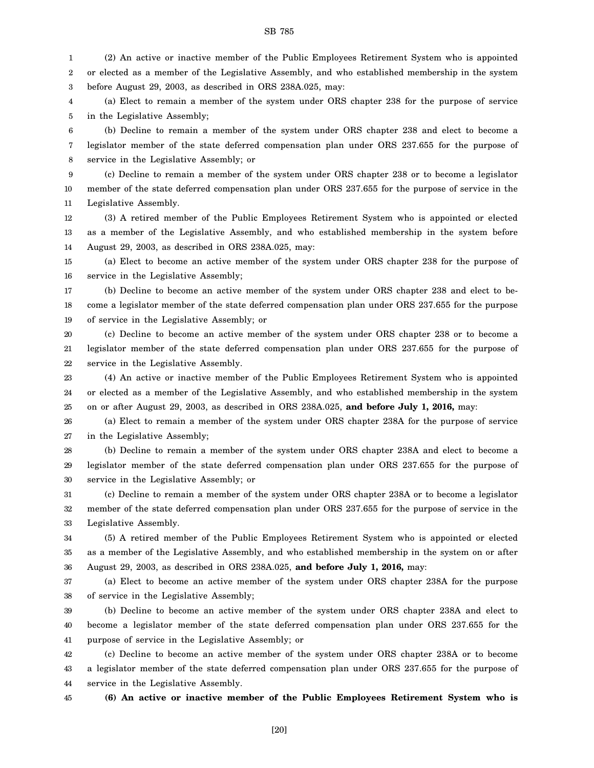(2) An active or inactive member of the Public Employees Retirement System who is appointed or elected as a member of the Legislative Assembly, and who established membership in the system before August 29, 2003, as described in ORS 238A.025, may:

(a) Elect to remain a member of the system under ORS chapter 238 for the purpose of service in the Legislative Assembly;

(b) Decline to remain a member of the system under ORS chapter 238 and elect to become a legislator member of the state deferred compensation plan under ORS 237.655 for the purpose of service in the Legislative Assembly; or

(c) Decline to remain a member of the system under ORS chapter 238 or to become a legislator member of the state deferred compensation plan under ORS 237.655 for the purpose of service in the Legislative Assembly.

(3) A retired member of the Public Employees Retirement System who is appointed or elected as a member of the Legislative Assembly, and who established membership in the system before August 29, 2003, as described in ORS 238A.025, may:

(a) Elect to become an active member of the system under ORS chapter 238 for the purpose of service in the Legislative Assembly;

(b) Decline to become an active member of the system under ORS chapter 238 and elect to become a legislator member of the state deferred compensation plan under ORS 237.655 for the purpose of service in the Legislative Assembly; or

(c) Decline to become an active member of the system under ORS chapter 238 or to become a legislator member of the state deferred compensation plan under ORS 237.655 for the purpose of service in the Legislative Assembly.

(4) An active or inactive member of the Public Employees Retirement System who is appointed or elected as a member of the Legislative Assembly, and who established membership in the system on or after August 29, 2003, as described in ORS 238A.025, **and before July 1, 2016,** may:

(a) Elect to remain a member of the system under ORS chapter 238A for the purpose of service in the Legislative Assembly;

(b) Decline to remain a member of the system under ORS chapter 238A and elect to become a legislator member of the state deferred compensation plan under ORS 237.655 for the purpose of service in the Legislative Assembly; or

(c) Decline to remain a member of the system under ORS chapter 238A or to become a legislator member of the state deferred compensation plan under ORS 237.655 for the purpose of service in the Legislative Assembly.

(5) A retired member of the Public Employees Retirement System who is appointed or elected as a member of the Legislative Assembly, and who established membership in the system on or after August 29, 2003, as described in ORS 238A.025, **and before July 1, 2016,** may:

(a) Elect to become an active member of the system under ORS chapter 238A for the purpose of service in the Legislative Assembly;

(b) Decline to become an active member of the system under ORS chapter 238A and elect to become a legislator member of the state deferred compensation plan under ORS 237.655 for the purpose of service in the Legislative Assembly; or

(c) Decline to become an active member of the system under ORS chapter 238A or to become a legislator member of the state deferred compensation plan under ORS 237.655 for the purpose of service in the Legislative Assembly.

**(6) An active or inactive member of the Public Employees Retirement System who is**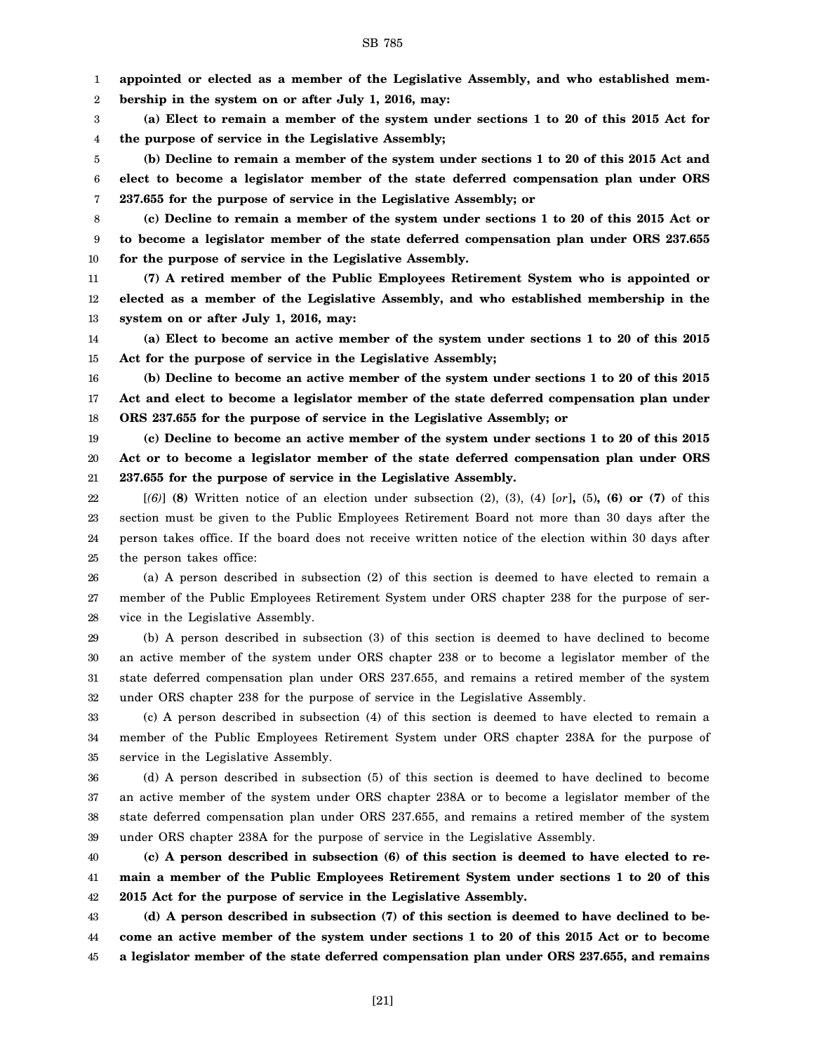**appointed or elected as a member of the Legislative Assembly, and who established membership in the system on or after July 1, 2016, may:**

**(a) Elect to remain a member of the system under sections 1 to 20 of this 2015 Act for the purpose of service in the Legislative Assembly;**

**(b) Decline to remain a member of the system under sections 1 to 20 of this 2015 Act and elect to become a legislator member of the state deferred compensation plan under ORS 237.655 for the purpose of service in the Legislative Assembly; or**

**(c) Decline to remain a member of the system under sections 1 to 20 of this 2015 Act or to become a legislator member of the state deferred compensation plan under ORS 237.655 for the purpose of service in the Legislative Assembly.**

**(7) A retired member of the Public Employees Retirement System who is appointed or elected as a member of the Legislative Assembly, and who established membership in the system on or after July 1, 2016, may:**

**(a) Elect to become an active member of the system under sections 1 to 20 of this 2015 Act for the purpose of service in the Legislative Assembly;**

**(b) Decline to become an active member of the system under sections 1 to 20 of this 2015 Act and elect to become a legislator member of the state deferred compensation plan under ORS 237.655 for the purpose of service in the Legislative Assembly; or**

**(c) Decline to become an active member of the system under sections 1 to 20 of this 2015 Act or to become a legislator member of the state deferred compensation plan under ORS 237.655 for the purpose of service in the Legislative Assembly.**

[*(6)*] **(8)** Written notice of an election under subsection (2), (3), (4) [*or*]**,** (5)**, (6) or (7)** of this section must be given to the Public Employees Retirement Board not more than 30 days after the person takes office. If the board does not receive written notice of the election within 30 days after the person takes office:

(a) A person described in subsection (2) of this section is deemed to have elected to remain a member of the Public Employees Retirement System under ORS chapter 238 for the purpose of service in the Legislative Assembly.

(b) A person described in subsection (3) of this section is deemed to have declined to become an active member of the system under ORS chapter 238 or to become a legislator member of the state deferred compensation plan under ORS 237.655, and remains a retired member of the system under ORS chapter 238 for the purpose of service in the Legislative Assembly.

(c) A person described in subsection (4) of this section is deemed to have elected to remain a member of the Public Employees Retirement System under ORS chapter 238A for the purpose of service in the Legislative Assembly.

(d) A person described in subsection (5) of this section is deemed to have declined to become an active member of the system under ORS chapter 238A or to become a legislator member of the state deferred compensation plan under ORS 237.655, and remains a retired member of the system under ORS chapter 238A for the purpose of service in the Legislative Assembly.

**(c) A person described in subsection (6) of this section is deemed to have elected to remain a member of the Public Employees Retirement System under sections 1 to 20 of this 2015 Act for the purpose of service in the Legislative Assembly.**

**(d) A person described in subsection (7) of this section is deemed to have declined to become an active member of the system under sections 1 to 20 of this 2015 Act or to become a legislator member of the state deferred compensation plan under ORS 237.655, and remains**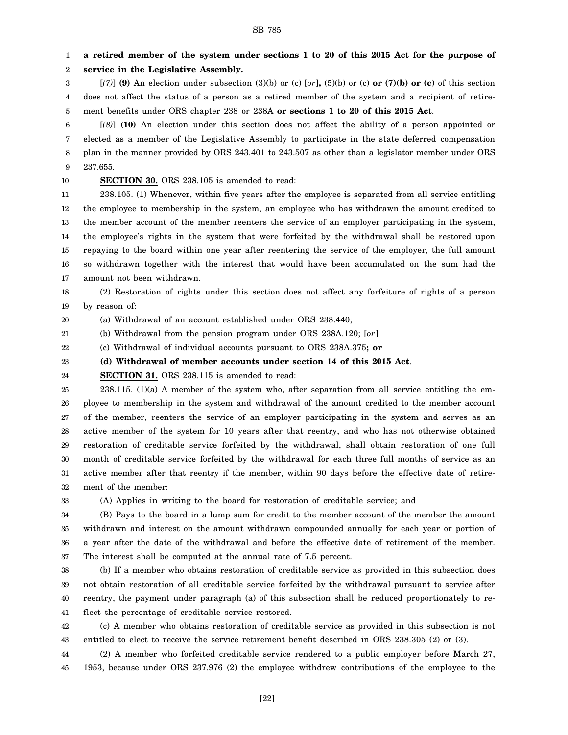**a retired member of the system under sections 1 to 20 of this 2015 Act for the purpose of service in the Legislative Assembly.**

[*(7)*] **(9)** An election under subsection (3)(b) or (c) [*or*]**,** (5)(b) or (c) **or (7)(b) or (c)** of this section does not affect the status of a person as a retired member of the system and a recipient of retirement benefits under ORS chapter 238 or 238A **or sections 1 to 20 of this 2015 Act**.

[*(8)*] **(10)** An election under this section does not affect the ability of a person appointed or elected as a member of the Legislative Assembly to participate in the state deferred compensation plan in the manner provided by ORS 243.401 to 243.507 as other than a legislator member under ORS 237.655.

**SECTION 30.** ORS 238.105 is amended to read:

238.105. (1) Whenever, within five years after the employee is separated from all service entitling the employee to membership in the system, an employee who has withdrawn the amount credited to the member account of the member reenters the service of an employer participating in the system, the employee's rights in the system that were forfeited by the withdrawal shall be restored upon repaying to the board within one year after reentering the service of the employer, the full amount so withdrawn together with the interest that would have been accumulated on the sum had the amount not been withdrawn.

(2) Restoration of rights under this section does not affect any forfeiture of rights of a person by reason of:

(a) Withdrawal of an account established under ORS 238.440;

(b) Withdrawal from the pension program under ORS 238A.120; [*or*]

(c) Withdrawal of individual accounts pursuant to ORS 238A.375**; or**

**(d) Withdrawal of member accounts under section 14 of this 2015 Act**.

**SECTION 31.** ORS 238.115 is amended to read:

238.115. (1)(a) A member of the system who, after separation from all service entitling the employee to membership in the system and withdrawal of the amount credited to the member account of the member, reenters the service of an employer participating in the system and serves as an active member of the system for 10 years after that reentry, and who has not otherwise obtained restoration of creditable service forfeited by the withdrawal, shall obtain restoration of one full month of creditable service forfeited by the withdrawal for each three full months of service as an active member after that reentry if the member, within 90 days before the effective date of retirement of the member:

(A) Applies in writing to the board for restoration of creditable service; and

(B) Pays to the board in a lump sum for credit to the member account of the member the amount withdrawn and interest on the amount withdrawn compounded annually for each year or portion of a year after the date of the withdrawal and before the effective date of retirement of the member. The interest shall be computed at the annual rate of 7.5 percent.

(b) If a member who obtains restoration of creditable service as provided in this subsection does not obtain restoration of all creditable service forfeited by the withdrawal pursuant to service after reentry, the payment under paragraph (a) of this subsection shall be reduced proportionately to reflect the percentage of creditable service restored.

(c) A member who obtains restoration of creditable service as provided in this subsection is not entitled to elect to receive the service retirement benefit described in ORS 238.305 (2) or (3).

(2) A member who forfeited creditable service rendered to a public employer before March 27, 1953, because under ORS 237.976 (2) the employee withdrew contributions of the employee to the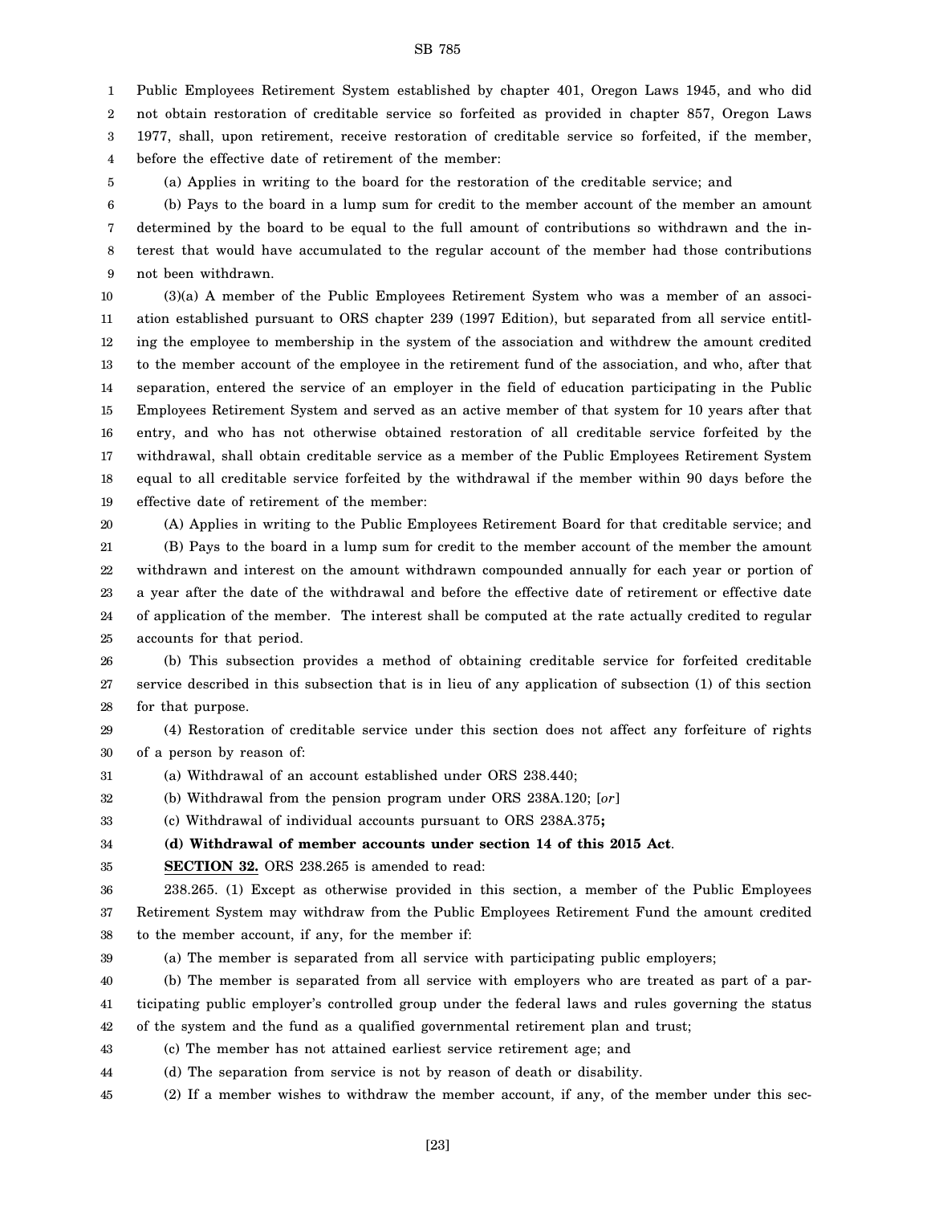Public Employees Retirement System established by chapter 401, Oregon Laws 1945, and who did not obtain restoration of creditable service so forfeited as provided in chapter 857, Oregon Laws 1977, shall, upon retirement, receive restoration of creditable service so forfeited, if the member, before the effective date of retirement of the member:

(a) Applies in writing to the board for the restoration of the creditable service; and

(b) Pays to the board in a lump sum for credit to the member account of the member an amount determined by the board to be equal to the full amount of contributions so withdrawn and the interest that would have accumulated to the regular account of the member had those contributions not been withdrawn.

(3)(a) A member of the Public Employees Retirement System who was a member of an association established pursuant to ORS chapter 239 (1997 Edition), but separated from all service entitling the employee to membership in the system of the association and withdrew the amount credited to the member account of the employee in the retirement fund of the association, and who, after that separation, entered the service of an employer in the field of education participating in the Public Employees Retirement System and served as an active member of that system for 10 years after that entry, and who has not otherwise obtained restoration of all creditable service forfeited by the withdrawal, shall obtain creditable service as a member of the Public Employees Retirement System equal to all creditable service forfeited by the withdrawal if the member within 90 days before the effective date of retirement of the member:

(A) Applies in writing to the Public Employees Retirement Board for that creditable service; and

(B) Pays to the board in a lump sum for credit to the member account of the member the amount withdrawn and interest on the amount withdrawn compounded annually for each year or portion of a year after the date of the withdrawal and before the effective date of retirement or effective date of application of the member. The interest shall be computed at the rate actually credited to regular accounts for that period.

(b) This subsection provides a method of obtaining creditable service for forfeited creditable service described in this subsection that is in lieu of any application of subsection (1) of this section for that purpose.

(4) Restoration of creditable service under this section does not affect any forfeiture of rights of a person by reason of:

(a) Withdrawal of an account established under ORS 238.440;

(b) Withdrawal from the pension program under ORS 238A.120; [*or*]

(c) Withdrawal of individual accounts pursuant to ORS 238A.375**;**

**(d) Withdrawal of member accounts under section 14 of this 2015 Act**.

**SECTION 32.** ORS 238.265 is amended to read:

238.265. (1) Except as otherwise provided in this section, a member of the Public Employees Retirement System may withdraw from the Public Employees Retirement Fund the amount credited to the member account, if any, for the member if:

(a) The member is separated from all service with participating public employers;

(b) The member is separated from all service with employers who are treated as part of a participating public employer's controlled group under the federal laws and rules governing the status of the system and the fund as a qualified governmental retirement plan and trust;

(c) The member has not attained earliest service retirement age; and

(d) The separation from service is not by reason of death or disability.

(2) If a member wishes to withdraw the member account, if any, of the member under this sec-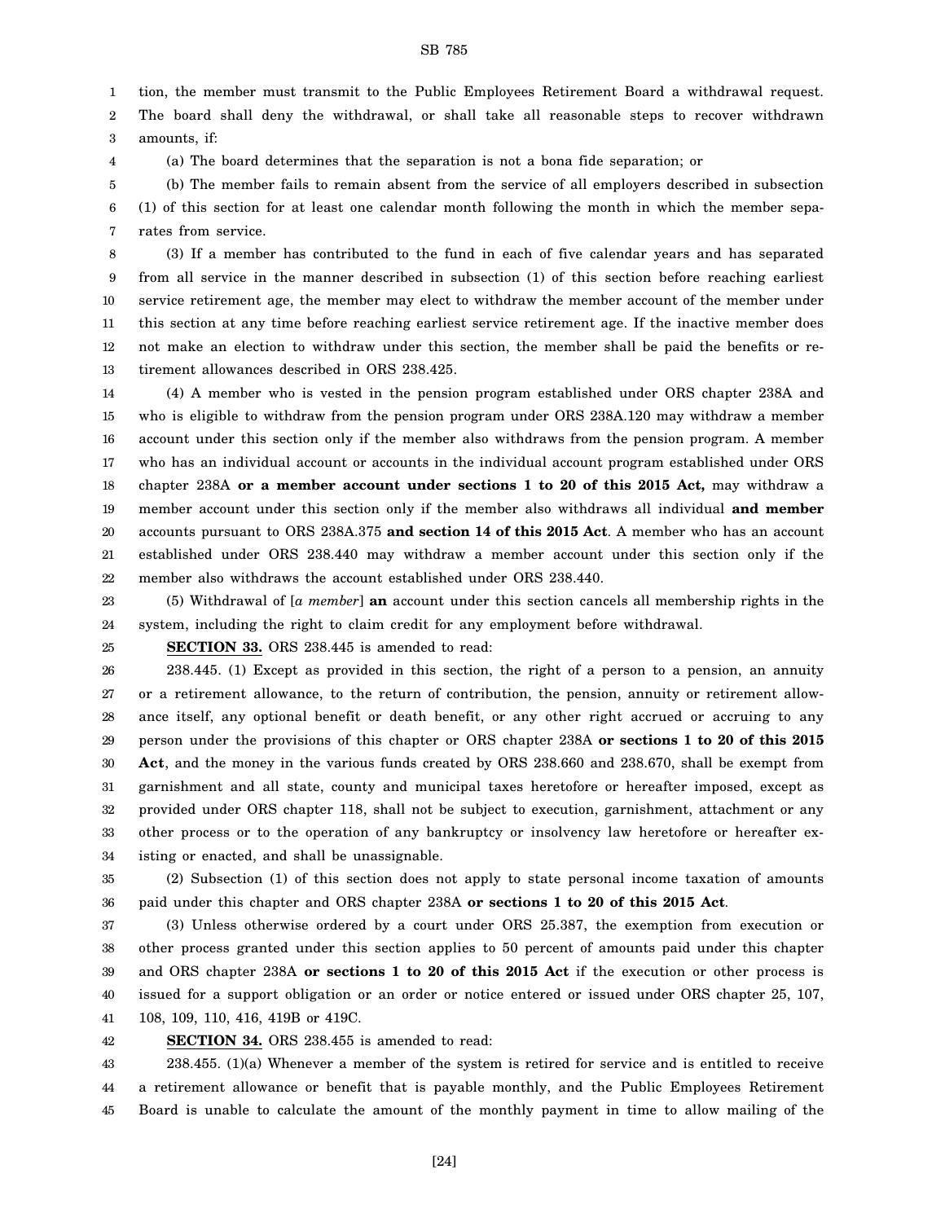tion, the member must transmit to the Public Employees Retirement Board a withdrawal request. The board shall deny the withdrawal, or shall take all reasonable steps to recover withdrawn amounts, if:

(a) The board determines that the separation is not a bona fide separation; or

(b) The member fails to remain absent from the service of all employers described in subsection (1) of this section for at least one calendar month following the month in which the member separates from service.

(3) If a member has contributed to the fund in each of five calendar years and has separated from all service in the manner described in subsection (1) of this section before reaching earliest service retirement age, the member may elect to withdraw the member account of the member under this section at any time before reaching earliest service retirement age. If the inactive member does not make an election to withdraw under this section, the member shall be paid the benefits or retirement allowances described in ORS 238.425.

(4) A member who is vested in the pension program established under ORS chapter 238A and who is eligible to withdraw from the pension program under ORS 238A.120 may withdraw a member account under this section only if the member also withdraws from the pension program. A member who has an individual account or accounts in the individual account program established under ORS chapter 238A **or a member account under sections 1 to 20 of this 2015 Act,** may withdraw a member account under this section only if the member also withdraws all individual **and member** accounts pursuant to ORS 238A.375 **and section 14 of this 2015 Act**. A member who has an account established under ORS 238.440 may withdraw a member account under this section only if the member also withdraws the account established under ORS 238.440.

(5) Withdrawal of [*a member*] **an** account under this section cancels all membership rights in the system, including the right to claim credit for any employment before withdrawal.

**SECTION 33.** ORS 238.445 is amended to read:

238.445. (1) Except as provided in this section, the right of a person to a pension, an annuity or a retirement allowance, to the return of contribution, the pension, annuity or retirement allowance itself, any optional benefit or death benefit, or any other right accrued or accruing to any person under the provisions of this chapter or ORS chapter 238A **or sections 1 to 20 of this 2015 Act**, and the money in the various funds created by ORS 238.660 and 238.670, shall be exempt from garnishment and all state, county and municipal taxes heretofore or hereafter imposed, except as provided under ORS chapter 118, shall not be subject to execution, garnishment, attachment or any other process or to the operation of any bankruptcy or insolvency law heretofore or hereafter existing or enacted, and shall be unassignable.

(2) Subsection (1) of this section does not apply to state personal income taxation of amounts paid under this chapter and ORS chapter 238A **or sections 1 to 20 of this 2015 Act**.

(3) Unless otherwise ordered by a court under ORS 25.387, the exemption from execution or other process granted under this section applies to 50 percent of amounts paid under this chapter and ORS chapter 238A **or sections 1 to 20 of this 2015 Act** if the execution or other process is issued for a support obligation or an order or notice entered or issued under ORS chapter 25, 107, 108, 109, 110, 416, 419B or 419C.

**SECTION 34.** ORS 238.455 is amended to read:

238.455. (1)(a) Whenever a member of the system is retired for service and is entitled to receive a retirement allowance or benefit that is payable monthly, and the Public Employees Retirement Board is unable to calculate the amount of the monthly payment in time to allow mailing of the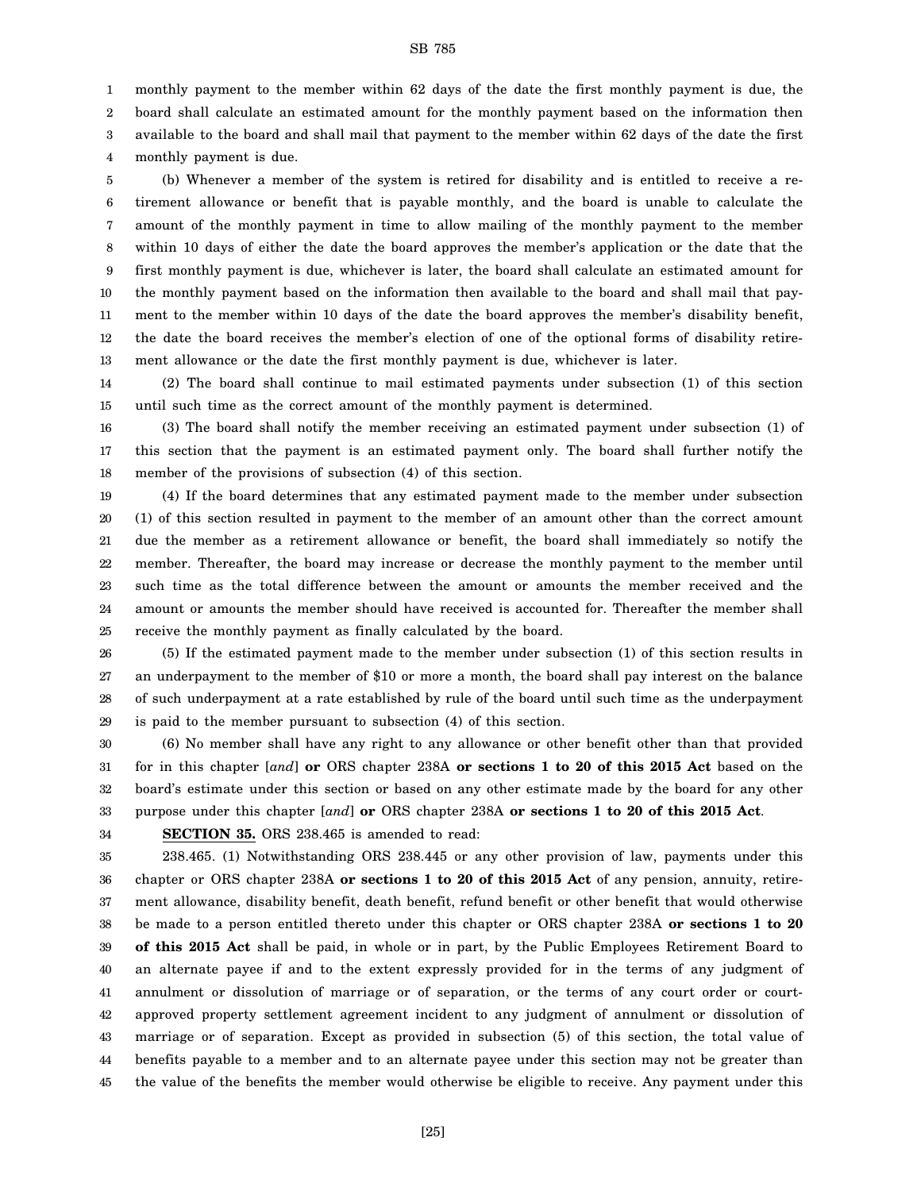monthly payment to the member within 62 days of the date the first monthly payment is due, the board shall calculate an estimated amount for the monthly payment based on the information then available to the board and shall mail that payment to the member within 62 days of the date the first monthly payment is due.

(b) Whenever a member of the system is retired for disability and is entitled to receive a retirement allowance or benefit that is payable monthly, and the board is unable to calculate the amount of the monthly payment in time to allow mailing of the monthly payment to the member within 10 days of either the date the board approves the member's application or the date that the first monthly payment is due, whichever is later, the board shall calculate an estimated amount for the monthly payment based on the information then available to the board and shall mail that payment to the member within 10 days of the date the board approves the member's disability benefit, the date the board receives the member's election of one of the optional forms of disability retirement allowance or the date the first monthly payment is due, whichever is later.

(2) The board shall continue to mail estimated payments under subsection (1) of this section until such time as the correct amount of the monthly payment is determined.

(3) The board shall notify the member receiving an estimated payment under subsection (1) of this section that the payment is an estimated payment only. The board shall further notify the member of the provisions of subsection (4) of this section.

(4) If the board determines that any estimated payment made to the member under subsection (1) of this section resulted in payment to the member of an amount other than the correct amount due the member as a retirement allowance or benefit, the board shall immediately so notify the member. Thereafter, the board may increase or decrease the monthly payment to the member until such time as the total difference between the amount or amounts the member received and the amount or amounts the member should have received is accounted for. Thereafter the member shall receive the monthly payment as finally calculated by the board.

(5) If the estimated payment made to the member under subsection (1) of this section results in an underpayment to the member of $10 or more a month, the board shall pay interest on the balance of such underpayment at a rate established by rule of the board until such time as the underpayment is paid to the member pursuant to subsection (4) of this section.

(6) No member shall have any right to any allowance or other benefit other than that provided for in this chapter [*and*] **or** ORS chapter 238A **or sections 1 to 20 of this 2015 Act** based on the board's estimate under this section or based on any other estimate made by the board for any other purpose under this chapter [*and*] **or** ORS chapter 238A **or sections 1 to 20 of this 2015 Act**.

**SECTION 35.** ORS 238.465 is amended to read:

238.465. (1) Notwithstanding ORS 238.445 or any other provision of law, payments under this chapter or ORS chapter 238A **or sections 1 to 20 of this 2015 Act** of any pension, annuity, retirement allowance, disability benefit, death benefit, refund benefit or other benefit that would otherwise be made to a person entitled thereto under this chapter or ORS chapter 238A **or sections 1 to 20 of this 2015 Act** shall be paid, in whole or in part, by the Public Employees Retirement Board to an alternate payee if and to the extent expressly provided for in the terms of any judgment of annulment or dissolution of marriage or of separation, or the terms of any court order or court-approved property settlement agreement incident to any judgment of annulment or dissolution of marriage or of separation. Except as provided in subsection (5) of this section, the total value of benefits payable to a member and to an alternate payee under this section may not be greater than the value of the benefits the member would otherwise be eligible to receive. Any payment under this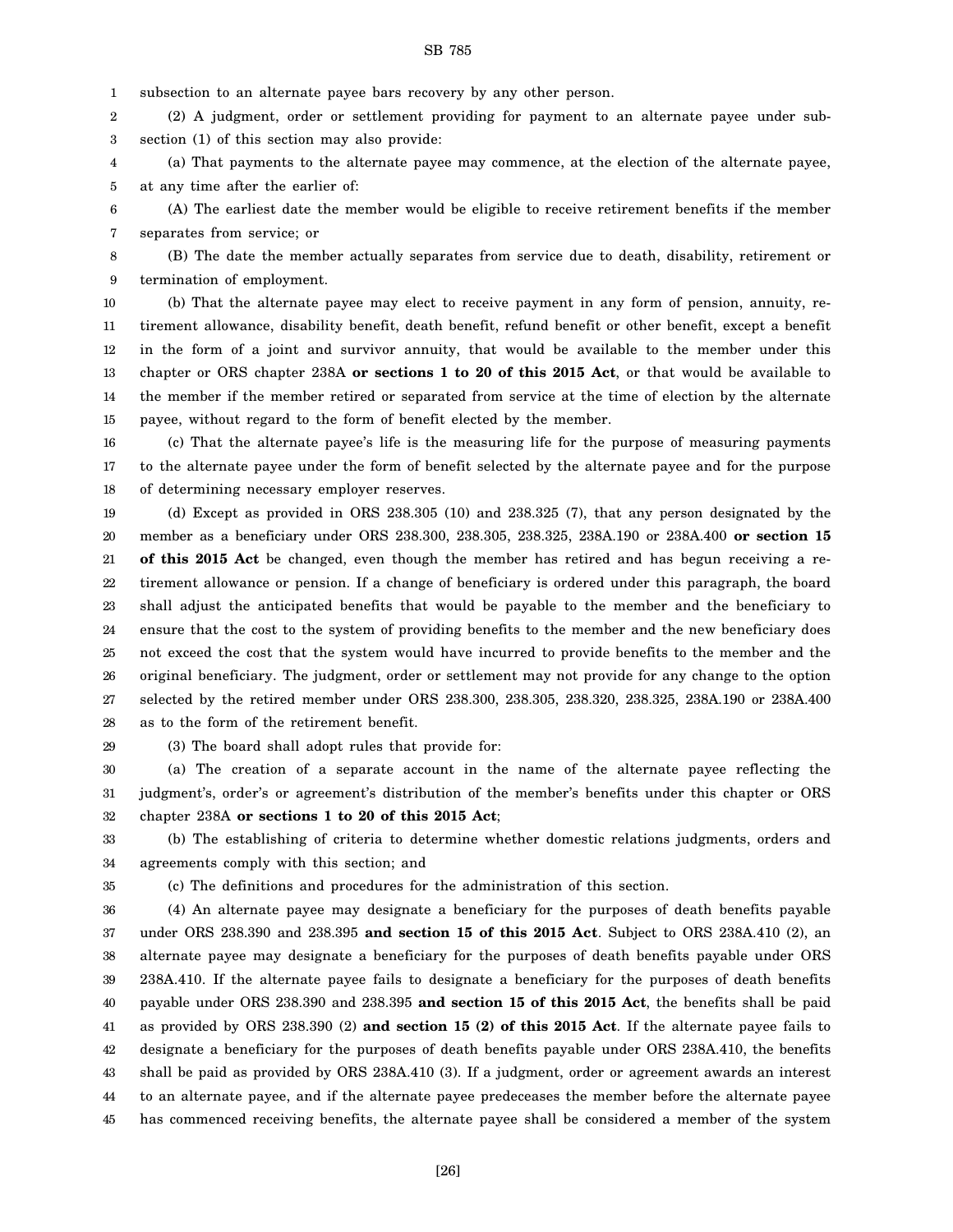subsection to an alternate payee bars recovery by any other person.

(2) A judgment, order or settlement providing for payment to an alternate payee under subsection (1) of this section may also provide:

(a) That payments to the alternate payee may commence, at the election of the alternate payee, at any time after the earlier of:

(A) The earliest date the member would be eligible to receive retirement benefits if the member separates from service; or

(B) The date the member actually separates from service due to death, disability, retirement or termination of employment.

(b) That the alternate payee may elect to receive payment in any form of pension, annuity, retirement allowance, disability benefit, death benefit, refund benefit or other benefit, except a benefit in the form of a joint and survivor annuity, that would be available to the member under this chapter or ORS chapter 238A **or sections 1 to 20 of this 2015 Act**, or that would be available to the member if the member retired or separated from service at the time of election by the alternate payee, without regard to the form of benefit elected by the member.

(c) That the alternate payee's life is the measuring life for the purpose of measuring payments to the alternate payee under the form of benefit selected by the alternate payee and for the purpose of determining necessary employer reserves.

(d) Except as provided in ORS 238.305 (10) and 238.325 (7), that any person designated by the member as a beneficiary under ORS 238.300, 238.305, 238.325, 238A.190 or 238A.400 **or section 15 of this 2015 Act** be changed, even though the member has retired and has begun receiving a retirement allowance or pension. If a change of beneficiary is ordered under this paragraph, the board shall adjust the anticipated benefits that would be payable to the member and the beneficiary to ensure that the cost to the system of providing benefits to the member and the new beneficiary does not exceed the cost that the system would have incurred to provide benefits to the member and the original beneficiary. The judgment, order or settlement may not provide for any change to the option selected by the retired member under ORS 238.300, 238.305, 238.320, 238.325, 238A.190 or 238A.400 as to the form of the retirement benefit.

(3) The board shall adopt rules that provide for:

(a) The creation of a separate account in the name of the alternate payee reflecting the judgment's, order's or agreement's distribution of the member's benefits under this chapter or ORS chapter 238A **or sections 1 to 20 of this 2015 Act**;

(b) The establishing of criteria to determine whether domestic relations judgments, orders and agreements comply with this section; and

(c) The definitions and procedures for the administration of this section.

(4) An alternate payee may designate a beneficiary for the purposes of death benefits payable under ORS 238.390 and 238.395 **and section 15 of this 2015 Act**. Subject to ORS 238A.410 (2), an alternate payee may designate a beneficiary for the purposes of death benefits payable under ORS 238A.410. If the alternate payee fails to designate a beneficiary for the purposes of death benefits payable under ORS 238.390 and 238.395 **and section 15 of this 2015 Act**, the benefits shall be paid as provided by ORS 238.390 (2) **and section 15 (2) of this 2015 Act**. If the alternate payee fails to designate a beneficiary for the purposes of death benefits payable under ORS 238A.410, the benefits shall be paid as provided by ORS 238A.410 (3). If a judgment, order or agreement awards an interest to an alternate payee, and if the alternate payee predeceases the member before the alternate payee has commenced receiving benefits, the alternate payee shall be considered a member of the system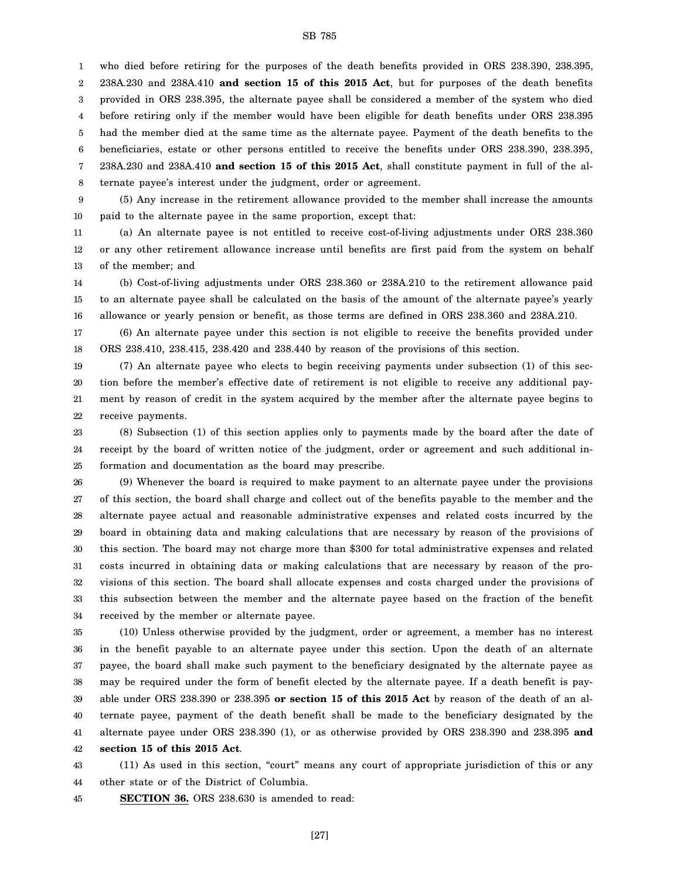who died before retiring for the purposes of the death benefits provided in ORS 238.390, 238.395, 238A.230 and 238A.410 **and section 15 of this 2015 Act**, but for purposes of the death benefits provided in ORS 238.395, the alternate payee shall be considered a member of the system who died before retiring only if the member would have been eligible for death benefits under ORS 238.395 had the member died at the same time as the alternate payee. Payment of the death benefits to the beneficiaries, estate or other persons entitled to receive the benefits under ORS 238.390, 238.395, 238A.230 and 238A.410 **and section 15 of this 2015 Act**, shall constitute payment in full of the alternate payee's interest under the judgment, order or agreement.

(5) Any increase in the retirement allowance provided to the member shall increase the amounts paid to the alternate payee in the same proportion, except that:

(a) An alternate payee is not entitled to receive cost-of-living adjustments under ORS 238.360 or any other retirement allowance increase until benefits are first paid from the system on behalf of the member; and

(b) Cost-of-living adjustments under ORS 238.360 or 238A.210 to the retirement allowance paid to an alternate payee shall be calculated on the basis of the amount of the alternate payee's yearly allowance or yearly pension or benefit, as those terms are defined in ORS 238.360 and 238A.210.

(6) An alternate payee under this section is not eligible to receive the benefits provided under ORS 238.410, 238.415, 238.420 and 238.440 by reason of the provisions of this section.

(7) An alternate payee who elects to begin receiving payments under subsection (1) of this section before the member's effective date of retirement is not eligible to receive any additional payment by reason of credit in the system acquired by the member after the alternate payee begins to receive payments.

(8) Subsection (1) of this section applies only to payments made by the board after the date of receipt by the board of written notice of the judgment, order or agreement and such additional information and documentation as the board may prescribe.

(9) Whenever the board is required to make payment to an alternate payee under the provisions of this section, the board shall charge and collect out of the benefits payable to the member and the alternate payee actual and reasonable administrative expenses and related costs incurred by the board in obtaining data and making calculations that are necessary by reason of the provisions of this section. The board may not charge more than $300 for total administrative expenses and related costs incurred in obtaining data or making calculations that are necessary by reason of the provisions of this section. The board shall allocate expenses and costs charged under the provisions of this subsection between the member and the alternate payee based on the fraction of the benefit received by the member or alternate payee.

(10) Unless otherwise provided by the judgment, order or agreement, a member has no interest in the benefit payable to an alternate payee under this section. Upon the death of an alternate payee, the board shall make such payment to the beneficiary designated by the alternate payee as may be required under the form of benefit elected by the alternate payee. If a death benefit is payable under ORS 238.390 or 238.395 **or section 15 of this 2015 Act** by reason of the death of an alternate payee, payment of the death benefit shall be made to the beneficiary designated by the alternate payee under ORS 238.390 (1), or as otherwise provided by ORS 238.390 and 238.395 **and section 15 of this 2015 Act**.

(11) As used in this section, "court" means any court of appropriate jurisdiction of this or any other state or of the District of Columbia.

**SECTION 36.** ORS 238.630 is amended to read: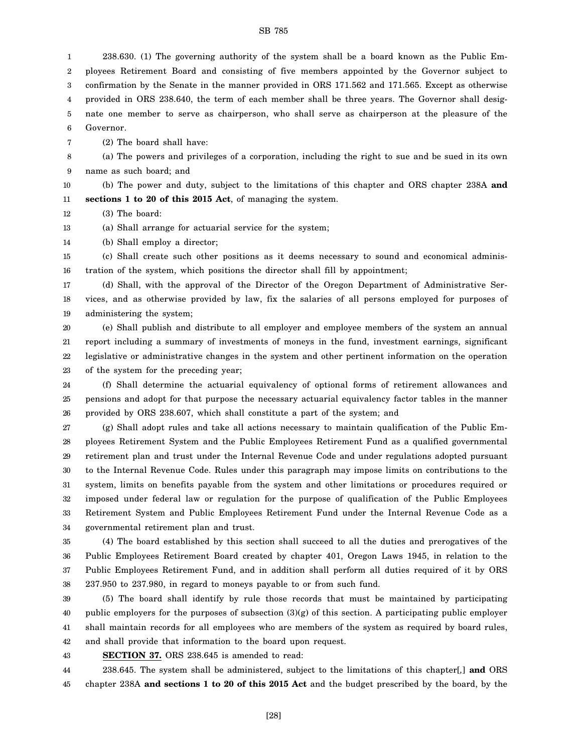238.630. (1) The governing authority of the system shall be a board known as the Public Employees Retirement Board and consisting of five members appointed by the Governor subject to confirmation by the Senate in the manner provided in ORS 171.562 and 171.565. Except as otherwise provided in ORS 238.640, the term of each member shall be three years. The Governor shall designate one member to serve as chairperson, who shall serve as chairperson at the pleasure of the Governor.

(2) The board shall have:

(a) The powers and privileges of a corporation, including the right to sue and be sued in its own name as such board; and

(b) The power and duty, subject to the limitations of this chapter and ORS chapter 238A **and sections 1 to 20 of this 2015 Act**, of managing the system.

(3) The board:

(a) Shall arrange for actuarial service for the system;

(b) Shall employ a director;

(c) Shall create such other positions as it deems necessary to sound and economical administration of the system, which positions the director shall fill by appointment;

(d) Shall, with the approval of the Director of the Oregon Department of Administrative Services, and as otherwise provided by law, fix the salaries of all persons employed for purposes of administering the system;

(e) Shall publish and distribute to all employer and employee members of the system an annual report including a summary of investments of moneys in the fund, investment earnings, significant legislative or administrative changes in the system and other pertinent information on the operation of the system for the preceding year;

(f) Shall determine the actuarial equivalency of optional forms of retirement allowances and pensions and adopt for that purpose the necessary actuarial equivalency factor tables in the manner provided by ORS 238.607, which shall constitute a part of the system; and

(g) Shall adopt rules and take all actions necessary to maintain qualification of the Public Employees Retirement System and the Public Employees Retirement Fund as a qualified governmental retirement plan and trust under the Internal Revenue Code and under regulations adopted pursuant to the Internal Revenue Code. Rules under this paragraph may impose limits on contributions to the system, limits on benefits payable from the system and other limitations or procedures required or imposed under federal law or regulation for the purpose of qualification of the Public Employees Retirement System and Public Employees Retirement Fund under the Internal Revenue Code as a governmental retirement plan and trust.

(4) The board established by this section shall succeed to all the duties and prerogatives of the Public Employees Retirement Board created by chapter 401, Oregon Laws 1945, in relation to the Public Employees Retirement Fund, and in addition shall perform all duties required of it by ORS 237.950 to 237.980, in regard to moneys payable to or from such fund.

(5) The board shall identify by rule those records that must be maintained by participating public employers for the purposes of subsection (3)(g) of this section. A participating public employer shall maintain records for all employees who are members of the system as required by board rules, and shall provide that information to the board upon request.

**SECTION 37.** ORS 238.645 is amended to read:

238.645. The system shall be administered, subject to the limitations of this chapter[,] **and** ORS chapter 238A **and sections 1 to 20 of this 2015 Act** and the budget prescribed by the board, by the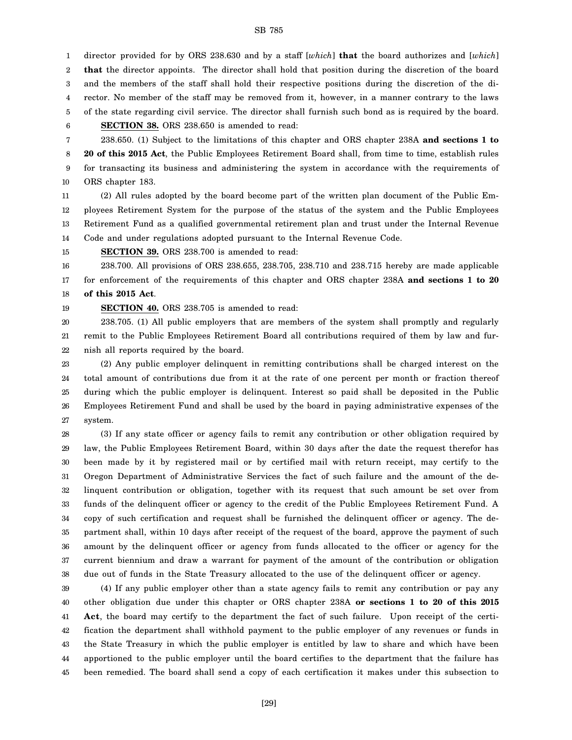director provided for by ORS 238.630 and by a staff [*which*] **that** the board authorizes and [*which*] **that** the director appoints. The director shall hold that position during the discretion of the board and the members of the staff shall hold their respective positions during the discretion of the director. No member of the staff may be removed from it, however, in a manner contrary to the laws of the state regarding civil service. The director shall furnish such bond as is required by the board.

**SECTION 38.** ORS 238.650 is amended to read:

238.650. (1) Subject to the limitations of this chapter and ORS chapter 238A **and sections 1 to 20 of this 2015 Act**, the Public Employees Retirement Board shall, from time to time, establish rules for transacting its business and administering the system in accordance with the requirements of ORS chapter 183.

(2) All rules adopted by the board become part of the written plan document of the Public Employees Retirement System for the purpose of the status of the system and the Public Employees Retirement Fund as a qualified governmental retirement plan and trust under the Internal Revenue Code and under regulations adopted pursuant to the Internal Revenue Code.

**SECTION 39.** ORS 238.700 is amended to read:

238.700. All provisions of ORS 238.655, 238.705, 238.710 and 238.715 hereby are made applicable for enforcement of the requirements of this chapter and ORS chapter 238A **and sections 1 to 20 of this 2015 Act**.

**SECTION 40.** ORS 238.705 is amended to read:

238.705. (1) All public employers that are members of the system shall promptly and regularly remit to the Public Employees Retirement Board all contributions required of them by law and furnish all reports required by the board.

(2) Any public employer delinquent in remitting contributions shall be charged interest on the total amount of contributions due from it at the rate of one percent per month or fraction thereof during which the public employer is delinquent. Interest so paid shall be deposited in the Public Employees Retirement Fund and shall be used by the board in paying administrative expenses of the system.

(3) If any state officer or agency fails to remit any contribution or other obligation required by law, the Public Employees Retirement Board, within 30 days after the date the request therefor has been made by it by registered mail or by certified mail with return receipt, may certify to the Oregon Department of Administrative Services the fact of such failure and the amount of the delinquent contribution or obligation, together with its request that such amount be set over from funds of the delinquent officer or agency to the credit of the Public Employees Retirement Fund. A copy of such certification and request shall be furnished the delinquent officer or agency. The department shall, within 10 days after receipt of the request of the board, approve the payment of such amount by the delinquent officer or agency from funds allocated to the officer or agency for the current biennium and draw a warrant for payment of the amount of the contribution or obligation due out of funds in the State Treasury allocated to the use of the delinquent officer or agency.

(4) If any public employer other than a state agency fails to remit any contribution or pay any other obligation due under this chapter or ORS chapter 238A **or sections 1 to 20 of this 2015 Act**, the board may certify to the department the fact of such failure. Upon receipt of the certification the department shall withhold payment to the public employer of any revenues or funds in the State Treasury in which the public employer is entitled by law to share and which have been apportioned to the public employer until the board certifies to the department that the failure has been remedied. The board shall send a copy of each certification it makes under this subsection to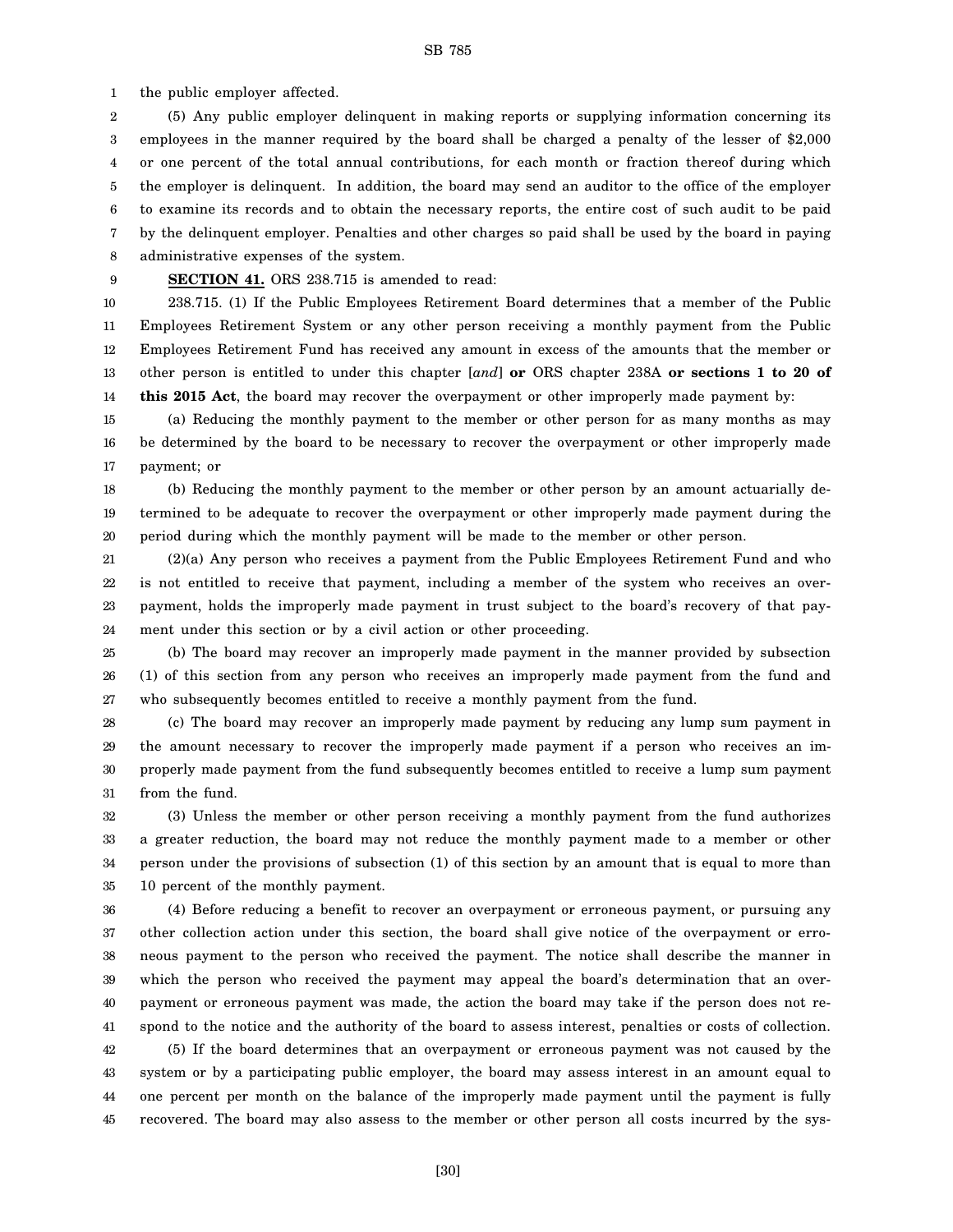the public employer affected.

(5) Any public employer delinquent in making reports or supplying information concerning its employees in the manner required by the board shall be charged a penalty of the lesser of $2,000 or one percent of the total annual contributions, for each month or fraction thereof during which the employer is delinquent. In addition, the board may send an auditor to the office of the employer to examine its records and to obtain the necessary reports, the entire cost of such audit to be paid by the delinquent employer. Penalties and other charges so paid shall be used by the board in paying administrative expenses of the system.

**SECTION 41.** ORS 238.715 is amended to read:

238.715. (1) If the Public Employees Retirement Board determines that a member of the Public Employees Retirement System or any other person receiving a monthly payment from the Public Employees Retirement Fund has received any amount in excess of the amounts that the member or other person is entitled to under this chapter [*and*] **or** ORS chapter 238A **or sections 1 to 20 of this 2015 Act**, the board may recover the overpayment or other improperly made payment by:

(a) Reducing the monthly payment to the member or other person for as many months as may be determined by the board to be necessary to recover the overpayment or other improperly made payment; or

(b) Reducing the monthly payment to the member or other person by an amount actuarially determined to be adequate to recover the overpayment or other improperly made payment during the period during which the monthly payment will be made to the member or other person.

(2)(a) Any person who receives a payment from the Public Employees Retirement Fund and who is not entitled to receive that payment, including a member of the system who receives an overpayment, holds the improperly made payment in trust subject to the board's recovery of that payment under this section or by a civil action or other proceeding.

(b) The board may recover an improperly made payment in the manner provided by subsection (1) of this section from any person who receives an improperly made payment from the fund and who subsequently becomes entitled to receive a monthly payment from the fund.

(c) The board may recover an improperly made payment by reducing any lump sum payment in the amount necessary to recover the improperly made payment if a person who receives an improperly made payment from the fund subsequently becomes entitled to receive a lump sum payment from the fund.

(3) Unless the member or other person receiving a monthly payment from the fund authorizes a greater reduction, the board may not reduce the monthly payment made to a member or other person under the provisions of subsection (1) of this section by an amount that is equal to more than 10 percent of the monthly payment.

(4) Before reducing a benefit to recover an overpayment or erroneous payment, or pursuing any other collection action under this section, the board shall give notice of the overpayment or erroneous payment to the person who received the payment. The notice shall describe the manner in which the person who received the payment may appeal the board's determination that an overpayment or erroneous payment was made, the action the board may take if the person does not respond to the notice and the authority of the board to assess interest, penalties or costs of collection.

(5) If the board determines that an overpayment or erroneous payment was not caused by the system or by a participating public employer, the board may assess interest in an amount equal to one percent per month on the balance of the improperly made payment until the payment is fully recovered. The board may also assess to the member or other person all costs incurred by the sys-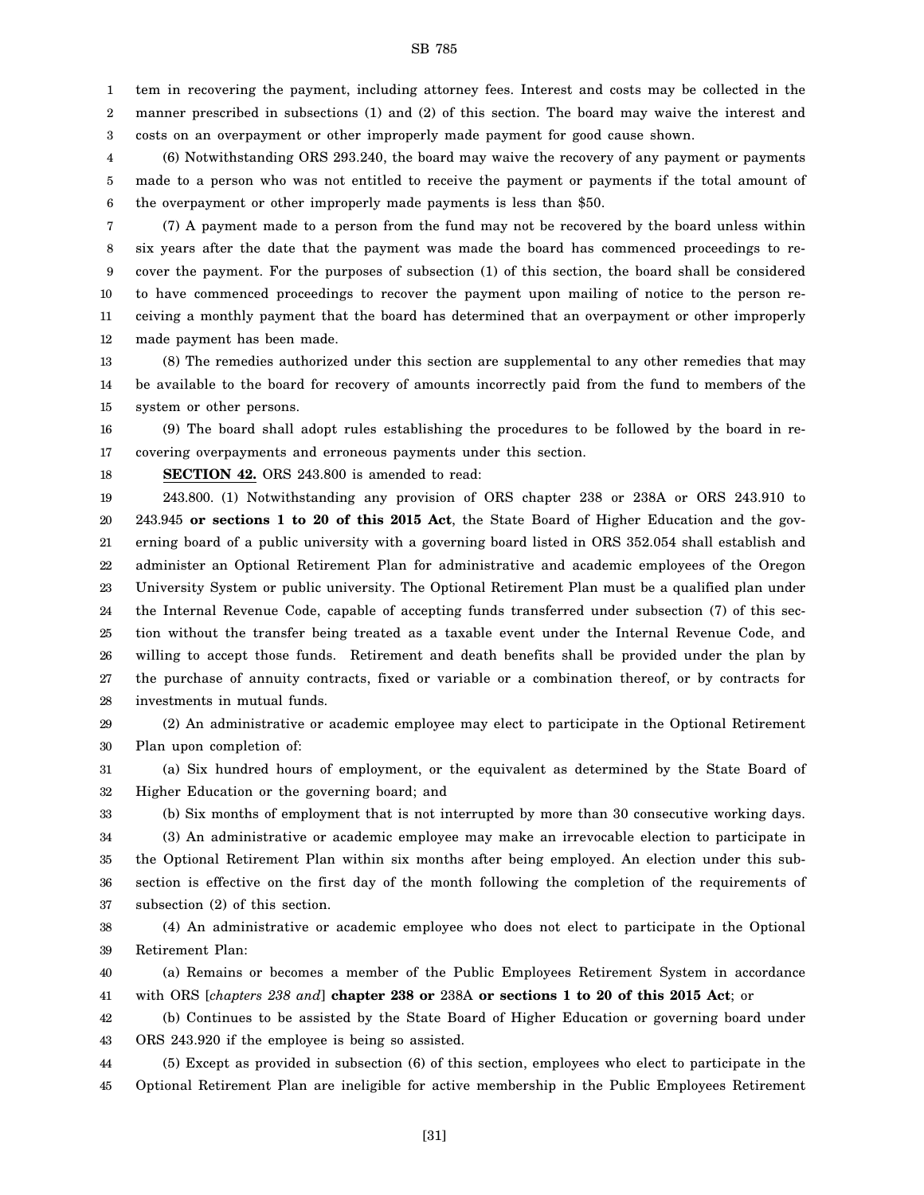tem in recovering the payment, including attorney fees. Interest and costs may be collected in the manner prescribed in subsections (1) and (2) of this section. The board may waive the interest and costs on an overpayment or other improperly made payment for good cause shown.

(6) Notwithstanding ORS 293.240, the board may waive the recovery of any payment or payments made to a person who was not entitled to receive the payment or payments if the total amount of the overpayment or other improperly made payments is less than $50.

(7) A payment made to a person from the fund may not be recovered by the board unless within six years after the date that the payment was made the board has commenced proceedings to recover the payment. For the purposes of subsection (1) of this section, the board shall be considered to have commenced proceedings to recover the payment upon mailing of notice to the person receiving a monthly payment that the board has determined that an overpayment or other improperly made payment has been made.

(8) The remedies authorized under this section are supplemental to any other remedies that may be available to the board for recovery of amounts incorrectly paid from the fund to members of the system or other persons.

(9) The board shall adopt rules establishing the procedures to be followed by the board in recovering overpayments and erroneous payments under this section.

**SECTION 42.** ORS 243.800 is amended to read:

243.800. (1) Notwithstanding any provision of ORS chapter 238 or 238A or ORS 243.910 to 243.945 **or sections 1 to 20 of this 2015 Act**, the State Board of Higher Education and the governing board of a public university with a governing board listed in ORS 352.054 shall establish and administer an Optional Retirement Plan for administrative and academic employees of the Oregon University System or public university. The Optional Retirement Plan must be a qualified plan under the Internal Revenue Code, capable of accepting funds transferred under subsection (7) of this section without the transfer being treated as a taxable event under the Internal Revenue Code, and willing to accept those funds. Retirement and death benefits shall be provided under the plan by the purchase of annuity contracts, fixed or variable or a combination thereof, or by contracts for investments in mutual funds.

(2) An administrative or academic employee may elect to participate in the Optional Retirement Plan upon completion of:

(a) Six hundred hours of employment, or the equivalent as determined by the State Board of Higher Education or the governing board; and

(b) Six months of employment that is not interrupted by more than 30 consecutive working days.

(3) An administrative or academic employee may make an irrevocable election to participate in the Optional Retirement Plan within six months after being employed. An election under this subsection is effective on the first day of the month following the completion of the requirements of subsection (2) of this section.

(4) An administrative or academic employee who does not elect to participate in the Optional Retirement Plan:

(a) Remains or becomes a member of the Public Employees Retirement System in accordance with ORS [*chapters 238 and*] **chapter 238 or** 238A **or sections 1 to 20 of this 2015 Act**; or

(b) Continues to be assisted by the State Board of Higher Education or governing board under ORS 243.920 if the employee is being so assisted.

(5) Except as provided in subsection (6) of this section, employees who elect to participate in the Optional Retirement Plan are ineligible for active membership in the Public Employees Retirement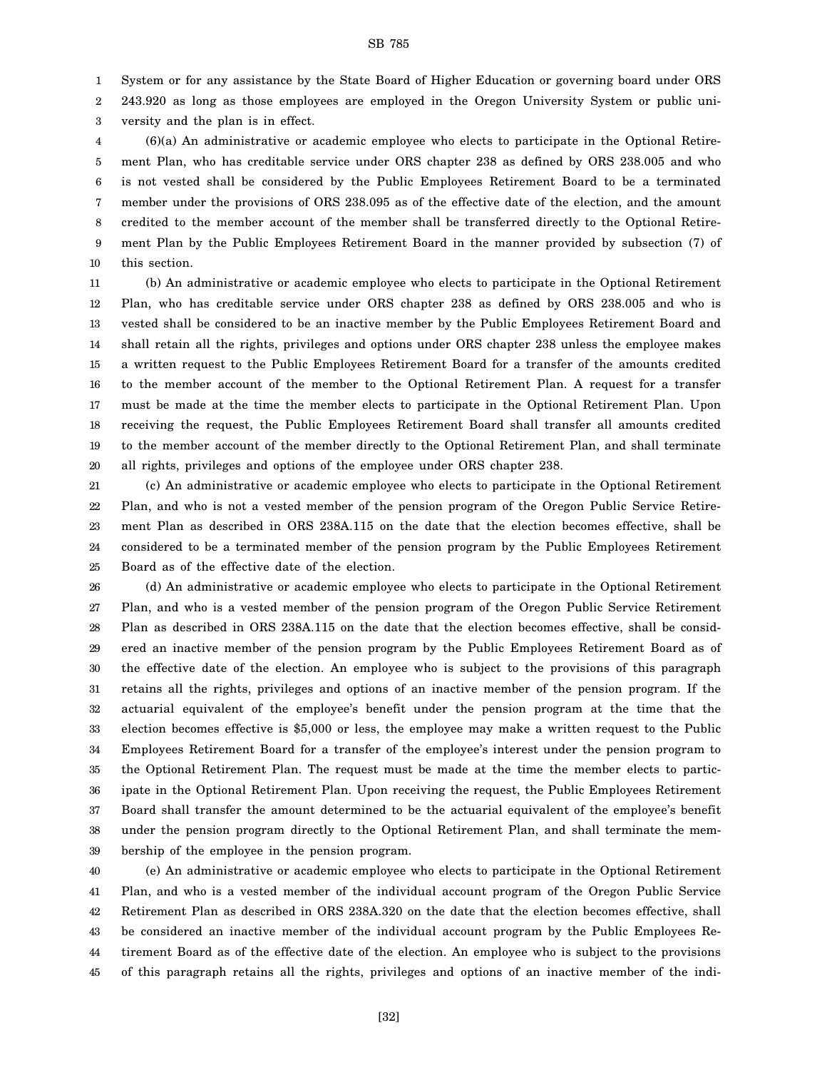System or for any assistance by the State Board of Higher Education or governing board under ORS 243.920 as long as those employees are employed in the Oregon University System or public university and the plan is in effect.

(6)(a) An administrative or academic employee who elects to participate in the Optional Retirement Plan, who has creditable service under ORS chapter 238 as defined by ORS 238.005 and who is not vested shall be considered by the Public Employees Retirement Board to be a terminated member under the provisions of ORS 238.095 as of the effective date of the election, and the amount credited to the member account of the member shall be transferred directly to the Optional Retirement Plan by the Public Employees Retirement Board in the manner provided by subsection (7) of this section.

(b) An administrative or academic employee who elects to participate in the Optional Retirement Plan, who has creditable service under ORS chapter 238 as defined by ORS 238.005 and who is vested shall be considered to be an inactive member by the Public Employees Retirement Board and shall retain all the rights, privileges and options under ORS chapter 238 unless the employee makes a written request to the Public Employees Retirement Board for a transfer of the amounts credited to the member account of the member to the Optional Retirement Plan. A request for a transfer must be made at the time the member elects to participate in the Optional Retirement Plan. Upon receiving the request, the Public Employees Retirement Board shall transfer all amounts credited to the member account of the member directly to the Optional Retirement Plan, and shall terminate all rights, privileges and options of the employee under ORS chapter 238.

(c) An administrative or academic employee who elects to participate in the Optional Retirement Plan, and who is not a vested member of the pension program of the Oregon Public Service Retirement Plan as described in ORS 238A.115 on the date that the election becomes effective, shall be considered to be a terminated member of the pension program by the Public Employees Retirement Board as of the effective date of the election.

(d) An administrative or academic employee who elects to participate in the Optional Retirement Plan, and who is a vested member of the pension program of the Oregon Public Service Retirement Plan as described in ORS 238A.115 on the date that the election becomes effective, shall be considered an inactive member of the pension program by the Public Employees Retirement Board as of the effective date of the election. An employee who is subject to the provisions of this paragraph retains all the rights, privileges and options of an inactive member of the pension program. If the actuarial equivalent of the employee's benefit under the pension program at the time that the election becomes effective is $5,000 or less, the employee may make a written request to the Public Employees Retirement Board for a transfer of the employee's interest under the pension program to the Optional Retirement Plan. The request must be made at the time the member elects to participate in the Optional Retirement Plan. Upon receiving the request, the Public Employees Retirement Board shall transfer the amount determined to be the actuarial equivalent of the employee's benefit under the pension program directly to the Optional Retirement Plan, and shall terminate the membership of the employee in the pension program.

(e) An administrative or academic employee who elects to participate in the Optional Retirement Plan, and who is a vested member of the individual account program of the Oregon Public Service Retirement Plan as described in ORS 238A.320 on the date that the election becomes effective, shall be considered an inactive member of the individual account program by the Public Employees Retirement Board as of the effective date of the election. An employee who is subject to the provisions of this paragraph retains all the rights, privileges and options of an inactive member of the indi-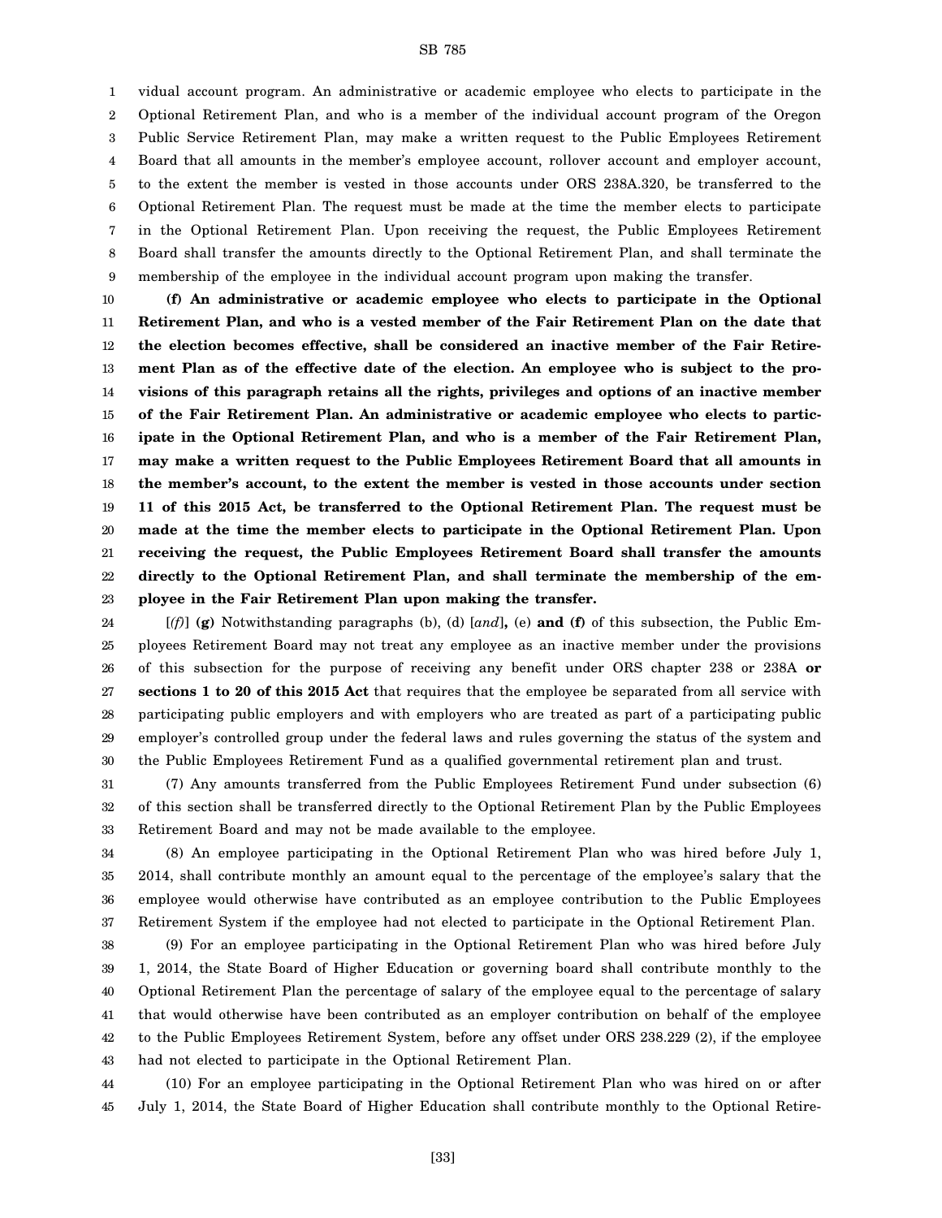vidual account program. An administrative or academic employee who elects to participate in the Optional Retirement Plan, and who is a member of the individual account program of the Oregon Public Service Retirement Plan, may make a written request to the Public Employees Retirement Board that all amounts in the member's employee account, rollover account and employer account, to the extent the member is vested in those accounts under ORS 238A.320, be transferred to the Optional Retirement Plan. The request must be made at the time the member elects to participate in the Optional Retirement Plan. Upon receiving the request, the Public Employees Retirement Board shall transfer the amounts directly to the Optional Retirement Plan, and shall terminate the membership of the employee in the individual account program upon making the transfer.

**(f) An administrative or academic employee who elects to participate in the Optional Retirement Plan, and who is a vested member of the Fair Retirement Plan on the date that the election becomes effective, shall be considered an inactive member of the Fair Retirement Plan as of the effective date of the election. An employee who is subject to the provisions of this paragraph retains all the rights, privileges and options of an inactive member of the Fair Retirement Plan. An administrative or academic employee who elects to participate in the Optional Retirement Plan, and who is a member of the Fair Retirement Plan, may make a written request to the Public Employees Retirement Board that all amounts in the member's account, to the extent the member is vested in those accounts under section 11 of this 2015 Act, be transferred to the Optional Retirement Plan. The request must be made at the time the member elects to participate in the Optional Retirement Plan. Upon receiving the request, the Public Employees Retirement Board shall transfer the amounts directly to the Optional Retirement Plan, and shall terminate the membership of the employee in the Fair Retirement Plan upon making the transfer.**

[*(f)*] **(g)** Notwithstanding paragraphs (b), (d) [*and*]**,** (e) **and (f)** of this subsection, the Public Employees Retirement Board may not treat any employee as an inactive member under the provisions of this subsection for the purpose of receiving any benefit under ORS chapter 238 or 238A **or sections 1 to 20 of this 2015 Act** that requires that the employee be separated from all service with participating public employers and with employers who are treated as part of a participating public employer's controlled group under the federal laws and rules governing the status of the system and the Public Employees Retirement Fund as a qualified governmental retirement plan and trust.

(7) Any amounts transferred from the Public Employees Retirement Fund under subsection (6) of this section shall be transferred directly to the Optional Retirement Plan by the Public Employees Retirement Board and may not be made available to the employee.

(8) An employee participating in the Optional Retirement Plan who was hired before July 1, 2014, shall contribute monthly an amount equal to the percentage of the employee's salary that the employee would otherwise have contributed as an employee contribution to the Public Employees Retirement System if the employee had not elected to participate in the Optional Retirement Plan.

(9) For an employee participating in the Optional Retirement Plan who was hired before July 1, 2014, the State Board of Higher Education or governing board shall contribute monthly to the Optional Retirement Plan the percentage of salary of the employee equal to the percentage of salary that would otherwise have been contributed as an employer contribution on behalf of the employee to the Public Employees Retirement System, before any offset under ORS 238.229 (2), if the employee had not elected to participate in the Optional Retirement Plan.

(10) For an employee participating in the Optional Retirement Plan who was hired on or after July 1, 2014, the State Board of Higher Education shall contribute monthly to the Optional Retire-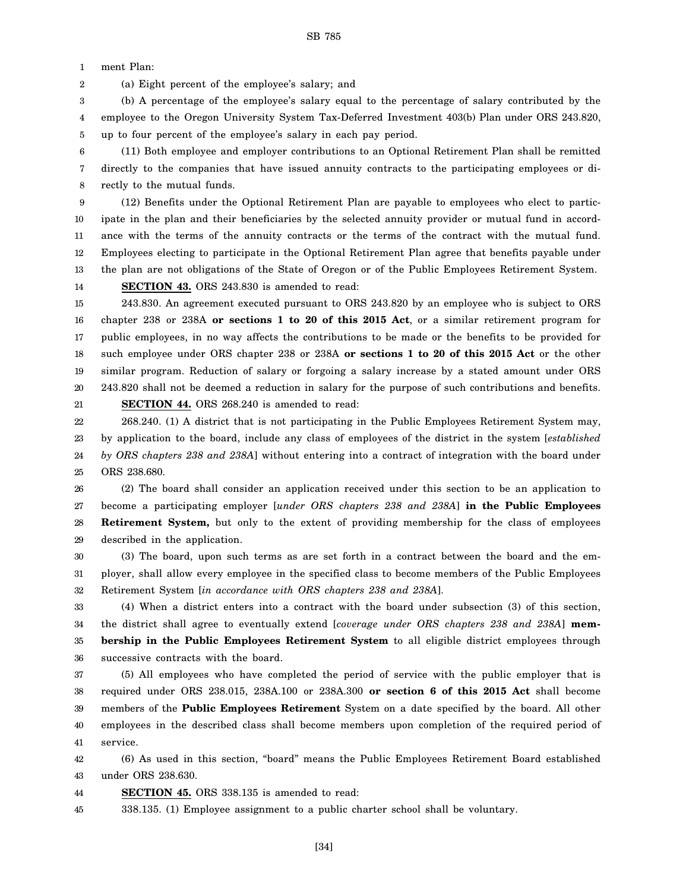ment Plan:

(a) Eight percent of the employee's salary; and

(b) A percentage of the employee's salary equal to the percentage of salary contributed by the employee to the Oregon University System Tax-Deferred Investment 403(b) Plan under ORS 243.820, up to four percent of the employee's salary in each pay period.

(11) Both employee and employer contributions to an Optional Retirement Plan shall be remitted directly to the companies that have issued annuity contracts to the participating employees or directly to the mutual funds.

(12) Benefits under the Optional Retirement Plan are payable to employees who elect to participate in the plan and their beneficiaries by the selected annuity provider or mutual fund in accordance with the terms of the annuity contracts or the terms of the contract with the mutual fund. Employees electing to participate in the Optional Retirement Plan agree that benefits payable under the plan are not obligations of the State of Oregon or of the Public Employees Retirement System.

**SECTION 43.** ORS 243.830 is amended to read:

243.830. An agreement executed pursuant to ORS 243.820 by an employee who is subject to ORS chapter 238 or 238A **or sections 1 to 20 of this 2015 Act**, or a similar retirement program for public employees, in no way affects the contributions to be made or the benefits to be provided for such employee under ORS chapter 238 or 238A **or sections 1 to 20 of this 2015 Act** or the other similar program. Reduction of salary or forgoing a salary increase by a stated amount under ORS 243.820 shall not be deemed a reduction in salary for the purpose of such contributions and benefits.

**SECTION 44.** ORS 268.240 is amended to read:

268.240. (1) A district that is not participating in the Public Employees Retirement System may, by application to the board, include any class of employees of the district in the system [*established by ORS chapters 238 and 238A*] without entering into a contract of integration with the board under ORS 238.680.

(2) The board shall consider an application received under this section to be an application to become a participating employer [*under ORS chapters 238 and 238A*] **in the Public Employees Retirement System,** but only to the extent of providing membership for the class of employees described in the application.

(3) The board, upon such terms as are set forth in a contract between the board and the employer, shall allow every employee in the specified class to become members of the Public Employees Retirement System [*in accordance with ORS chapters 238 and 238A*].

(4) When a district enters into a contract with the board under subsection (3) of this section, the district shall agree to eventually extend [*coverage under ORS chapters 238 and 238A*] **membership in the Public Employees Retirement System** to all eligible district employees through successive contracts with the board.

(5) All employees who have completed the period of service with the public employer that is required under ORS 238.015, 238A.100 or 238A.300 **or section 6 of this 2015 Act** shall become members of the **Public Employees Retirement** System on a date specified by the board. All other employees in the described class shall become members upon completion of the required period of service.

(6) As used in this section, "board" means the Public Employees Retirement Board established under ORS 238.630.

**SECTION 45.** ORS 338.135 is amended to read:

338.135. (1) Employee assignment to a public charter school shall be voluntary.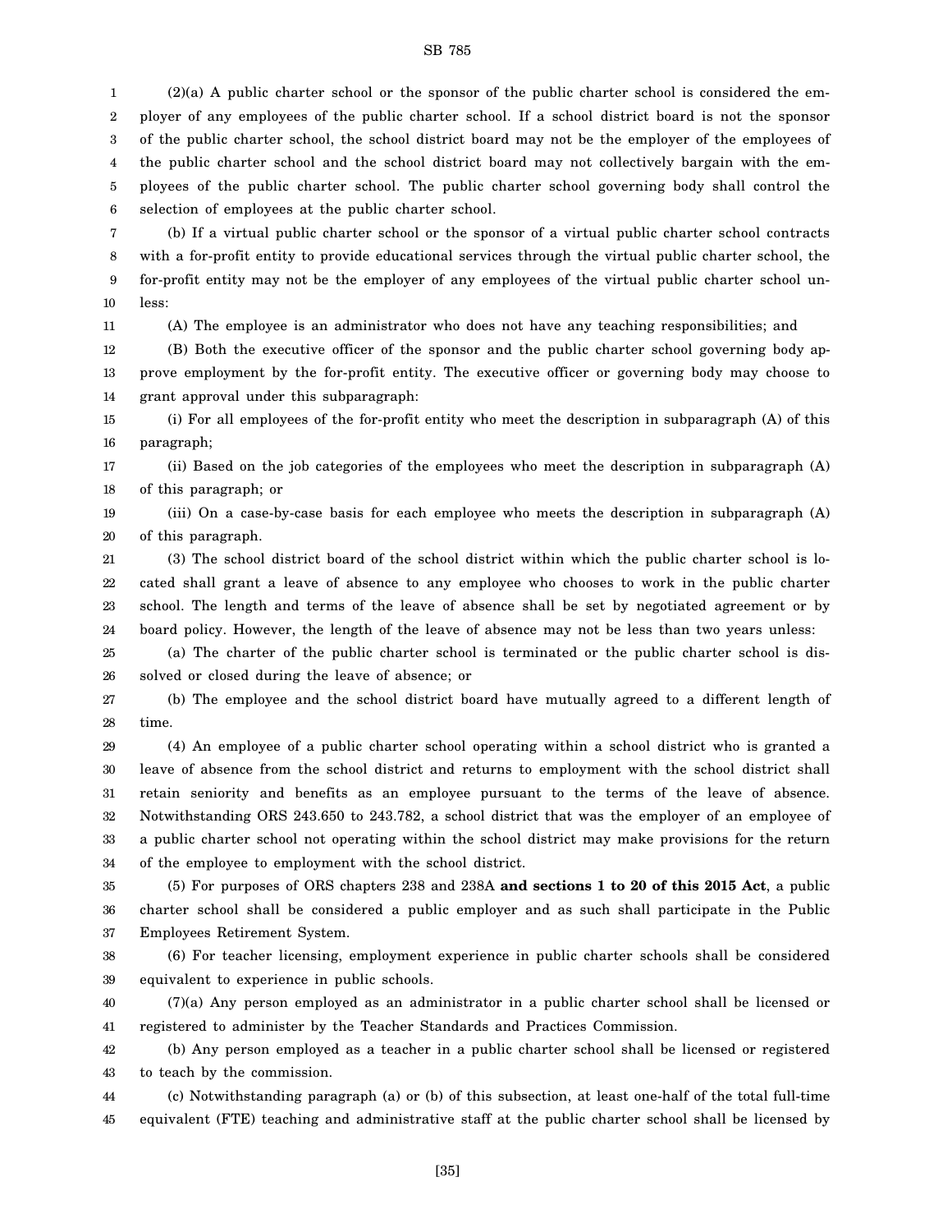(2)(a) A public charter school or the sponsor of the public charter school is considered the employer of any employees of the public charter school. If a school district board is not the sponsor of the public charter school, the school district board may not be the employer of the employees of the public charter school and the school district board may not collectively bargain with the employees of the public charter school. The public charter school governing body shall control the selection of employees at the public charter school.

(b) If a virtual public charter school or the sponsor of a virtual public charter school contracts with a for-profit entity to provide educational services through the virtual public charter school, the for-profit entity may not be the employer of any employees of the virtual public charter school unless:

(A) The employee is an administrator who does not have any teaching responsibilities; and

(B) Both the executive officer of the sponsor and the public charter school governing body approve employment by the for-profit entity. The executive officer or governing body may choose to grant approval under this subparagraph:

(i) For all employees of the for-profit entity who meet the description in subparagraph (A) of this paragraph;

(ii) Based on the job categories of the employees who meet the description in subparagraph (A) of this paragraph; or

(iii) On a case-by-case basis for each employee who meets the description in subparagraph (A) of this paragraph.

(3) The school district board of the school district within which the public charter school is located shall grant a leave of absence to any employee who chooses to work in the public charter school. The length and terms of the leave of absence shall be set by negotiated agreement or by board policy. However, the length of the leave of absence may not be less than two years unless:

(a) The charter of the public charter school is terminated or the public charter school is dissolved or closed during the leave of absence; or

(b) The employee and the school district board have mutually agreed to a different length of time.

(4) An employee of a public charter school operating within a school district who is granted a leave of absence from the school district and returns to employment with the school district shall retain seniority and benefits as an employee pursuant to the terms of the leave of absence. Notwithstanding ORS 243.650 to 243.782, a school district that was the employer of an employee of a public charter school not operating within the school district may make provisions for the return of the employee to employment with the school district.

(5) For purposes of ORS chapters 238 and 238A **and sections 1 to 20 of this 2015 Act**, a public charter school shall be considered a public employer and as such shall participate in the Public Employees Retirement System.

(6) For teacher licensing, employment experience in public charter schools shall be considered equivalent to experience in public schools.

(7)(a) Any person employed as an administrator in a public charter school shall be licensed or registered to administer by the Teacher Standards and Practices Commission.

(b) Any person employed as a teacher in a public charter school shall be licensed or registered to teach by the commission.

(c) Notwithstanding paragraph (a) or (b) of this subsection, at least one-half of the total full-time equivalent (FTE) teaching and administrative staff at the public charter school shall be licensed by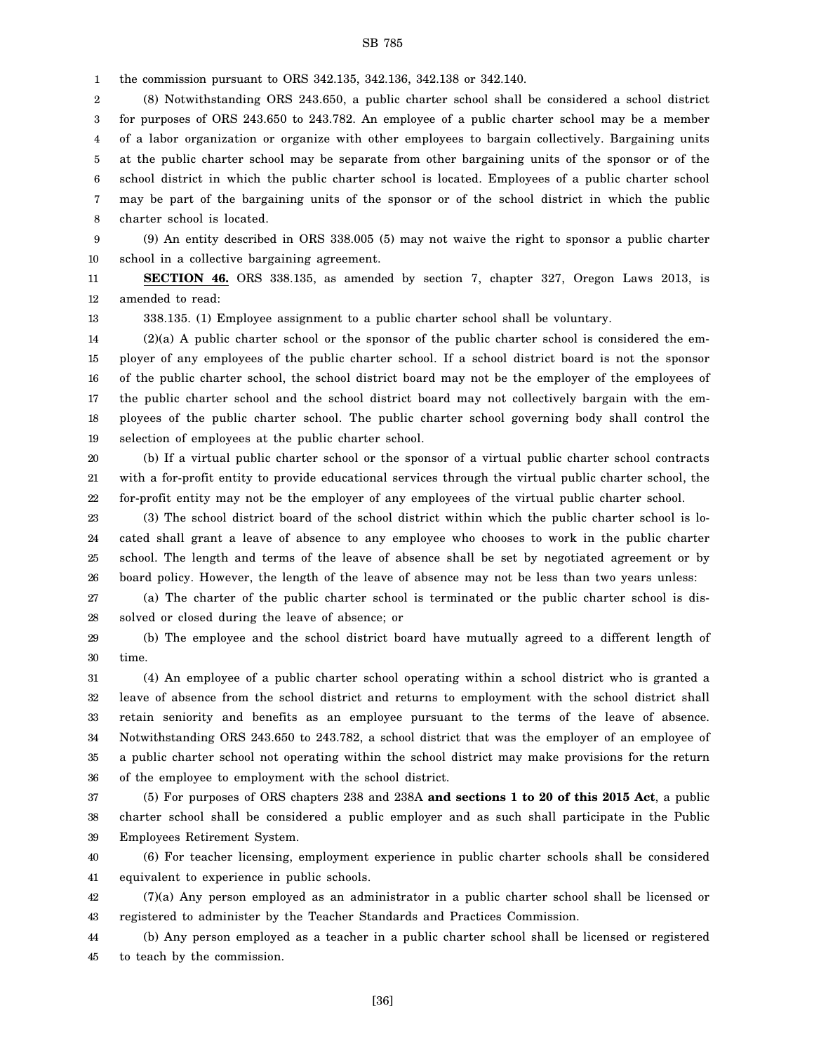the commission pursuant to ORS 342.135, 342.136, 342.138 or 342.140.

(8) Notwithstanding ORS 243.650, a public charter school shall be considered a school district for purposes of ORS 243.650 to 243.782. An employee of a public charter school may be a member of a labor organization or organize with other employees to bargain collectively. Bargaining units at the public charter school may be separate from other bargaining units of the sponsor or of the school district in which the public charter school is located. Employees of a public charter school may be part of the bargaining units of the sponsor or of the school district in which the public charter school is located.

(9) An entity described in ORS 338.005 (5) may not waive the right to sponsor a public charter school in a collective bargaining agreement.

**SECTION 46.** ORS 338.135, as amended by section 7, chapter 327, Oregon Laws 2013, is amended to read:

338.135. (1) Employee assignment to a public charter school shall be voluntary.

(2)(a) A public charter school or the sponsor of the public charter school is considered the employer of any employees of the public charter school. If a school district board is not the sponsor of the public charter school, the school district board may not be the employer of the employees of the public charter school and the school district board may not collectively bargain with the employees of the public charter school. The public charter school governing body shall control the selection of employees at the public charter school.

(b) If a virtual public charter school or the sponsor of a virtual public charter school contracts with a for-profit entity to provide educational services through the virtual public charter school, the for-profit entity may not be the employer of any employees of the virtual public charter school.

(3) The school district board of the school district within which the public charter school is located shall grant a leave of absence to any employee who chooses to work in the public charter school. The length and terms of the leave of absence shall be set by negotiated agreement or by board policy. However, the length of the leave of absence may not be less than two years unless:

(a) The charter of the public charter school is terminated or the public charter school is dissolved or closed during the leave of absence; or

(b) The employee and the school district board have mutually agreed to a different length of time.

(4) An employee of a public charter school operating within a school district who is granted a leave of absence from the school district and returns to employment with the school district shall retain seniority and benefits as an employee pursuant to the terms of the leave of absence. Notwithstanding ORS 243.650 to 243.782, a school district that was the employer of an employee of a public charter school not operating within the school district may make provisions for the return of the employee to employment with the school district.

(5) For purposes of ORS chapters 238 and 238A **and sections 1 to 20 of this 2015 Act**, a public charter school shall be considered a public employer and as such shall participate in the Public Employees Retirement System.

(6) For teacher licensing, employment experience in public charter schools shall be considered equivalent to experience in public schools.

(7)(a) Any person employed as an administrator in a public charter school shall be licensed or registered to administer by the Teacher Standards and Practices Commission.

(b) Any person employed as a teacher in a public charter school shall be licensed or registered to teach by the commission.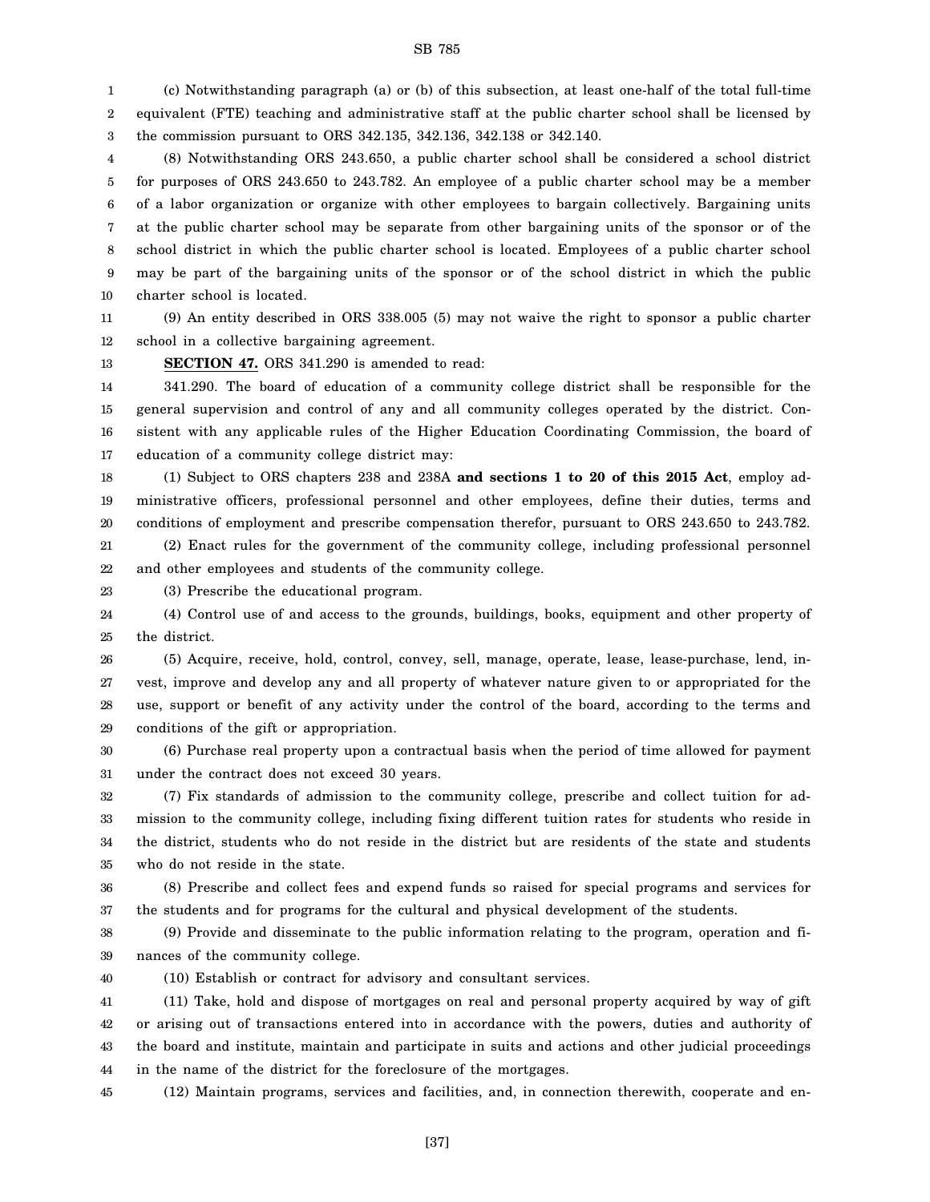(c) Notwithstanding paragraph (a) or (b) of this subsection, at least one-half of the total full-time equivalent (FTE) teaching and administrative staff at the public charter school shall be licensed by the commission pursuant to ORS 342.135, 342.136, 342.138 or 342.140.

(8) Notwithstanding ORS 243.650, a public charter school shall be considered a school district for purposes of ORS 243.650 to 243.782. An employee of a public charter school may be a member of a labor organization or organize with other employees to bargain collectively. Bargaining units at the public charter school may be separate from other bargaining units of the sponsor or of the school district in which the public charter school is located. Employees of a public charter school may be part of the bargaining units of the sponsor or of the school district in which the public charter school is located.

(9) An entity described in ORS 338.005 (5) may not waive the right to sponsor a public charter school in a collective bargaining agreement.

**SECTION 47.** ORS 341.290 is amended to read:

341.290. The board of education of a community college district shall be responsible for the general supervision and control of any and all community colleges operated by the district. Consistent with any applicable rules of the Higher Education Coordinating Commission, the board of education of a community college district may:

(1) Subject to ORS chapters 238 and 238A **and sections 1 to 20 of this 2015 Act**, employ administrative officers, professional personnel and other employees, define their duties, terms and conditions of employment and prescribe compensation therefor, pursuant to ORS 243.650 to 243.782.

(2) Enact rules for the government of the community college, including professional personnel and other employees and students of the community college.

(3) Prescribe the educational program.

(4) Control use of and access to the grounds, buildings, books, equipment and other property of the district.

(5) Acquire, receive, hold, control, convey, sell, manage, operate, lease, lease-purchase, lend, invest, improve and develop any and all property of whatever nature given to or appropriated for the use, support or benefit of any activity under the control of the board, according to the terms and conditions of the gift or appropriation.

(6) Purchase real property upon a contractual basis when the period of time allowed for payment under the contract does not exceed 30 years.

(7) Fix standards of admission to the community college, prescribe and collect tuition for admission to the community college, including fixing different tuition rates for students who reside in the district, students who do not reside in the district but are residents of the state and students who do not reside in the state.

(8) Prescribe and collect fees and expend funds so raised for special programs and services for the students and for programs for the cultural and physical development of the students.

(9) Provide and disseminate to the public information relating to the program, operation and finances of the community college.

(10) Establish or contract for advisory and consultant services.

(11) Take, hold and dispose of mortgages on real and personal property acquired by way of gift or arising out of transactions entered into in accordance with the powers, duties and authority of the board and institute, maintain and participate in suits and actions and other judicial proceedings in the name of the district for the foreclosure of the mortgages.

(12) Maintain programs, services and facilities, and, in connection therewith, cooperate and en-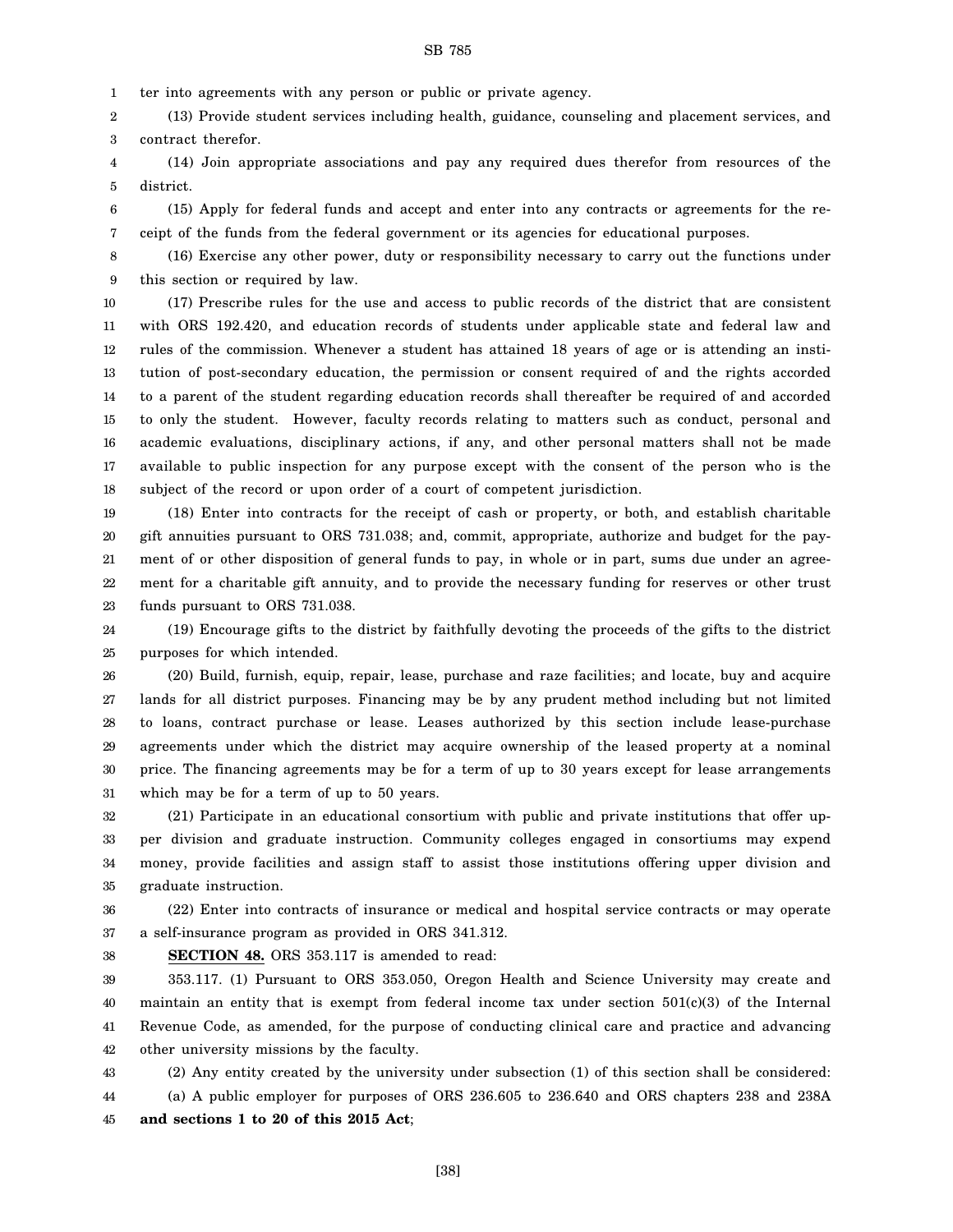ter into agreements with any person or public or private agency.

(13) Provide student services including health, guidance, counseling and placement services, and contract therefor.

(14) Join appropriate associations and pay any required dues therefor from resources of the district.

(15) Apply for federal funds and accept and enter into any contracts or agreements for the receipt of the funds from the federal government or its agencies for educational purposes.

(16) Exercise any other power, duty or responsibility necessary to carry out the functions under this section or required by law.

(17) Prescribe rules for the use and access to public records of the district that are consistent with ORS 192.420, and education records of students under applicable state and federal law and rules of the commission. Whenever a student has attained 18 years of age or is attending an institution of post-secondary education, the permission or consent required of and the rights accorded to a parent of the student regarding education records shall thereafter be required of and accorded to only the student. However, faculty records relating to matters such as conduct, personal and academic evaluations, disciplinary actions, if any, and other personal matters shall not be made available to public inspection for any purpose except with the consent of the person who is the subject of the record or upon order of a court of competent jurisdiction.

(18) Enter into contracts for the receipt of cash or property, or both, and establish charitable gift annuities pursuant to ORS 731.038; and, commit, appropriate, authorize and budget for the payment of or other disposition of general funds to pay, in whole or in part, sums due under an agreement for a charitable gift annuity, and to provide the necessary funding for reserves or other trust funds pursuant to ORS 731.038.

(19) Encourage gifts to the district by faithfully devoting the proceeds of the gifts to the district purposes for which intended.

(20) Build, furnish, equip, repair, lease, purchase and raze facilities; and locate, buy and acquire lands for all district purposes. Financing may be by any prudent method including but not limited to loans, contract purchase or lease. Leases authorized by this section include lease-purchase agreements under which the district may acquire ownership of the leased property at a nominal price. The financing agreements may be for a term of up to 30 years except for lease arrangements which may be for a term of up to 50 years.

(21) Participate in an educational consortium with public and private institutions that offer upper division and graduate instruction. Community colleges engaged in consortiums may expend money, provide facilities and assign staff to assist those institutions offering upper division and graduate instruction.

(22) Enter into contracts of insurance or medical and hospital service contracts or may operate a self-insurance program as provided in ORS 341.312.

**SECTION 48.** ORS 353.117 is amended to read:

353.117. (1) Pursuant to ORS 353.050, Oregon Health and Science University may create and maintain an entity that is exempt from federal income tax under section 501(c)(3) of the Internal Revenue Code, as amended, for the purpose of conducting clinical care and practice and advancing other university missions by the faculty.

(2) Any entity created by the university under subsection (1) of this section shall be considered:

(a) A public employer for purposes of ORS 236.605 to 236.640 and ORS chapters 238 and 238A **and sections 1 to 20 of this 2015 Act**;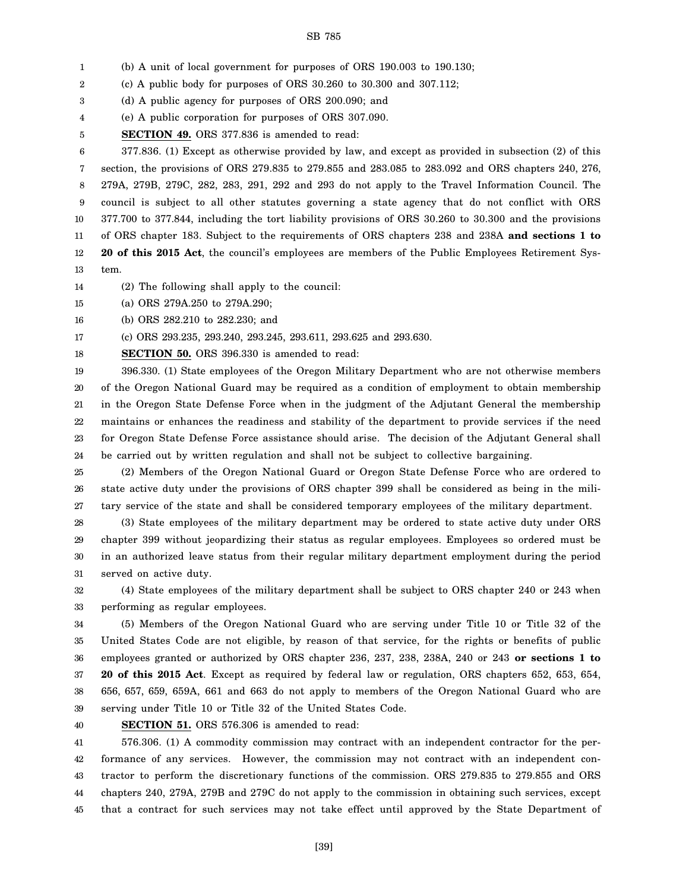(b) A unit of local government for purposes of ORS 190.003 to 190.130;

(c) A public body for purposes of ORS 30.260 to 30.300 and 307.112;

(d) A public agency for purposes of ORS 200.090; and

(e) A public corporation for purposes of ORS 307.090.

**SECTION 49.** ORS 377.836 is amended to read:

377.836. (1) Except as otherwise provided by law, and except as provided in subsection (2) of this section, the provisions of ORS 279.835 to 279.855 and 283.085 to 283.092 and ORS chapters 240, 276, 279A, 279B, 279C, 282, 283, 291, 292 and 293 do not apply to the Travel Information Council. The council is subject to all other statutes governing a state agency that do not conflict with ORS 377.700 to 377.844, including the tort liability provisions of ORS 30.260 to 30.300 and the provisions of ORS chapter 183. Subject to the requirements of ORS chapters 238 and 238A **and sections 1 to 20 of this 2015 Act**, the council's employees are members of the Public Employees Retirement System.

(2) The following shall apply to the council:

(a) ORS 279A.250 to 279A.290;

(b) ORS 282.210 to 282.230; and

(c) ORS 293.235, 293.240, 293.245, 293.611, 293.625 and 293.630.

**SECTION 50.** ORS 396.330 is amended to read:

396.330. (1) State employees of the Oregon Military Department who are not otherwise members of the Oregon National Guard may be required as a condition of employment to obtain membership in the Oregon State Defense Force when in the judgment of the Adjutant General the membership maintains or enhances the readiness and stability of the department to provide services if the need for Oregon State Defense Force assistance should arise. The decision of the Adjutant General shall be carried out by written regulation and shall not be subject to collective bargaining.

(2) Members of the Oregon National Guard or Oregon State Defense Force who are ordered to state active duty under the provisions of ORS chapter 399 shall be considered as being in the military service of the state and shall be considered temporary employees of the military department.

(3) State employees of the military department may be ordered to state active duty under ORS chapter 399 without jeopardizing their status as regular employees. Employees so ordered must be in an authorized leave status from their regular military department employment during the period served on active duty.

(4) State employees of the military department shall be subject to ORS chapter 240 or 243 when performing as regular employees.

(5) Members of the Oregon National Guard who are serving under Title 10 or Title 32 of the United States Code are not eligible, by reason of that service, for the rights or benefits of public employees granted or authorized by ORS chapter 236, 237, 238, 238A, 240 or 243 **or sections 1 to 20 of this 2015 Act**. Except as required by federal law or regulation, ORS chapters 652, 653, 654, 656, 657, 659, 659A, 661 and 663 do not apply to members of the Oregon National Guard who are serving under Title 10 or Title 32 of the United States Code.

**SECTION 51.** ORS 576.306 is amended to read:

576.306. (1) A commodity commission may contract with an independent contractor for the performance of any services. However, the commission may not contract with an independent contractor to perform the discretionary functions of the commission. ORS 279.835 to 279.855 and ORS chapters 240, 279A, 279B and 279C do not apply to the commission in obtaining such services, except that a contract for such services may not take effect until approved by the State Department of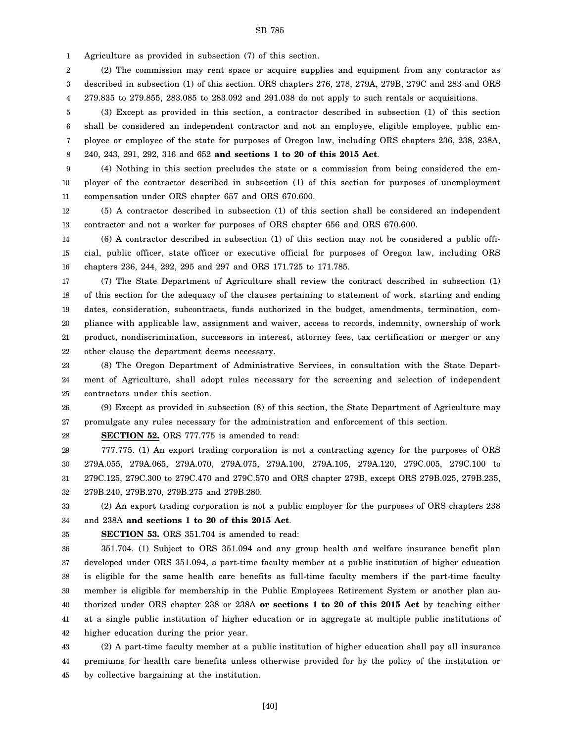Agriculture as provided in subsection (7) of this section.

(2) The commission may rent space or acquire supplies and equipment from any contractor as described in subsection (1) of this section. ORS chapters 276, 278, 279A, 279B, 279C and 283 and ORS 279.835 to 279.855, 283.085 to 283.092 and 291.038 do not apply to such rentals or acquisitions.

(3) Except as provided in this section, a contractor described in subsection (1) of this section shall be considered an independent contractor and not an employee, eligible employee, public employee or employee of the state for purposes of Oregon law, including ORS chapters 236, 238, 238A, 240, 243, 291, 292, 316 and 652 **and sections 1 to 20 of this 2015 Act**.

(4) Nothing in this section precludes the state or a commission from being considered the employer of the contractor described in subsection (1) of this section for purposes of unemployment compensation under ORS chapter 657 and ORS 670.600.

(5) A contractor described in subsection (1) of this section shall be considered an independent contractor and not a worker for purposes of ORS chapter 656 and ORS 670.600.

(6) A contractor described in subsection (1) of this section may not be considered a public official, public officer, state officer or executive official for purposes of Oregon law, including ORS chapters 236, 244, 292, 295 and 297 and ORS 171.725 to 171.785.

(7) The State Department of Agriculture shall review the contract described in subsection (1) of this section for the adequacy of the clauses pertaining to statement of work, starting and ending dates, consideration, subcontracts, funds authorized in the budget, amendments, termination, compliance with applicable law, assignment and waiver, access to records, indemnity, ownership of work product, nondiscrimination, successors in interest, attorney fees, tax certification or merger or any other clause the department deems necessary.

(8) The Oregon Department of Administrative Services, in consultation with the State Department of Agriculture, shall adopt rules necessary for the screening and selection of independent contractors under this section.

(9) Except as provided in subsection (8) of this section, the State Department of Agriculture may promulgate any rules necessary for the administration and enforcement of this section.

**SECTION 52.** ORS 777.775 is amended to read:

777.775. (1) An export trading corporation is not a contracting agency for the purposes of ORS 279A.055, 279A.065, 279A.070, 279A.075, 279A.100, 279A.105, 279A.120, 279C.005, 279C.100 to 279C.125, 279C.300 to 279C.470 and 279C.570 and ORS chapter 279B, except ORS 279B.025, 279B.235, 279B.240, 279B.270, 279B.275 and 279B.280.

(2) An export trading corporation is not a public employer for the purposes of ORS chapters 238 and 238A **and sections 1 to 20 of this 2015 Act**.

**SECTION 53.** ORS 351.704 is amended to read:

351.704. (1) Subject to ORS 351.094 and any group health and welfare insurance benefit plan developed under ORS 351.094, a part-time faculty member at a public institution of higher education is eligible for the same health care benefits as full-time faculty members if the part-time faculty member is eligible for membership in the Public Employees Retirement System or another plan authorized under ORS chapter 238 or 238A **or sections 1 to 20 of this 2015 Act** by teaching either at a single public institution of higher education or in aggregate at multiple public institutions of higher education during the prior year.

(2) A part-time faculty member at a public institution of higher education shall pay all insurance premiums for health care benefits unless otherwise provided for by the policy of the institution or by collective bargaining at the institution.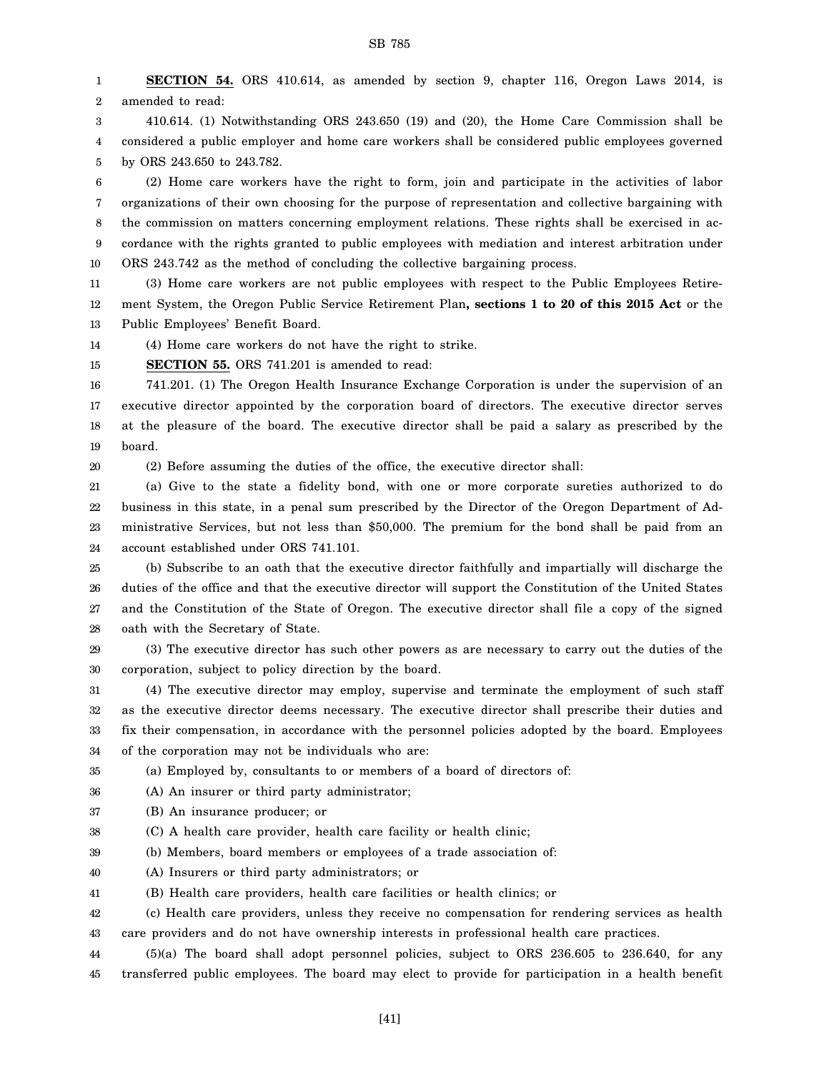**SECTION 54.** ORS 410.614, as amended by section 9, chapter 116, Oregon Laws 2014, is amended to read:

410.614. (1) Notwithstanding ORS 243.650 (19) and (20), the Home Care Commission shall be considered a public employer and home care workers shall be considered public employees governed by ORS 243.650 to 243.782.

(2) Home care workers have the right to form, join and participate in the activities of labor organizations of their own choosing for the purpose of representation and collective bargaining with the commission on matters concerning employment relations. These rights shall be exercised in accordance with the rights granted to public employees with mediation and interest arbitration under ORS 243.742 as the method of concluding the collective bargaining process.

(3) Home care workers are not public employees with respect to the Public Employees Retirement System, the Oregon Public Service Retirement Plan**, sections 1 to 20 of this 2015 Act** or the Public Employees' Benefit Board.

(4) Home care workers do not have the right to strike.

**SECTION 55.** ORS 741.201 is amended to read:

741.201. (1) The Oregon Health Insurance Exchange Corporation is under the supervision of an executive director appointed by the corporation board of directors. The executive director serves at the pleasure of the board. The executive director shall be paid a salary as prescribed by the board.

(2) Before assuming the duties of the office, the executive director shall:

(a) Give to the state a fidelity bond, with one or more corporate sureties authorized to do business in this state, in a penal sum prescribed by the Director of the Oregon Department of Administrative Services, but not less than $50,000. The premium for the bond shall be paid from an account established under ORS 741.101.

(b) Subscribe to an oath that the executive director faithfully and impartially will discharge the duties of the office and that the executive director will support the Constitution of the United States and the Constitution of the State of Oregon. The executive director shall file a copy of the signed oath with the Secretary of State.

(3) The executive director has such other powers as are necessary to carry out the duties of the corporation, subject to policy direction by the board.

(4) The executive director may employ, supervise and terminate the employment of such staff as the executive director deems necessary. The executive director shall prescribe their duties and fix their compensation, in accordance with the personnel policies adopted by the board. Employees of the corporation may not be individuals who are:

(a) Employed by, consultants to or members of a board of directors of:

(A) An insurer or third party administrator;

(B) An insurance producer; or

(C) A health care provider, health care facility or health clinic;

(b) Members, board members or employees of a trade association of:

(A) Insurers or third party administrators; or

(B) Health care providers, health care facilities or health clinics; or

(c) Health care providers, unless they receive no compensation for rendering services as health care providers and do not have ownership interests in professional health care practices.

(5)(a) The board shall adopt personnel policies, subject to ORS 236.605 to 236.640, for any transferred public employees. The board may elect to provide for participation in a health benefit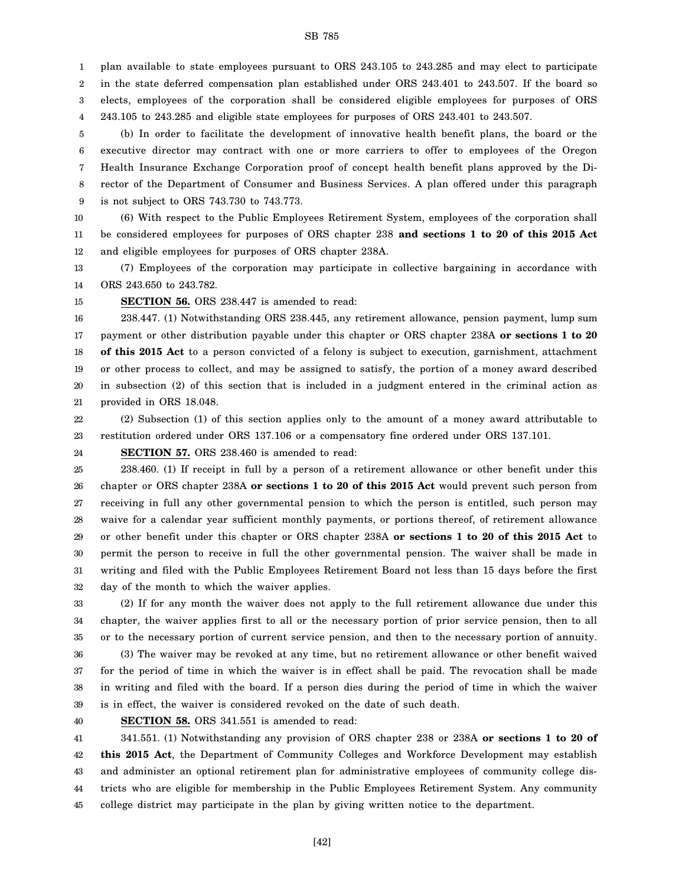plan available to state employees pursuant to ORS 243.105 to 243.285 and may elect to participate in the state deferred compensation plan established under ORS 243.401 to 243.507. If the board so elects, employees of the corporation shall be considered eligible employees for purposes of ORS 243.105 to 243.285 and eligible state employees for purposes of ORS 243.401 to 243.507.

(b) In order to facilitate the development of innovative health benefit plans, the board or the executive director may contract with one or more carriers to offer to employees of the Oregon Health Insurance Exchange Corporation proof of concept health benefit plans approved by the Director of the Department of Consumer and Business Services. A plan offered under this paragraph is not subject to ORS 743.730 to 743.773.

(6) With respect to the Public Employees Retirement System, employees of the corporation shall be considered employees for purposes of ORS chapter 238 **and sections 1 to 20 of this 2015 Act** and eligible employees for purposes of ORS chapter 238A.

(7) Employees of the corporation may participate in collective bargaining in accordance with ORS 243.650 to 243.782.

**SECTION 56.** ORS 238.447 is amended to read:

238.447. (1) Notwithstanding ORS 238.445, any retirement allowance, pension payment, lump sum payment or other distribution payable under this chapter or ORS chapter 238A **or sections 1 to 20 of this 2015 Act** to a person convicted of a felony is subject to execution, garnishment, attachment or other process to collect, and may be assigned to satisfy, the portion of a money award described in subsection (2) of this section that is included in a judgment entered in the criminal action as provided in ORS 18.048.

(2) Subsection (1) of this section applies only to the amount of a money award attributable to restitution ordered under ORS 137.106 or a compensatory fine ordered under ORS 137.101.

**SECTION 57.** ORS 238.460 is amended to read:

238.460. (1) If receipt in full by a person of a retirement allowance or other benefit under this chapter or ORS chapter 238A **or sections 1 to 20 of this 2015 Act** would prevent such person from receiving in full any other governmental pension to which the person is entitled, such person may waive for a calendar year sufficient monthly payments, or portions thereof, of retirement allowance or other benefit under this chapter or ORS chapter 238A **or sections 1 to 20 of this 2015 Act** to permit the person to receive in full the other governmental pension. The waiver shall be made in writing and filed with the Public Employees Retirement Board not less than 15 days before the first day of the month to which the waiver applies.

(2) If for any month the waiver does not apply to the full retirement allowance due under this chapter, the waiver applies first to all or the necessary portion of prior service pension, then to all or to the necessary portion of current service pension, and then to the necessary portion of annuity.

(3) The waiver may be revoked at any time, but no retirement allowance or other benefit waived for the period of time in which the waiver is in effect shall be paid. The revocation shall be made in writing and filed with the board. If a person dies during the period of time in which the waiver is in effect, the waiver is considered revoked on the date of such death.

**SECTION 58.** ORS 341.551 is amended to read:

341.551. (1) Notwithstanding any provision of ORS chapter 238 or 238A **or sections 1 to 20 of this 2015 Act**, the Department of Community Colleges and Workforce Development may establish and administer an optional retirement plan for administrative employees of community college districts who are eligible for membership in the Public Employees Retirement System. Any community college district may participate in the plan by giving written notice to the department.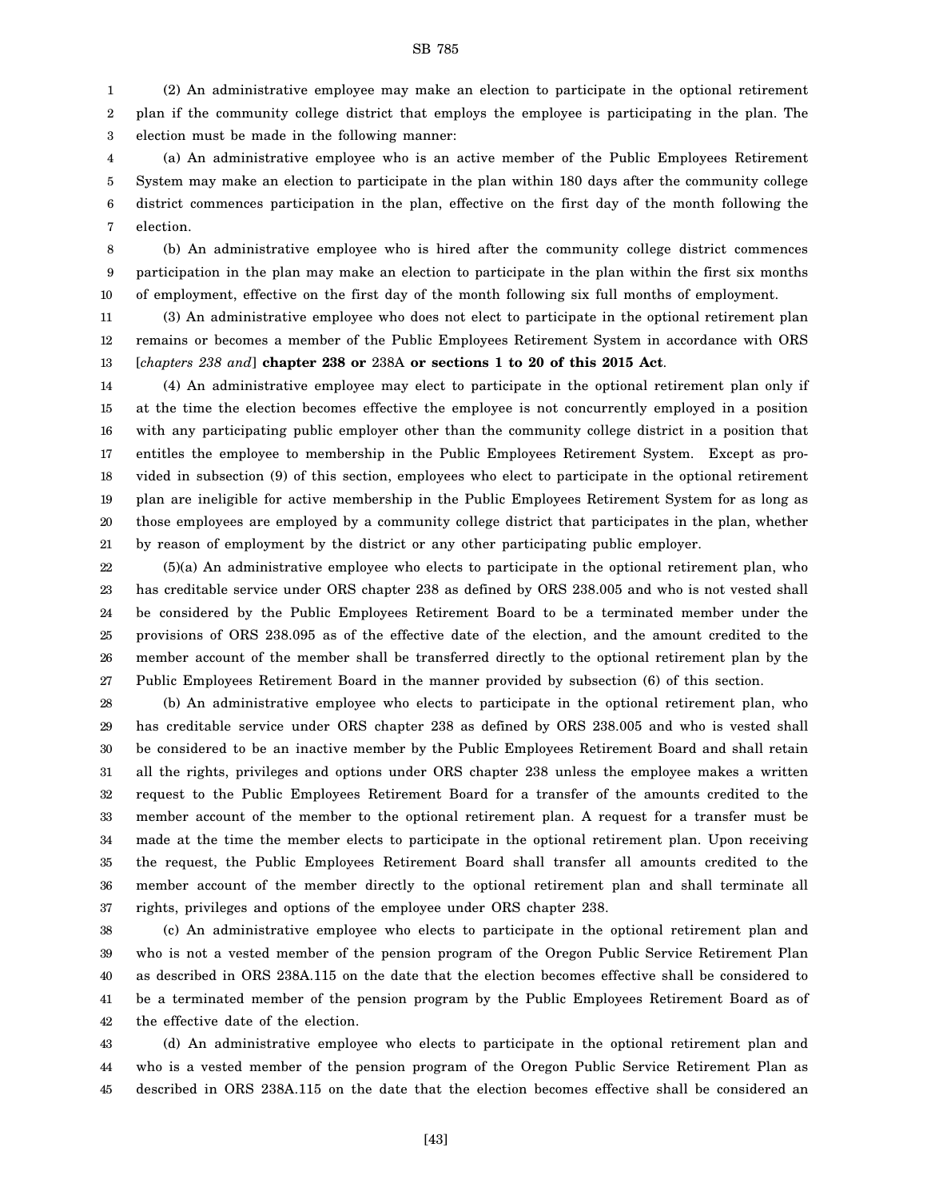(2) An administrative employee may make an election to participate in the optional retirement plan if the community college district that employs the employee is participating in the plan. The election must be made in the following manner:

(a) An administrative employee who is an active member of the Public Employees Retirement System may make an election to participate in the plan within 180 days after the community college district commences participation in the plan, effective on the first day of the month following the election.

(b) An administrative employee who is hired after the community college district commences participation in the plan may make an election to participate in the plan within the first six months of employment, effective on the first day of the month following six full months of employment.

(3) An administrative employee who does not elect to participate in the optional retirement plan remains or becomes a member of the Public Employees Retirement System in accordance with ORS [*chapters 238 and*] **chapter 238 or** 238A **or sections 1 to 20 of this 2015 Act**.

(4) An administrative employee may elect to participate in the optional retirement plan only if at the time the election becomes effective the employee is not concurrently employed in a position with any participating public employer other than the community college district in a position that entitles the employee to membership in the Public Employees Retirement System. Except as provided in subsection (9) of this section, employees who elect to participate in the optional retirement plan are ineligible for active membership in the Public Employees Retirement System for as long as those employees are employed by a community college district that participates in the plan, whether by reason of employment by the district or any other participating public employer.

(5)(a) An administrative employee who elects to participate in the optional retirement plan, who has creditable service under ORS chapter 238 as defined by ORS 238.005 and who is not vested shall be considered by the Public Employees Retirement Board to be a terminated member under the provisions of ORS 238.095 as of the effective date of the election, and the amount credited to the member account of the member shall be transferred directly to the optional retirement plan by the Public Employees Retirement Board in the manner provided by subsection (6) of this section.

(b) An administrative employee who elects to participate in the optional retirement plan, who has creditable service under ORS chapter 238 as defined by ORS 238.005 and who is vested shall be considered to be an inactive member by the Public Employees Retirement Board and shall retain all the rights, privileges and options under ORS chapter 238 unless the employee makes a written request to the Public Employees Retirement Board for a transfer of the amounts credited to the member account of the member to the optional retirement plan. A request for a transfer must be made at the time the member elects to participate in the optional retirement plan. Upon receiving the request, the Public Employees Retirement Board shall transfer all amounts credited to the member account of the member directly to the optional retirement plan and shall terminate all rights, privileges and options of the employee under ORS chapter 238.

(c) An administrative employee who elects to participate in the optional retirement plan and who is not a vested member of the pension program of the Oregon Public Service Retirement Plan as described in ORS 238A.115 on the date that the election becomes effective shall be considered to be a terminated member of the pension program by the Public Employees Retirement Board as of the effective date of the election.

(d) An administrative employee who elects to participate in the optional retirement plan and who is a vested member of the pension program of the Oregon Public Service Retirement Plan as described in ORS 238A.115 on the date that the election becomes effective shall be considered an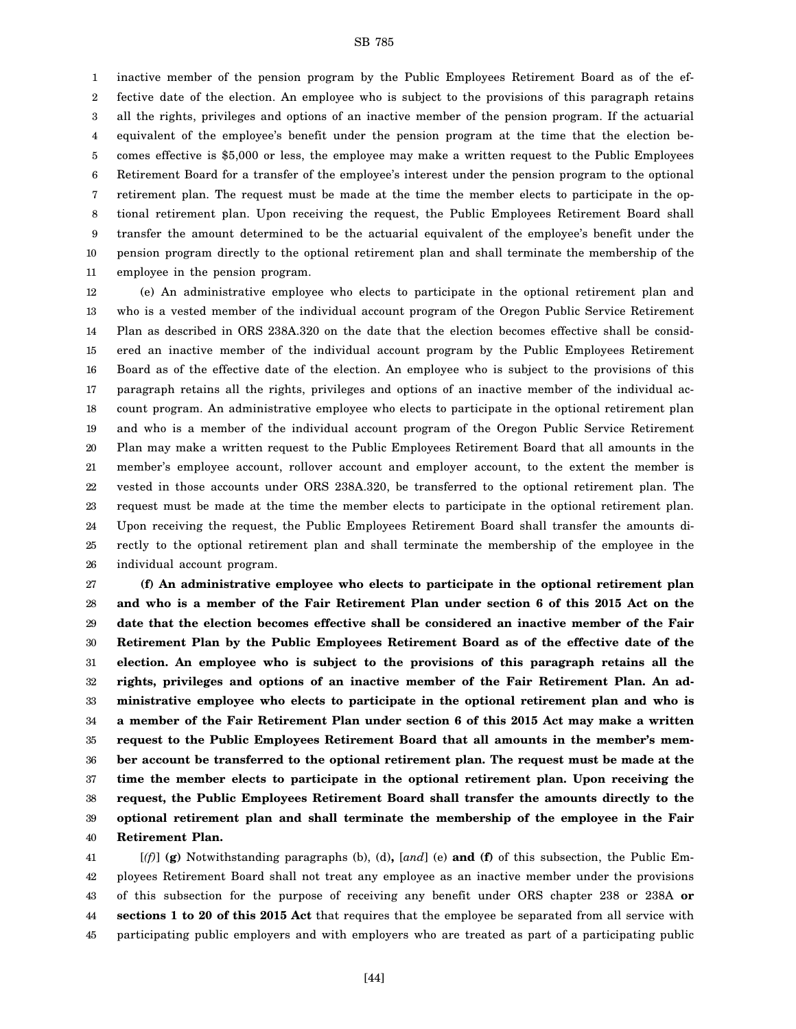inactive member of the pension program by the Public Employees Retirement Board as of the effective date of the election. An employee who is subject to the provisions of this paragraph retains all the rights, privileges and options of an inactive member of the pension program. If the actuarial equivalent of the employee's benefit under the pension program at the time that the election becomes effective is $5,000 or less, the employee may make a written request to the Public Employees Retirement Board for a transfer of the employee's interest under the pension program to the optional retirement plan. The request must be made at the time the member elects to participate in the optional retirement plan. Upon receiving the request, the Public Employees Retirement Board shall transfer the amount determined to be the actuarial equivalent of the employee's benefit under the pension program directly to the optional retirement plan and shall terminate the membership of the employee in the pension program.

(e) An administrative employee who elects to participate in the optional retirement plan and who is a vested member of the individual account program of the Oregon Public Service Retirement Plan as described in ORS 238A.320 on the date that the election becomes effective shall be considered an inactive member of the individual account program by the Public Employees Retirement Board as of the effective date of the election. An employee who is subject to the provisions of this paragraph retains all the rights, privileges and options of an inactive member of the individual account program. An administrative employee who elects to participate in the optional retirement plan and who is a member of the individual account program of the Oregon Public Service Retirement Plan may make a written request to the Public Employees Retirement Board that all amounts in the member's employee account, rollover account and employer account, to the extent the member is vested in those accounts under ORS 238A.320, be transferred to the optional retirement plan. The request must be made at the time the member elects to participate in the optional retirement plan. Upon receiving the request, the Public Employees Retirement Board shall transfer the amounts directly to the optional retirement plan and shall terminate the membership of the employee in the individual account program.

**(f) An administrative employee who elects to participate in the optional retirement plan and who is a member of the Fair Retirement Plan under section 6 of this 2015 Act on the date that the election becomes effective shall be considered an inactive member of the Fair Retirement Plan by the Public Employees Retirement Board as of the effective date of the election. An employee who is subject to the provisions of this paragraph retains all the rights, privileges and options of an inactive member of the Fair Retirement Plan. An administrative employee who elects to participate in the optional retirement plan and who is a member of the Fair Retirement Plan under section 6 of this 2015 Act may make a written request to the Public Employees Retirement Board that all amounts in the member's member account be transferred to the optional retirement plan. The request must be made at the time the member elects to participate in the optional retirement plan. Upon receiving the request, the Public Employees Retirement Board shall transfer the amounts directly to the optional retirement plan and shall terminate the membership of the employee in the Fair Retirement Plan.**

[*(f)*] **(g)** Notwithstanding paragraphs (b), (d)**,** [*and*] (e) **and (f)** of this subsection, the Public Employees Retirement Board shall not treat any employee as an inactive member under the provisions of this subsection for the purpose of receiving any benefit under ORS chapter 238 or 238A **or sections 1 to 20 of this 2015 Act** that requires that the employee be separated from all service with participating public employers and with employers who are treated as part of a participating public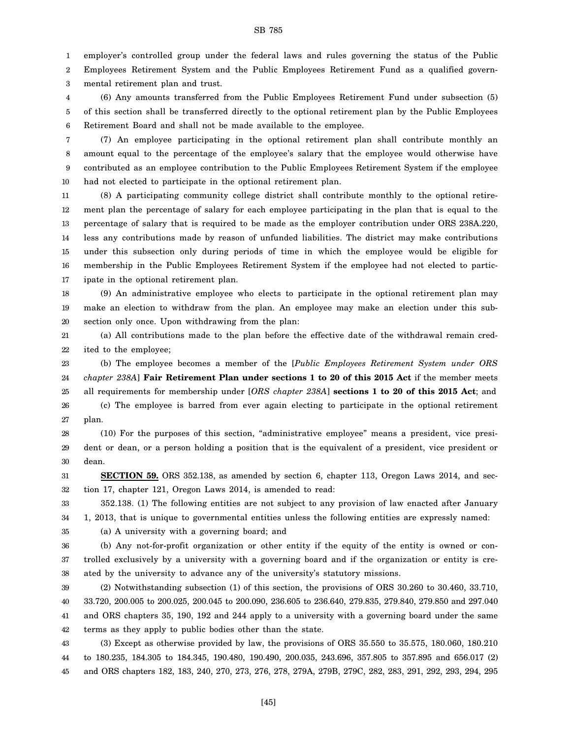employer's controlled group under the federal laws and rules governing the status of the Public Employees Retirement System and the Public Employees Retirement Fund as a qualified governmental retirement plan and trust.

(6) Any amounts transferred from the Public Employees Retirement Fund under subsection (5) of this section shall be transferred directly to the optional retirement plan by the Public Employees Retirement Board and shall not be made available to the employee.

(7) An employee participating in the optional retirement plan shall contribute monthly an amount equal to the percentage of the employee's salary that the employee would otherwise have contributed as an employee contribution to the Public Employees Retirement System if the employee had not elected to participate in the optional retirement plan.

(8) A participating community college district shall contribute monthly to the optional retirement plan the percentage of salary for each employee participating in the plan that is equal to the percentage of salary that is required to be made as the employer contribution under ORS 238A.220, less any contributions made by reason of unfunded liabilities. The district may make contributions under this subsection only during periods of time in which the employee would be eligible for membership in the Public Employees Retirement System if the employee had not elected to participate in the optional retirement plan.

(9) An administrative employee who elects to participate in the optional retirement plan may make an election to withdraw from the plan. An employee may make an election under this subsection only once. Upon withdrawing from the plan:

(a) All contributions made to the plan before the effective date of the withdrawal remain credited to the employee;

(b) The employee becomes a member of the [*Public Employees Retirement System under ORS chapter 238A*] **Fair Retirement Plan under sections 1 to 20 of this 2015 Act** if the member meets all requirements for membership under [*ORS chapter 238A*] **sections 1 to 20 of this 2015 Act**; and

(c) The employee is barred from ever again electing to participate in the optional retirement plan.

(10) For the purposes of this section, "administrative employee" means a president, vice president or dean, or a person holding a position that is the equivalent of a president, vice president or dean.

**SECTION 59.** ORS 352.138, as amended by section 6, chapter 113, Oregon Laws 2014, and section 17, chapter 121, Oregon Laws 2014, is amended to read:

352.138. (1) The following entities are not subject to any provision of law enacted after January 1, 2013, that is unique to governmental entities unless the following entities are expressly named:

(a) A university with a governing board; and

(b) Any not-for-profit organization or other entity if the equity of the entity is owned or controlled exclusively by a university with a governing board and if the organization or entity is created by the university to advance any of the university's statutory missions.

(2) Notwithstanding subsection (1) of this section, the provisions of ORS 30.260 to 30.460, 33.710, 33.720, 200.005 to 200.025, 200.045 to 200.090, 236.605 to 236.640, 279.835, 279.840, 279.850 and 297.040 and ORS chapters 35, 190, 192 and 244 apply to a university with a governing board under the same terms as they apply to public bodies other than the state.

(3) Except as otherwise provided by law, the provisions of ORS 35.550 to 35.575, 180.060, 180.210 to 180.235, 184.305 to 184.345, 190.480, 190.490, 200.035, 243.696, 357.805 to 357.895 and 656.017 (2) and ORS chapters 182, 183, 240, 270, 273, 276, 278, 279A, 279B, 279C, 282, 283, 291, 292, 293, 294, 295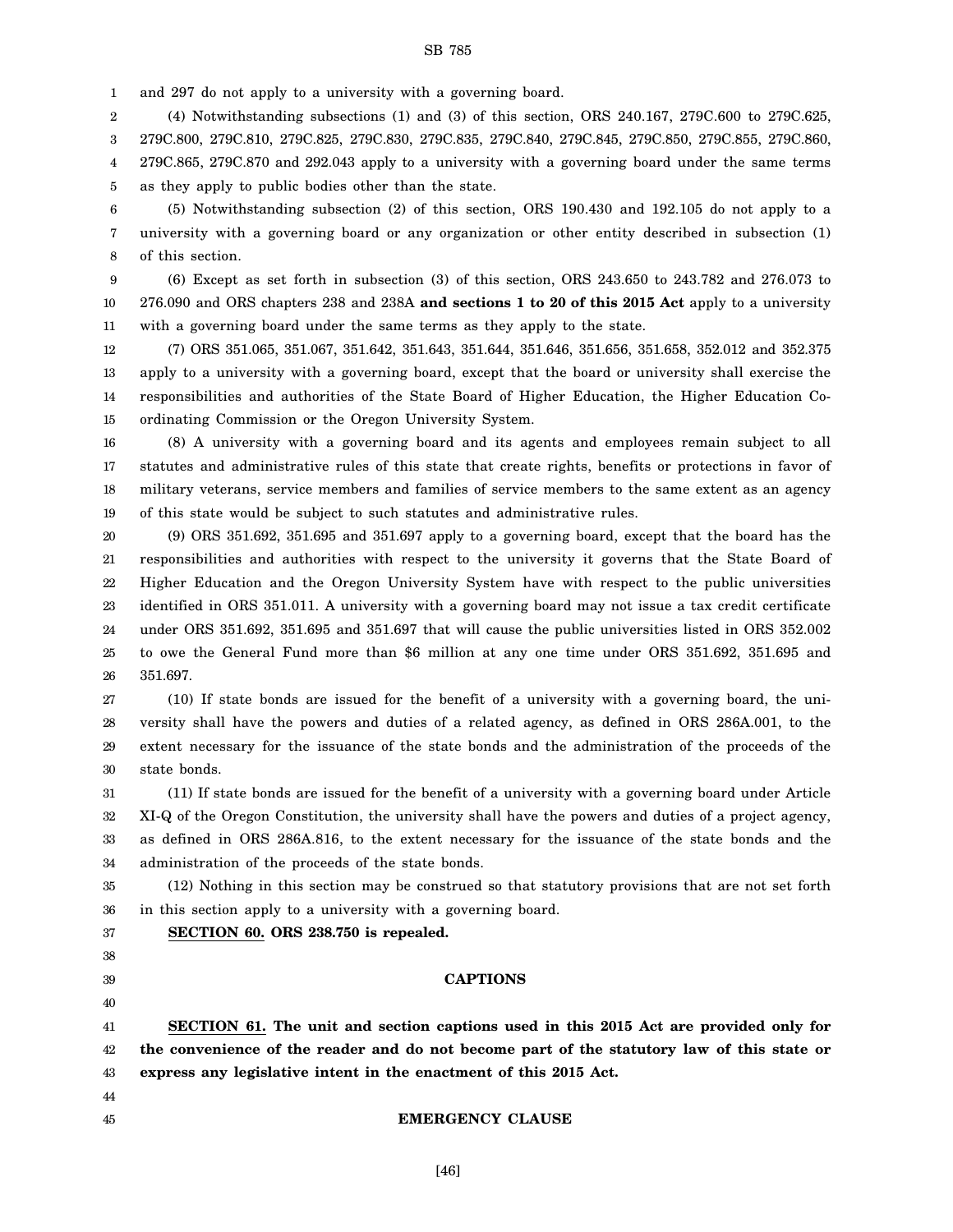and 297 do not apply to a university with a governing board.

(4) Notwithstanding subsections (1) and (3) of this section, ORS 240.167, 279C.600 to 279C.625, 279C.800, 279C.810, 279C.825, 279C.830, 279C.835, 279C.840, 279C.845, 279C.850, 279C.855, 279C.860, 279C.865, 279C.870 and 292.043 apply to a university with a governing board under the same terms as they apply to public bodies other than the state.

(5) Notwithstanding subsection (2) of this section, ORS 190.430 and 192.105 do not apply to a university with a governing board or any organization or other entity described in subsection (1) of this section.

(6) Except as set forth in subsection (3) of this section, ORS 243.650 to 243.782 and 276.073 to 276.090 and ORS chapters 238 and 238A **and sections 1 to 20 of this 2015 Act** apply to a university with a governing board under the same terms as they apply to the state.

(7) ORS 351.065, 351.067, 351.642, 351.643, 351.644, 351.646, 351.656, 351.658, 352.012 and 352.375 apply to a university with a governing board, except that the board or university shall exercise the responsibilities and authorities of the State Board of Higher Education, the Higher Education Coordinating Commission or the Oregon University System.

(8) A university with a governing board and its agents and employees remain subject to all statutes and administrative rules of this state that create rights, benefits or protections in favor of military veterans, service members and families of service members to the same extent as an agency of this state would be subject to such statutes and administrative rules.

(9) ORS 351.692, 351.695 and 351.697 apply to a governing board, except that the board has the responsibilities and authorities with respect to the university it governs that the State Board of Higher Education and the Oregon University System have with respect to the public universities identified in ORS 351.011. A university with a governing board may not issue a tax credit certificate under ORS 351.692, 351.695 and 351.697 that will cause the public universities listed in ORS 352.002 to owe the General Fund more than $6 million at any one time under ORS 351.692, 351.695 and 351.697.

(10) If state bonds are issued for the benefit of a university with a governing board, the university shall have the powers and duties of a related agency, as defined in ORS 286A.001, to the extent necessary for the issuance of the state bonds and the administration of the proceeds of the state bonds.

(11) If state bonds are issued for the benefit of a university with a governing board under Article XI-Q of the Oregon Constitution, the university shall have the powers and duties of a project agency, as defined in ORS 286A.816, to the extent necessary for the issuance of the state bonds and the administration of the proceeds of the state bonds.

(12) Nothing in this section may be construed so that statutory provisions that are not set forth in this section apply to a university with a governing board.

**SECTION 60. ORS 238.750 is repealed.**

**CAPTIONS**

**SECTION 61. The unit and section captions used in this 2015 Act are provided only for the convenience of the reader and do not become part of the statutory law of this state or express any legislative intent in the enactment of this 2015 Act.**

**EMERGENCY CLAUSE**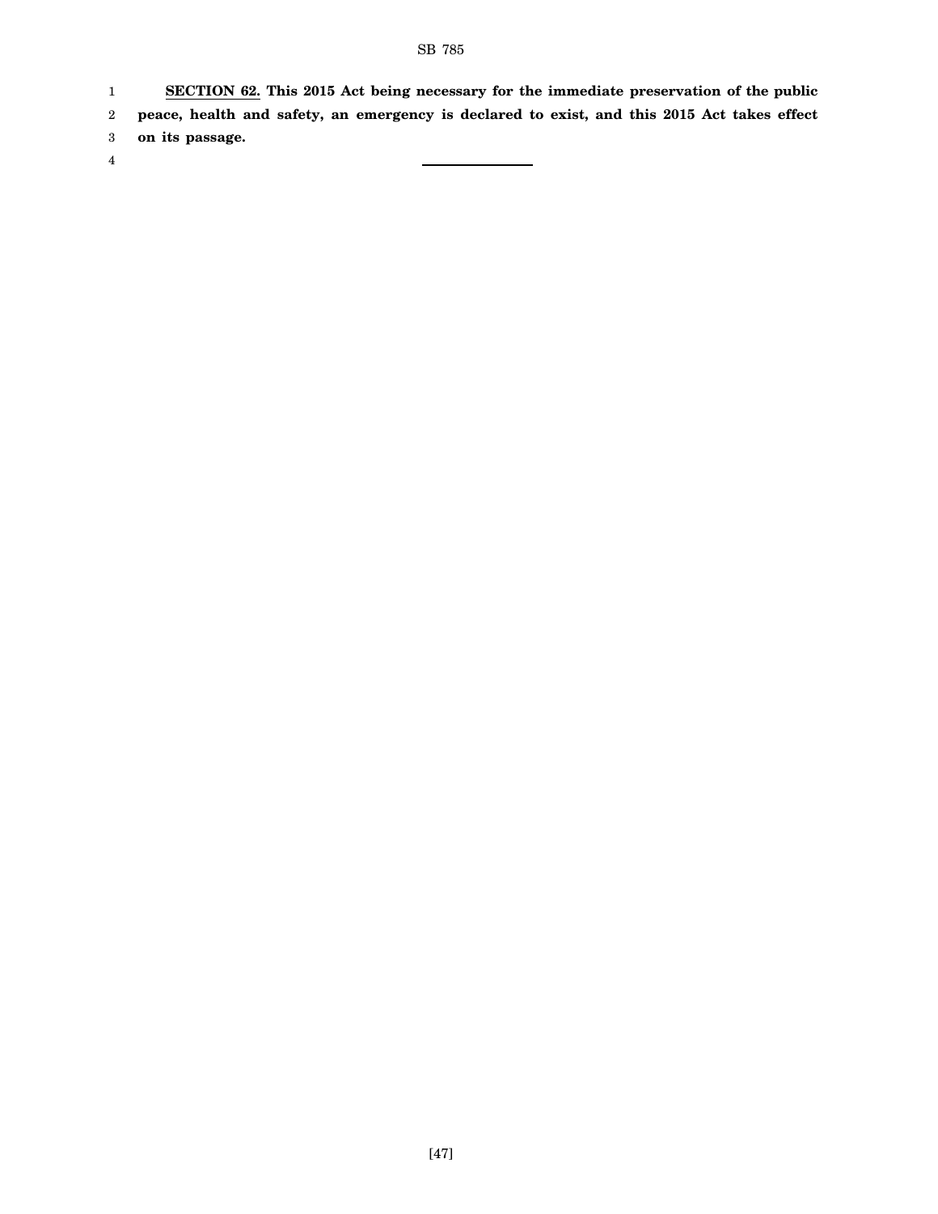**SECTION 62. This 2015 Act being necessary for the immediate preservation of the public peace, health and safety, an emergency is declared to exist, and this 2015 Act takes effect on its passage.**